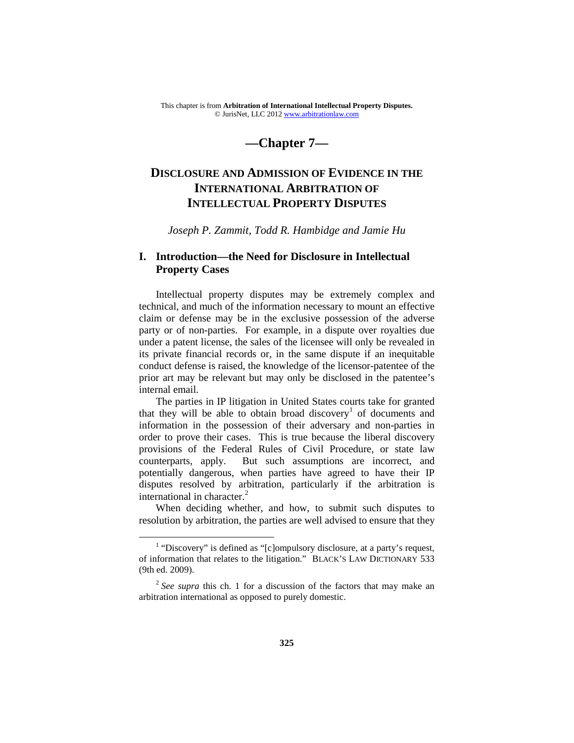This chapter is from **Arbitration of International Intellectual Property Disputes.**
© JurisNet, LLC 2012 www.arbitrationlaw.com

# —Chapter 7—

# DISCLOSURE AND ADMISSION OF EVIDENCE IN THE INTERNATIONAL ARBITRATION OF INTELLECTUAL PROPERTY DISPUTES

*Joseph P. Zammit, Todd R. Hambidge and Jamie Hu*

## I. Introduction—the Need for Disclosure in Intellectual Property Cases

Intellectual property disputes may be extremely complex and technical, and much of the information necessary to mount an effective claim or defense may be in the exclusive possession of the adverse party or of non-parties. For example, in a dispute over royalties due under a patent license, the sales of the licensee will only be revealed in its private financial records or, in the same dispute if an inequitable conduct defense is raised, the knowledge of the licensor-patentee of the prior art may be relevant but may only be disclosed in the patentee's internal email.

The parties in IP litigation in United States courts take for granted that they will be able to obtain broad discovery[1] of documents and information in the possession of their adversary and non-parties in order to prove their cases. This is true because the liberal discovery provisions of the Federal Rules of Civil Procedure, or state law counterparts, apply. But such assumptions are incorrect, and potentially dangerous, when parties have agreed to have their IP disputes resolved by arbitration, particularly if the arbitration is international in character.[2]

When deciding whether, and how, to submit such disputes to resolution by arbitration, the parties are well advised to ensure that they

---

[1] "Discovery" is defined as "[c]ompulsory disclosure, at a party's request, of information that relates to the litigation." BLACK'S LAW DICTIONARY 533 (9th ed. 2009).

[2] *See supra* this ch. 1 for a discussion of the factors that may make an arbitration international as opposed to purely domestic.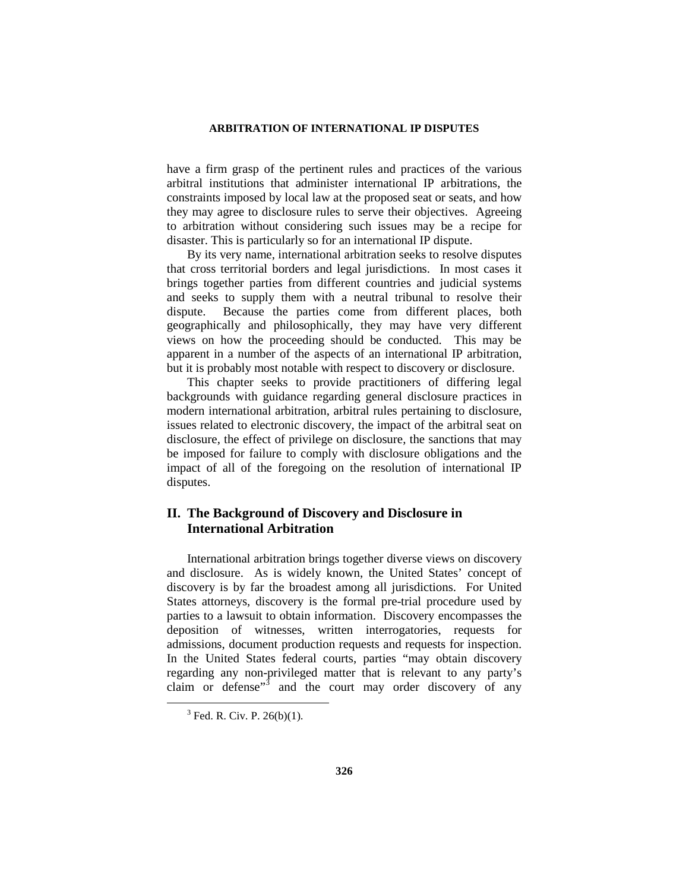have a firm grasp of the pertinent rules and practices of the various arbitral institutions that administer international IP arbitrations, the constraints imposed by local law at the proposed seat or seats, and how they may agree to disclosure rules to serve their objectives. Agreeing to arbitration without considering such issues may be a recipe for disaster. This is particularly so for an international IP dispute.

By its very name, international arbitration seeks to resolve disputes that cross territorial borders and legal jurisdictions. In most cases it brings together parties from different countries and judicial systems and seeks to supply them with a neutral tribunal to resolve their dispute. Because the parties come from different places, both geographically and philosophically, they may have very different views on how the proceeding should be conducted. This may be apparent in a number of the aspects of an international IP arbitration, but it is probably most notable with respect to discovery or disclosure.

This chapter seeks to provide practitioners of differing legal backgrounds with guidance regarding general disclosure practices in modern international arbitration, arbitral rules pertaining to disclosure, issues related to electronic discovery, the impact of the arbitral seat on disclosure, the effect of privilege on disclosure, the sanctions that may be imposed for failure to comply with disclosure obligations and the impact of all of the foregoing on the resolution of international IP disputes.

## II. The Background of Discovery and Disclosure in International Arbitration

International arbitration brings together diverse views on discovery and disclosure. As is widely known, the United States' concept of discovery is by far the broadest among all jurisdictions. For United States attorneys, discovery is the formal pre-trial procedure used by parties to a lawsuit to obtain information. Discovery encompasses the deposition of witnesses, written interrogatories, requests for admissions, document production requests and requests for inspection. In the United States federal courts, parties "may obtain discovery regarding any non-privileged matter that is relevant to any party's claim or defense"[3] and the court may order discovery of any

[3] Fed. R. Civ. P. 26(b)(1).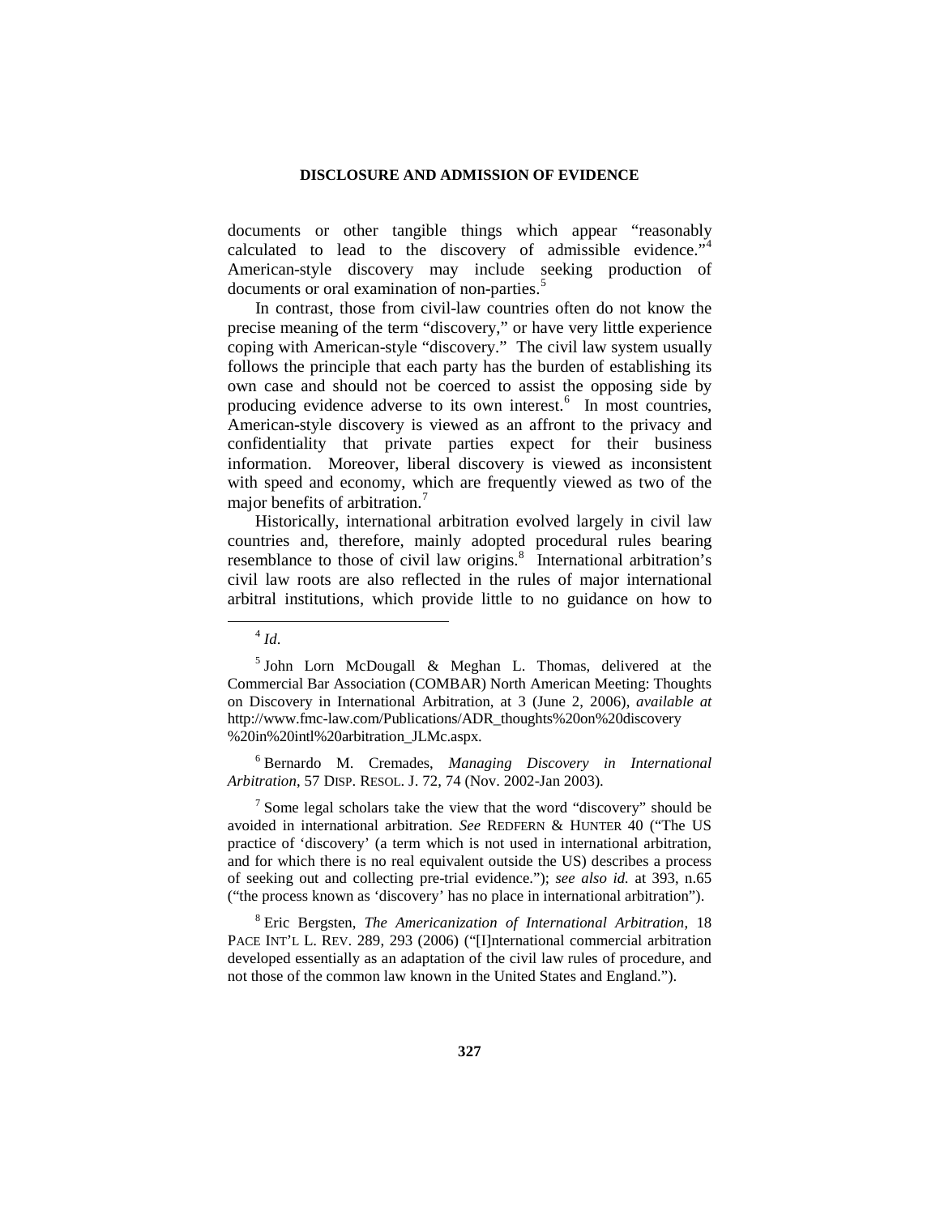documents or other tangible things which appear "reasonably calculated to lead to the discovery of admissible evidence."[4] American-style discovery may include seeking production of documents or oral examination of non-parties.[5]

In contrast, those from civil-law countries often do not know the precise meaning of the term "discovery," or have very little experience coping with American-style "discovery." The civil law system usually follows the principle that each party has the burden of establishing its own case and should not be coerced to assist the opposing side by producing evidence adverse to its own interest.[6] In most countries, American-style discovery is viewed as an affront to the privacy and confidentiality that private parties expect for their business information. Moreover, liberal discovery is viewed as inconsistent with speed and economy, which are frequently viewed as two of the major benefits of arbitration.[7]

Historically, international arbitration evolved largely in civil law countries and, therefore, mainly adopted procedural rules bearing resemblance to those of civil law origins.[8] International arbitration's civil law roots are also reflected in the rules of major international arbitral institutions, which provide little to no guidance on how to

---

[4] *Id.*

[5] John Lorn McDougall & Meghan L. Thomas, delivered at the Commercial Bar Association (COMBAR) North American Meeting: Thoughts on Discovery in International Arbitration, at 3 (June 2, 2006), *available at* http://www.fmc-law.com/Publications/ADR_thoughts%20on%20discovery%20in%20intl%20arbitration_JLMc.aspx.

[6] Bernardo M. Cremades, *Managing Discovery in International Arbitration*, 57 DISP. RESOL. J. 72, 74 (Nov. 2002-Jan 2003).

[7] Some legal scholars take the view that the word "discovery" should be avoided in international arbitration. *See* REDFERN & HUNTER 40 ("The US practice of 'discovery' (a term which is not used in international arbitration, and for which there is no real equivalent outside the US) describes a process of seeking out and collecting pre-trial evidence."); *see also id.* at 393, n.65 ("the process known as 'discovery' has no place in international arbitration").

[8] Eric Bergsten, *The Americanization of International Arbitration*, 18 PACE INT'L L. REV. 289, 293 (2006) ("[I]nternational commercial arbitration developed essentially as an adaptation of the civil law rules of procedure, and not those of the common law known in the United States and England.").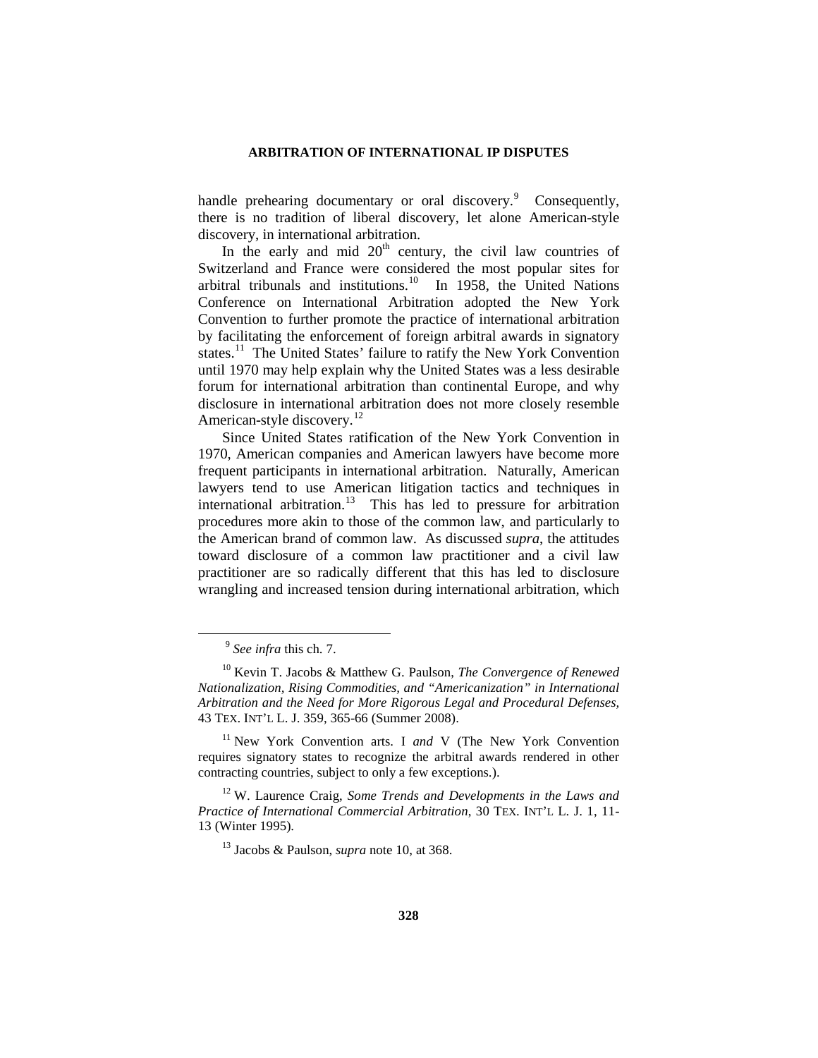handle prehearing documentary or oral discovery.[9] Consequently, there is no tradition of liberal discovery, let alone American-style discovery, in international arbitration.

In the early and mid 20th century, the civil law countries of Switzerland and France were considered the most popular sites for arbitral tribunals and institutions.[10] In 1958, the United Nations Conference on International Arbitration adopted the New York Convention to further promote the practice of international arbitration by facilitating the enforcement of foreign arbitral awards in signatory states.[11] The United States' failure to ratify the New York Convention until 1970 may help explain why the United States was a less desirable forum for international arbitration than continental Europe, and why disclosure in international arbitration does not more closely resemble American-style discovery.[12]

Since United States ratification of the New York Convention in 1970, American companies and American lawyers have become more frequent participants in international arbitration. Naturally, American lawyers tend to use American litigation tactics and techniques in international arbitration.[13] This has led to pressure for arbitration procedures more akin to those of the common law, and particularly to the American brand of common law. As discussed *supra*, the attitudes toward disclosure of a common law practitioner and a civil law practitioner are so radically different that this has led to disclosure wrangling and increased tension during international arbitration, which

---

[9] *See infra* this ch. 7.

[10] Kevin T. Jacobs & Matthew G. Paulson, *The Convergence of Renewed Nationalization, Rising Commodities, and "Americanization" in International Arbitration and the Need for More Rigorous Legal and Procedural Defenses,* 43 TEX. INT'L L. J. 359, 365-66 (Summer 2008).

[11] New York Convention arts. I *and* V (The New York Convention requires signatory states to recognize the arbitral awards rendered in other contracting countries, subject to only a few exceptions.).

[12] W. Laurence Craig, *Some Trends and Developments in the Laws and Practice of International Commercial Arbitration*, 30 TEX. INT'L L. J. 1, 11-13 (Winter 1995).

[13] Jacobs & Paulson, *supra* note 10, at 368.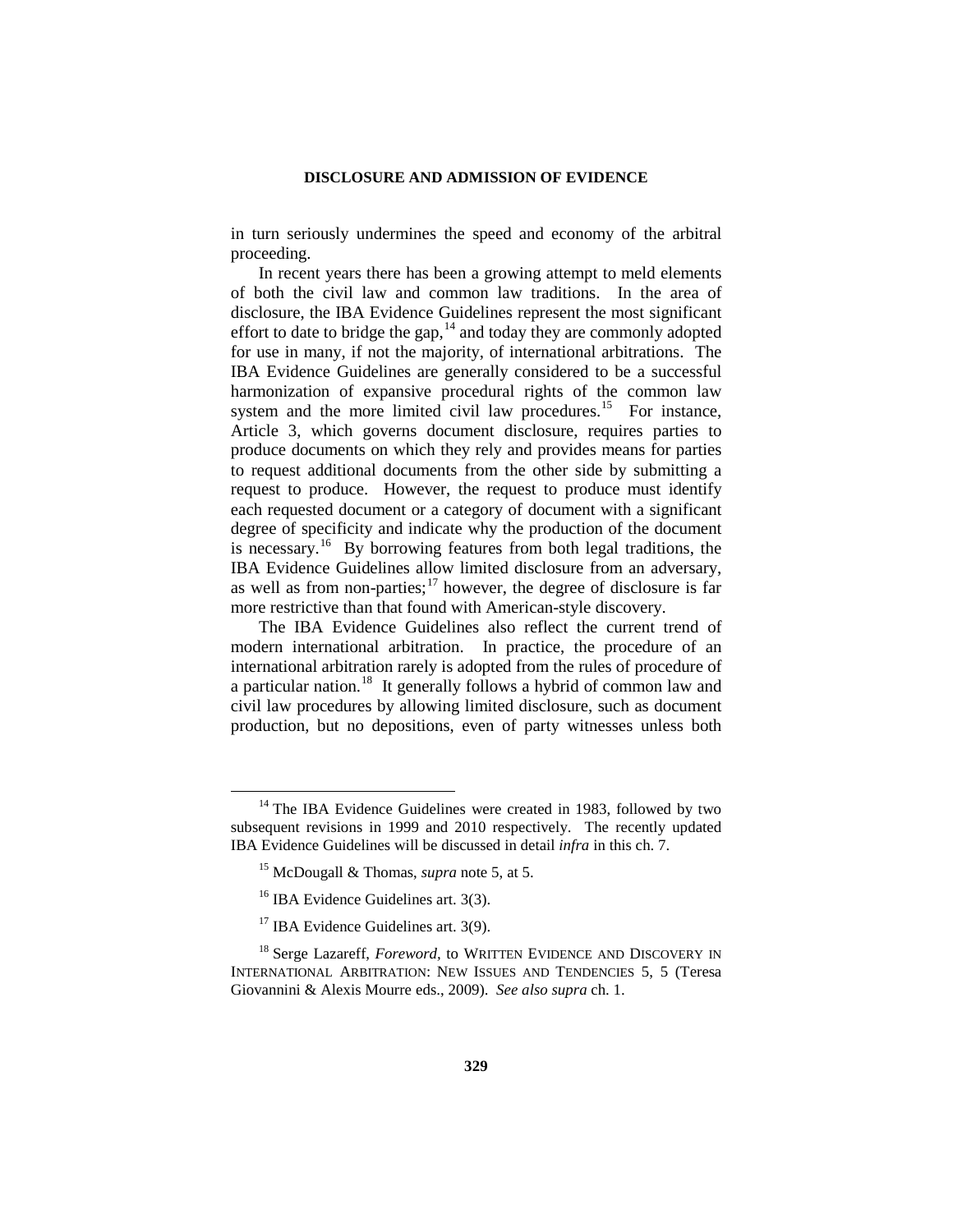in turn seriously undermines the speed and economy of the arbitral proceeding.

In recent years there has been a growing attempt to meld elements of both the civil law and common law traditions. In the area of disclosure, the IBA Evidence Guidelines represent the most significant effort to date to bridge the gap,[14] and today they are commonly adopted for use in many, if not the majority, of international arbitrations. The IBA Evidence Guidelines are generally considered to be a successful harmonization of expansive procedural rights of the common law system and the more limited civil law procedures.[15] For instance, Article 3, which governs document disclosure, requires parties to produce documents on which they rely and provides means for parties to request additional documents from the other side by submitting a request to produce. However, the request to produce must identify each requested document or a category of document with a significant degree of specificity and indicate why the production of the document is necessary.[16] By borrowing features from both legal traditions, the IBA Evidence Guidelines allow limited disclosure from an adversary, as well as from non-parties;[17] however, the degree of disclosure is far more restrictive than that found with American-style discovery.

The IBA Evidence Guidelines also reflect the current trend of modern international arbitration. In practice, the procedure of an international arbitration rarely is adopted from the rules of procedure of a particular nation.[18] It generally follows a hybrid of common law and civil law procedures by allowing limited disclosure, such as document production, but no depositions, even of party witnesses unless both

---

[14] The IBA Evidence Guidelines were created in 1983, followed by two subsequent revisions in 1999 and 2010 respectively. The recently updated IBA Evidence Guidelines will be discussed in detail *infra* in this ch. 7.

[15] McDougall & Thomas, *supra* note 5, at 5.

[16] IBA Evidence Guidelines art. 3(3).

[17] IBA Evidence Guidelines art. 3(9).

[18] Serge Lazareff, *Foreword*, to WRITTEN EVIDENCE AND DISCOVERY IN INTERNATIONAL ARBITRATION: NEW ISSUES AND TENDENCIES 5, 5 (Teresa Giovannini & Alexis Mourre eds., 2009). *See also supra* ch. 1.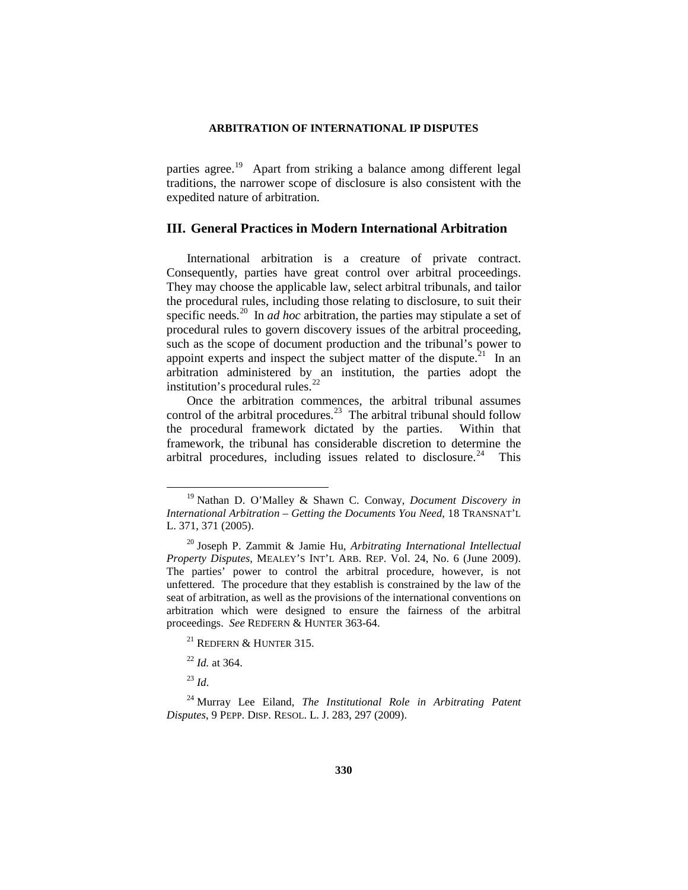parties agree.[19] Apart from striking a balance among different legal traditions, the narrower scope of disclosure is also consistent with the expedited nature of arbitration.

## III. General Practices in Modern International Arbitration

International arbitration is a creature of private contract. Consequently, parties have great control over arbitral proceedings. They may choose the applicable law, select arbitral tribunals, and tailor the procedural rules, including those relating to disclosure, to suit their specific needs.[20] In *ad hoc* arbitration, the parties may stipulate a set of procedural rules to govern discovery issues of the arbitral proceeding, such as the scope of document production and the tribunal's power to appoint experts and inspect the subject matter of the dispute.[21] In an arbitration administered by an institution, the parties adopt the institution's procedural rules.[22]

Once the arbitration commences, the arbitral tribunal assumes control of the arbitral procedures.[23] The arbitral tribunal should follow the procedural framework dictated by the parties. Within that framework, the tribunal has considerable discretion to determine the arbitral procedures, including issues related to disclosure.[24] This

---

[19] Nathan D. O'Malley & Shawn C. Conway, *Document Discovery in International Arbitration – Getting the Documents You Need*, 18 TRANSNAT'L L. 371, 371 (2005).

[20] Joseph P. Zammit & Jamie Hu, *Arbitrating International Intellectual Property Disputes*, MEALEY'S INT'L ARB. REP. Vol. 24, No. 6 (June 2009). The parties' power to control the arbitral procedure, however, is not unfettered. The procedure that they establish is constrained by the law of the seat of arbitration, as well as the provisions of the international conventions on arbitration which were designed to ensure the fairness of the arbitral proceedings. *See* REDFERN & HUNTER 363-64.

[21] REDFERN & HUNTER 315.

[22] *Id.* at 364.

[23] *Id*.

[24] Murray Lee Eiland, *The Institutional Role in Arbitrating Patent Disputes*, 9 PEPP. DISP. RESOL. L. J. 283, 297 (2009).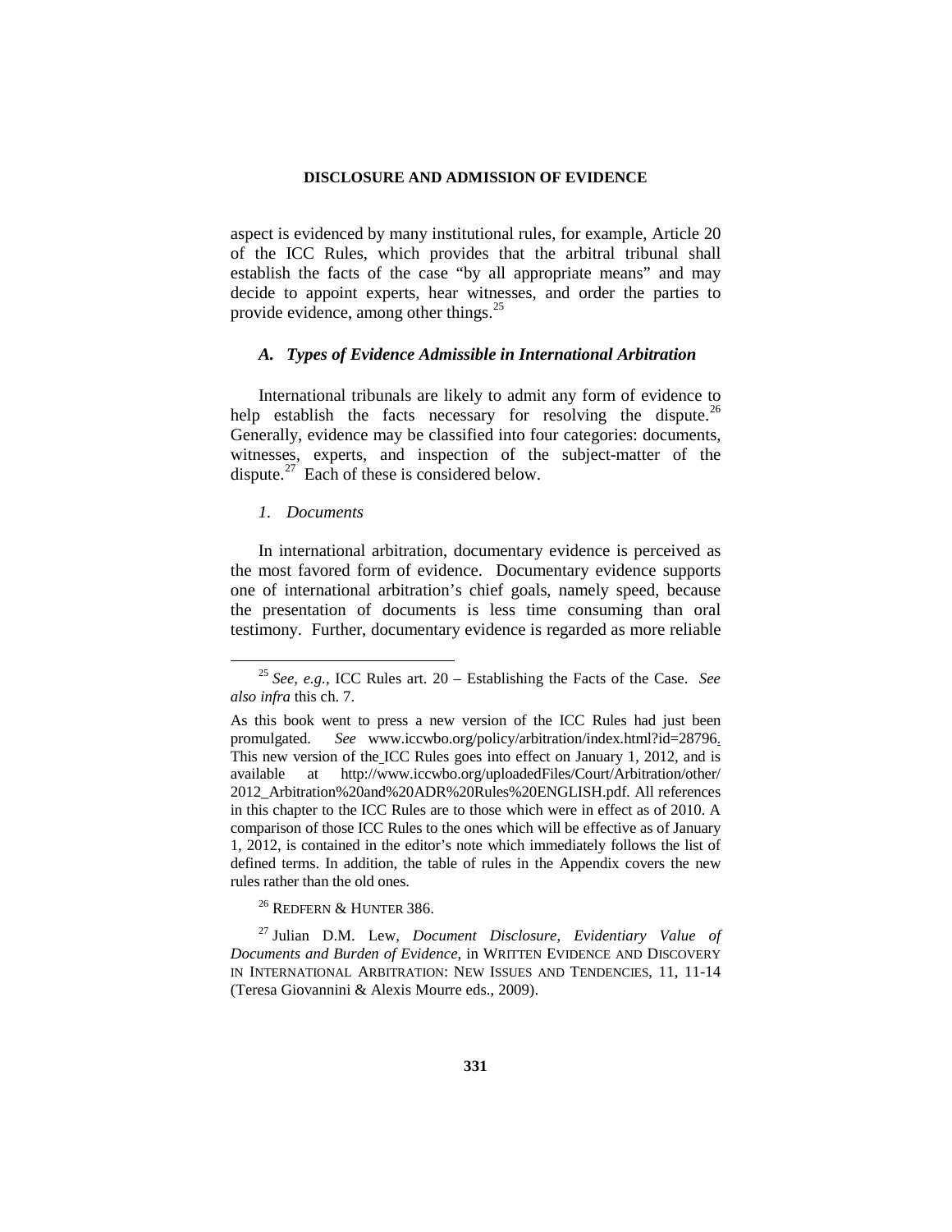aspect is evidenced by many institutional rules, for example, Article 20 of the ICC Rules, which provides that the arbitral tribunal shall establish the facts of the case "by all appropriate means" and may decide to appoint experts, hear witnesses, and order the parties to provide evidence, among other things.[25]

### *A. Types of Evidence Admissible in International Arbitration*

International tribunals are likely to admit any form of evidence to help establish the facts necessary for resolving the dispute.[26] Generally, evidence may be classified into four categories: documents, witnesses, experts, and inspection of the subject-matter of the dispute.[27] Each of these is considered below.

#### *1. Documents*

In international arbitration, documentary evidence is perceived as the most favored form of evidence. Documentary evidence supports one of international arbitration's chief goals, namely speed, because the presentation of documents is less time consuming than oral testimony. Further, documentary evidence is regarded as more reliable

---

[25] *See, e.g.,* ICC Rules art. 20 – Establishing the Facts of the Case. *See also infra* this ch. 7.

As this book went to press a new version of the ICC Rules had just been promulgated. *See* www.iccwbo.org/policy/arbitration/index.html?id=28796. This new version of the ICC Rules goes into effect on January 1, 2012, and is available at http://www.iccwbo.org/uploadedFiles/Court/Arbitration/other/2012_Arbitration%20and%20ADR%20Rules%20ENGLISH.pdf. All references in this chapter to the ICC Rules are to those which were in effect as of 2010. A comparison of those ICC Rules to the ones which will be effective as of January 1, 2012, is contained in the editor's note which immediately follows the list of defined terms. In addition, the table of rules in the Appendix covers the new rules rather than the old ones.

[26] REDFERN & HUNTER 386.

[27] Julian D.M. Lew, *Document Disclosure, Evidentiary Value of Documents and Burden of Evidence*, in WRITTEN EVIDENCE AND DISCOVERY IN INTERNATIONAL ARBITRATION: NEW ISSUES AND TENDENCIES, 11, 11-14 (Teresa Giovannini & Alexis Mourre eds., 2009).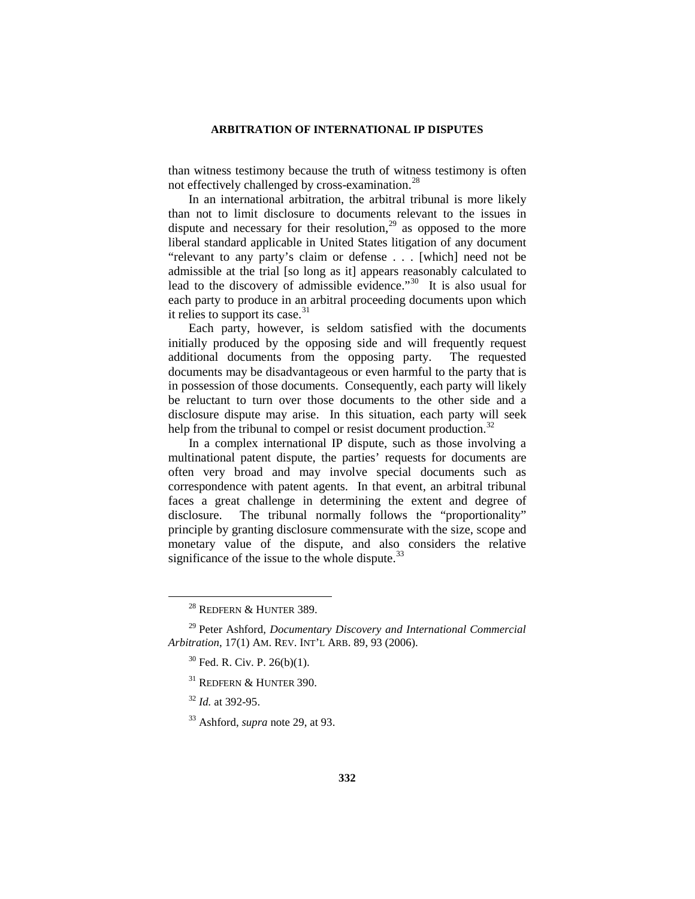than witness testimony because the truth of witness testimony is often not effectively challenged by cross-examination.[28]

In an international arbitration, the arbitral tribunal is more likely than not to limit disclosure to documents relevant to the issues in dispute and necessary for their resolution,[29] as opposed to the more liberal standard applicable in United States litigation of any document "relevant to any party's claim or defense . . . [which] need not be admissible at the trial [so long as it] appears reasonably calculated to lead to the discovery of admissible evidence."[30] It is also usual for each party to produce in an arbitral proceeding documents upon which it relies to support its case.[31]

Each party, however, is seldom satisfied with the documents initially produced by the opposing side and will frequently request additional documents from the opposing party. The requested documents may be disadvantageous or even harmful to the party that is in possession of those documents. Consequently, each party will likely be reluctant to turn over those documents to the other side and a disclosure dispute may arise. In this situation, each party will seek help from the tribunal to compel or resist document production.[32]

In a complex international IP dispute, such as those involving a multinational patent dispute, the parties' requests for documents are often very broad and may involve special documents such as correspondence with patent agents. In that event, an arbitral tribunal faces a great challenge in determining the extent and degree of disclosure. The tribunal normally follows the "proportionality" principle by granting disclosure commensurate with the size, scope and monetary value of the dispute, and also considers the relative significance of the issue to the whole dispute.[33]

---

[28] REDFERN & HUNTER 389.

[29] Peter Ashford, *Documentary Discovery and International Commercial Arbitration*, 17(1) AM. REV. INT'L ARB. 89, 93 (2006).

[30] Fed. R. Civ. P. 26(b)(1).

[31] REDFERN & HUNTER 390.

[32] *Id.* at 392-95.

[33] Ashford, *supra* note 29, at 93.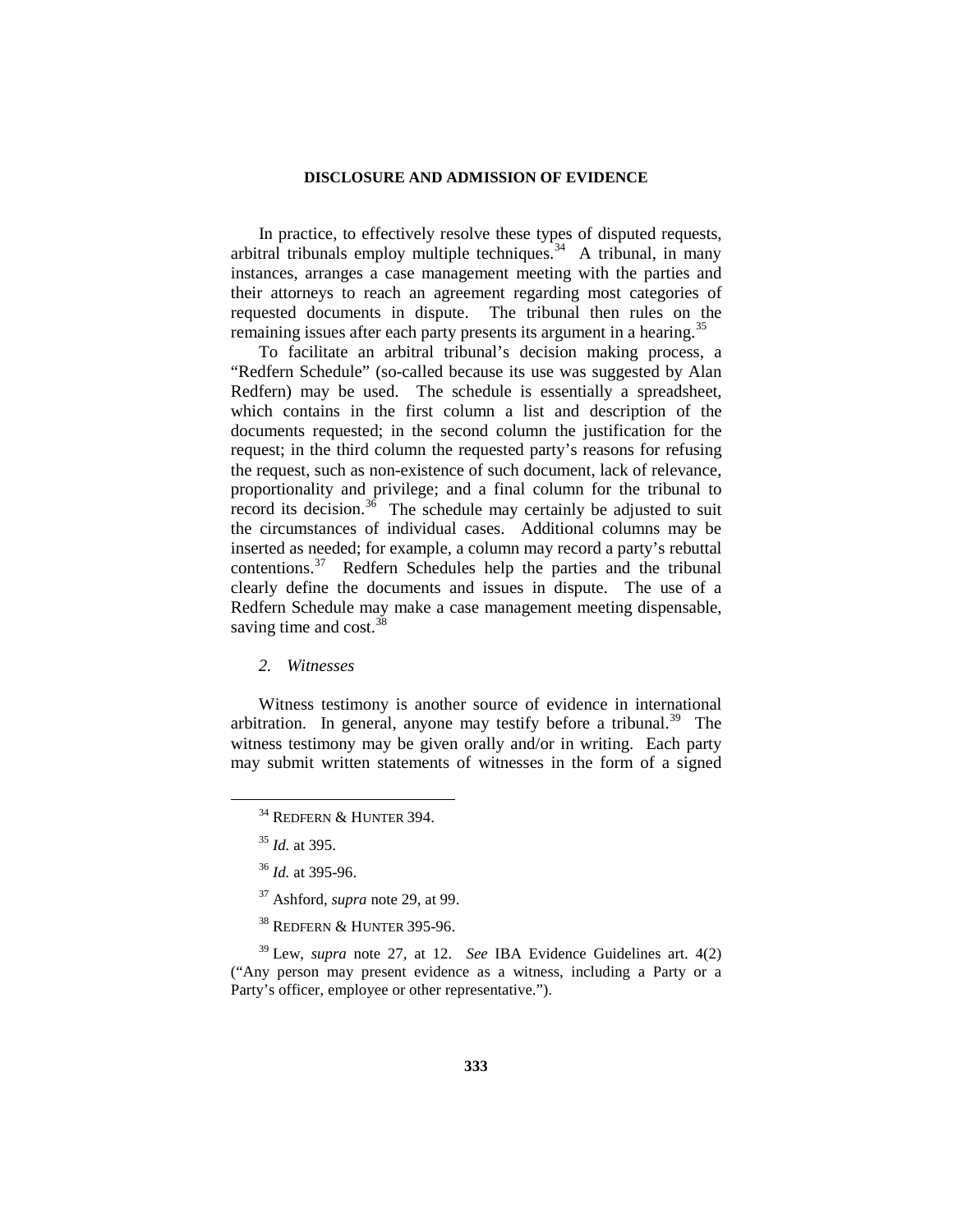In practice, to effectively resolve these types of disputed requests, arbitral tribunals employ multiple techniques.[34] A tribunal, in many instances, arranges a case management meeting with the parties and their attorneys to reach an agreement regarding most categories of requested documents in dispute. The tribunal then rules on the remaining issues after each party presents its argument in a hearing.[35]

To facilitate an arbitral tribunal's decision making process, a "Redfern Schedule" (so-called because its use was suggested by Alan Redfern) may be used. The schedule is essentially a spreadsheet, which contains in the first column a list and description of the documents requested; in the second column the justification for the request; in the third column the requested party's reasons for refusing the request, such as non-existence of such document, lack of relevance, proportionality and privilege; and a final column for the tribunal to record its decision.[36] The schedule may certainly be adjusted to suit the circumstances of individual cases. Additional columns may be inserted as needed; for example, a column may record a party's rebuttal contentions.[37] Redfern Schedules help the parties and the tribunal clearly define the documents and issues in dispute. The use of a Redfern Schedule may make a case management meeting dispensable, saving time and cost.[38]

### *2. Witnesses*

Witness testimony is another source of evidence in international arbitration. In general, anyone may testify before a tribunal.[39] The witness testimony may be given orally and/or in writing. Each party may submit written statements of witnesses in the form of a signed

---

[34] REDFERN & HUNTER 394.

[35] *Id.* at 395.

[36] *Id.* at 395-96.

[37] Ashford, *supra* note 29, at 99.

[38] REDFERN & HUNTER 395-96.

[39] Lew, *supra* note 27, at 12. *See* IBA Evidence Guidelines art. 4(2) ("Any person may present evidence as a witness, including a Party or a Party's officer, employee or other representative.").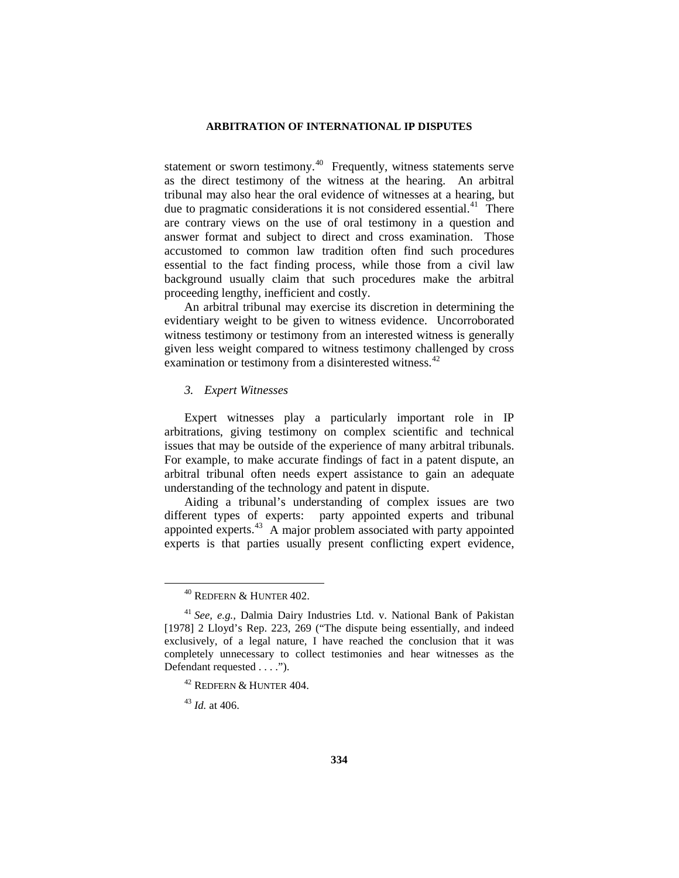statement or sworn testimony.[40] Frequently, witness statements serve as the direct testimony of the witness at the hearing. An arbitral tribunal may also hear the oral evidence of witnesses at a hearing, but due to pragmatic considerations it is not considered essential.[41] There are contrary views on the use of oral testimony in a question and answer format and subject to direct and cross examination. Those accustomed to common law tradition often find such procedures essential to the fact finding process, while those from a civil law background usually claim that such procedures make the arbitral proceeding lengthy, inefficient and costly.

An arbitral tribunal may exercise its discretion in determining the evidentiary weight to be given to witness evidence. Uncorroborated witness testimony or testimony from an interested witness is generally given less weight compared to witness testimony challenged by cross examination or testimony from a disinterested witness.[42]

### *3. Expert Witnesses*

Expert witnesses play a particularly important role in IP arbitrations, giving testimony on complex scientific and technical issues that may be outside of the experience of many arbitral tribunals. For example, to make accurate findings of fact in a patent dispute, an arbitral tribunal often needs expert assistance to gain an adequate understanding of the technology and patent in dispute.

Aiding a tribunal's understanding of complex issues are two different types of experts: party appointed experts and tribunal appointed experts.[43] A major problem associated with party appointed experts is that parties usually present conflicting expert evidence,

---

[40] REDFERN & HUNTER 402.

[41] *See, e.g.,* Dalmia Dairy Industries Ltd. v. National Bank of Pakistan [1978] 2 Lloyd's Rep. 223, 269 ("The dispute being essentially, and indeed exclusively, of a legal nature, I have reached the conclusion that it was completely unnecessary to collect testimonies and hear witnesses as the Defendant requested . . . .").

[42] REDFERN & HUNTER 404.

[43] *Id.* at 406.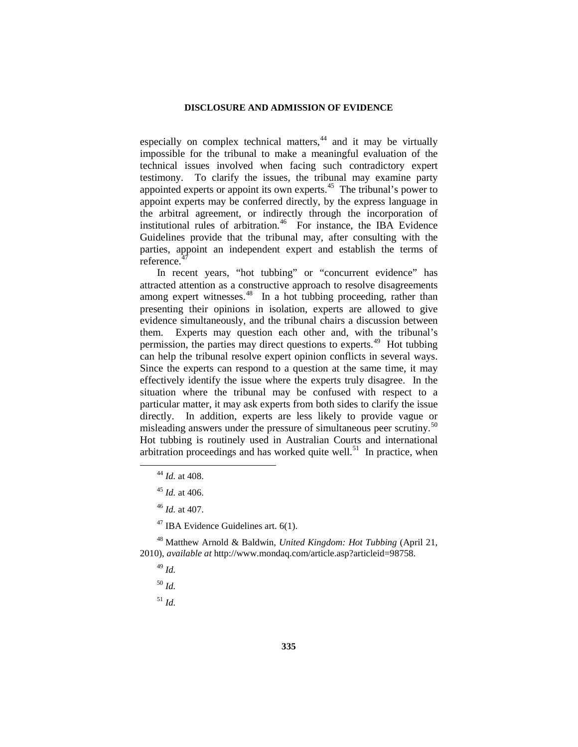especially on complex technical matters,[44] and it may be virtually impossible for the tribunal to make a meaningful evaluation of the technical issues involved when facing such contradictory expert testimony. To clarify the issues, the tribunal may examine party appointed experts or appoint its own experts.[45] The tribunal's power to appoint experts may be conferred directly, by the express language in the arbitral agreement, or indirectly through the incorporation of institutional rules of arbitration.[46] For instance, the IBA Evidence Guidelines provide that the tribunal may, after consulting with the parties, appoint an independent expert and establish the terms of reference.[47]

In recent years, "hot tubbing" or "concurrent evidence" has attracted attention as a constructive approach to resolve disagreements among expert witnesses.[48] In a hot tubbing proceeding, rather than presenting their opinions in isolation, experts are allowed to give evidence simultaneously, and the tribunal chairs a discussion between them. Experts may question each other and, with the tribunal's permission, the parties may direct questions to experts.[49] Hot tubbing can help the tribunal resolve expert opinion conflicts in several ways. Since the experts can respond to a question at the same time, it may effectively identify the issue where the experts truly disagree. In the situation where the tribunal may be confused with respect to a particular matter, it may ask experts from both sides to clarify the issue directly. In addition, experts are less likely to provide vague or misleading answers under the pressure of simultaneous peer scrutiny.[50] Hot tubbing is routinely used in Australian Courts and international arbitration proceedings and has worked quite well.[51] In practice, when

---

[44] *Id.* at 408.

[45] *Id.* at 406.

[46] *Id.* at 407.

[47] IBA Evidence Guidelines art. 6(1).

[48] Matthew Arnold & Baldwin, *United Kingdom: Hot Tubbing* (April 21, 2010), *available at* http://www.mondaq.com/article.asp?articleid=98758.

[49] *Id.*

[50] *Id.*

[51] *Id.*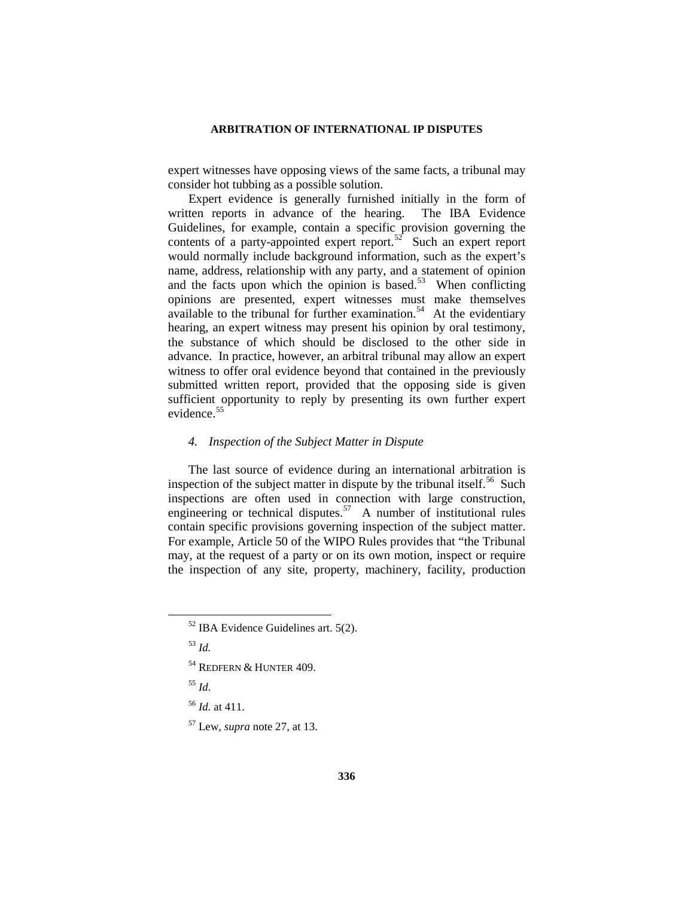expert witnesses have opposing views of the same facts, a tribunal may consider hot tubbing as a possible solution.

Expert evidence is generally furnished initially in the form of written reports in advance of the hearing. The IBA Evidence Guidelines, for example, contain a specific provision governing the contents of a party-appointed expert report.[52] Such an expert report would normally include background information, such as the expert's name, address, relationship with any party, and a statement of opinion and the facts upon which the opinion is based.[53] When conflicting opinions are presented, expert witnesses must make themselves available to the tribunal for further examination.[54] At the evidentiary hearing, an expert witness may present his opinion by oral testimony, the substance of which should be disclosed to the other side in advance. In practice, however, an arbitral tribunal may allow an expert witness to offer oral evidence beyond that contained in the previously submitted written report, provided that the opposing side is given sufficient opportunity to reply by presenting its own further expert evidence.[55]

#### *4. Inspection of the Subject Matter in Dispute*

The last source of evidence during an international arbitration is inspection of the subject matter in dispute by the tribunal itself.[56] Such inspections are often used in connection with large construction, engineering or technical disputes.[57] A number of institutional rules contain specific provisions governing inspection of the subject matter. For example, Article 50 of the WIPO Rules provides that "the Tribunal may, at the request of a party or on its own motion, inspect or require the inspection of any site, property, machinery, facility, production

---

[52] IBA Evidence Guidelines art. 5(2).

[53] *Id.*

[54] REDFERN & HUNTER 409.

[55] *Id*.

[56] *Id.* at 411.

[57] Lew, *supra* note 27, at 13.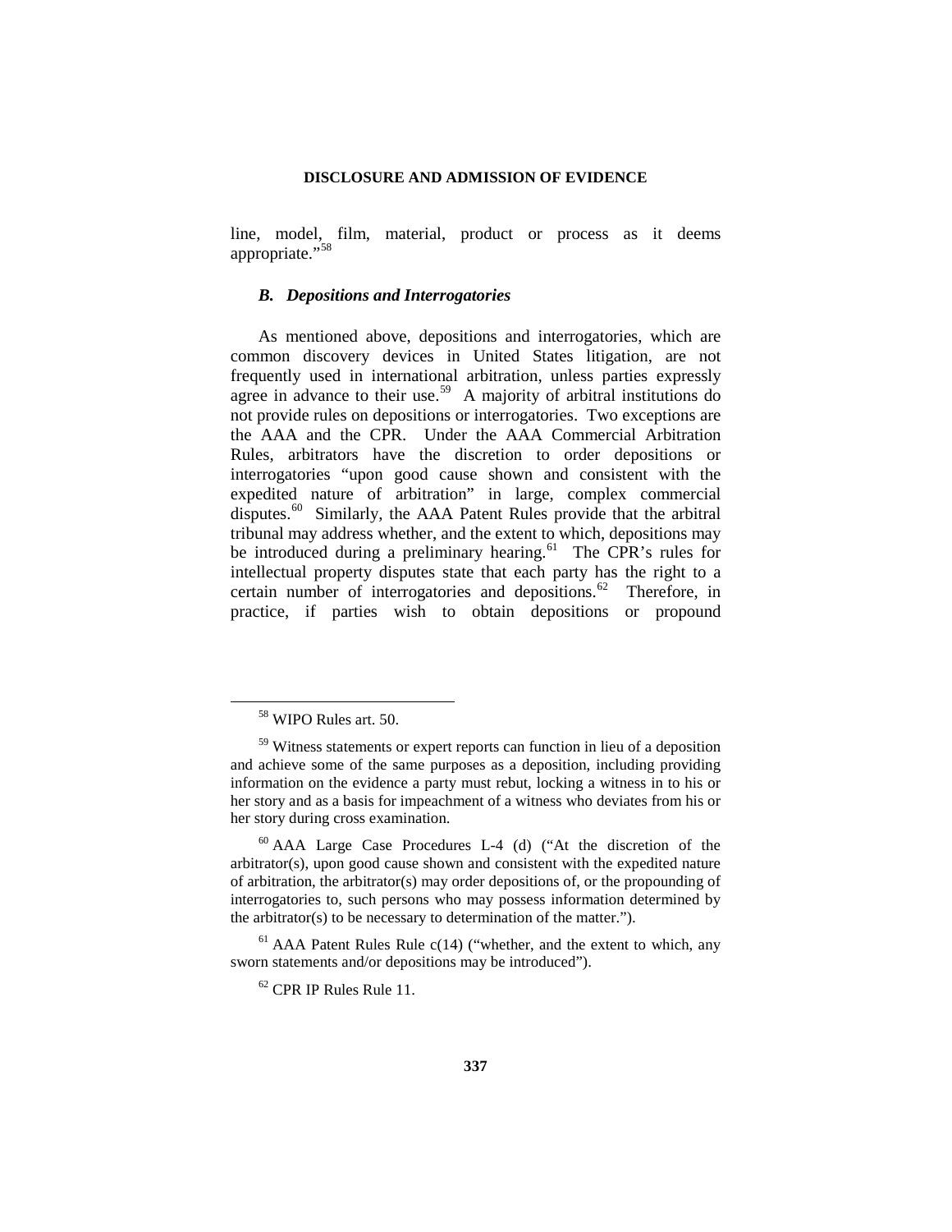line, model, film, material, product or process as it deems appropriate."[58]

### *B. Depositions and Interrogatories*

As mentioned above, depositions and interrogatories, which are common discovery devices in United States litigation, are not frequently used in international arbitration, unless parties expressly agree in advance to their use.[59] A majority of arbitral institutions do not provide rules on depositions or interrogatories. Two exceptions are the AAA and the CPR. Under the AAA Commercial Arbitration Rules, arbitrators have the discretion to order depositions or interrogatories "upon good cause shown and consistent with the expedited nature of arbitration" in large, complex commercial disputes.[60] Similarly, the AAA Patent Rules provide that the arbitral tribunal may address whether, and the extent to which, depositions may be introduced during a preliminary hearing.[61] The CPR's rules for intellectual property disputes state that each party has the right to a certain number of interrogatories and depositions.[62] Therefore, in practice, if parties wish to obtain depositions or propound

---

[58] WIPO Rules art. 50.

[59] Witness statements or expert reports can function in lieu of a deposition and achieve some of the same purposes as a deposition, including providing information on the evidence a party must rebut, locking a witness in to his or her story and as a basis for impeachment of a witness who deviates from his or her story during cross examination.

[60] AAA Large Case Procedures L-4 (d) ("At the discretion of the arbitrator(s), upon good cause shown and consistent with the expedited nature of arbitration, the arbitrator(s) may order depositions of, or the propounding of interrogatories to, such persons who may possess information determined by the arbitrator(s) to be necessary to determination of the matter.").

[61] AAA Patent Rules Rule c(14) ("whether, and the extent to which, any sworn statements and/or depositions may be introduced").

[62] CPR IP Rules Rule 11.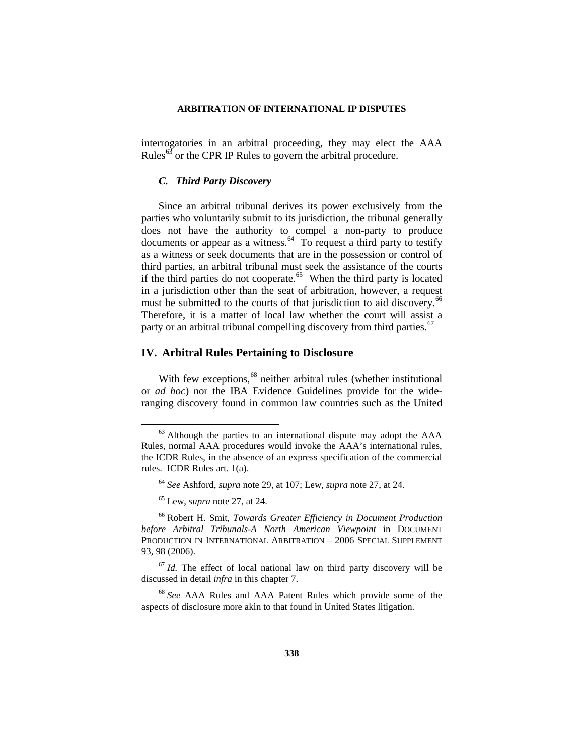interrogatories in an arbitral proceeding, they may elect the AAA Rules[63] or the CPR IP Rules to govern the arbitral procedure.

### *C. Third Party Discovery*

Since an arbitral tribunal derives its power exclusively from the parties who voluntarily submit to its jurisdiction, the tribunal generally does not have the authority to compel a non-party to produce documents or appear as a witness.[64] To request a third party to testify as a witness or seek documents that are in the possession or control of third parties, an arbitral tribunal must seek the assistance of the courts if the third parties do not cooperate.[65] When the third party is located in a jurisdiction other than the seat of arbitration, however, a request must be submitted to the courts of that jurisdiction to aid discovery.[66] Therefore, it is a matter of local law whether the court will assist a party or an arbitral tribunal compelling discovery from third parties.[67]

## IV. Arbitral Rules Pertaining to Disclosure

With few exceptions,[68] neither arbitral rules (whether institutional or *ad hoc*) nor the IBA Evidence Guidelines provide for the wide-ranging discovery found in common law countries such as the United

---

[63] Although the parties to an international dispute may adopt the AAA Rules, normal AAA procedures would invoke the AAA's international rules, the ICDR Rules, in the absence of an express specification of the commercial rules. ICDR Rules art. 1(a).

[64] *See* Ashford, *supra* note 29, at 107; Lew, *supra* note 27, at 24.

[65] Lew, *supra* note 27, at 24.

[66] Robert H. Smit, *Towards Greater Efficiency in Document Production before Arbitral Tribunals-A North American Viewpoint* in DOCUMENT PRODUCTION IN INTERNATIONAL ARBITRATION – 2006 SPECIAL SUPPLEMENT 93, 98 (2006).

[67] *Id.* The effect of local national law on third party discovery will be discussed in detail *infra* in this chapter 7.

[68] *See* AAA Rules and AAA Patent Rules which provide some of the aspects of disclosure more akin to that found in United States litigation.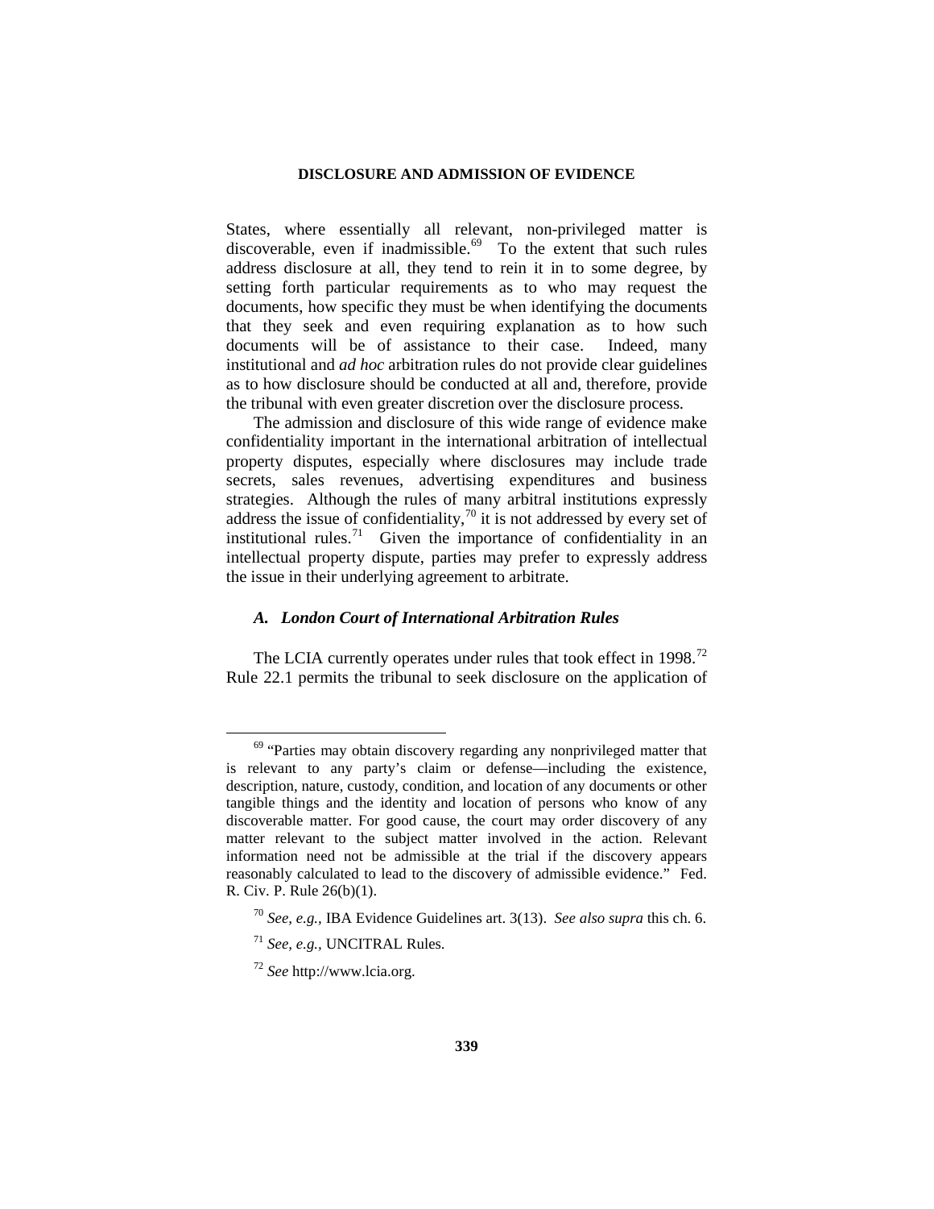States, where essentially all relevant, non-privileged matter is discoverable, even if inadmissible.[69] To the extent that such rules address disclosure at all, they tend to rein it in to some degree, by setting forth particular requirements as to who may request the documents, how specific they must be when identifying the documents that they seek and even requiring explanation as to how such documents will be of assistance to their case. Indeed, many institutional and *ad hoc* arbitration rules do not provide clear guidelines as to how disclosure should be conducted at all and, therefore, provide the tribunal with even greater discretion over the disclosure process.

The admission and disclosure of this wide range of evidence make confidentiality important in the international arbitration of intellectual property disputes, especially where disclosures may include trade secrets, sales revenues, advertising expenditures and business strategies. Although the rules of many arbitral institutions expressly address the issue of confidentiality,[70] it is not addressed by every set of institutional rules.[71] Given the importance of confidentiality in an intellectual property dispute, parties may prefer to expressly address the issue in their underlying agreement to arbitrate.

### *A. London Court of International Arbitration Rules*

The LCIA currently operates under rules that took effect in 1998.[72] Rule 22.1 permits the tribunal to seek disclosure on the application of

---

[69] "Parties may obtain discovery regarding any nonprivileged matter that is relevant to any party's claim or defense—including the existence, description, nature, custody, condition, and location of any documents or other tangible things and the identity and location of persons who know of any discoverable matter. For good cause, the court may order discovery of any matter relevant to the subject matter involved in the action. Relevant information need not be admissible at the trial if the discovery appears reasonably calculated to lead to the discovery of admissible evidence." Fed. R. Civ. P. Rule 26(b)(1).

[70] *See, e.g.*, IBA Evidence Guidelines art. 3(13). *See also supra* this ch. 6.

[71] *See, e.g.*, UNCITRAL Rules.

[72] *See* http://www.lcia.org.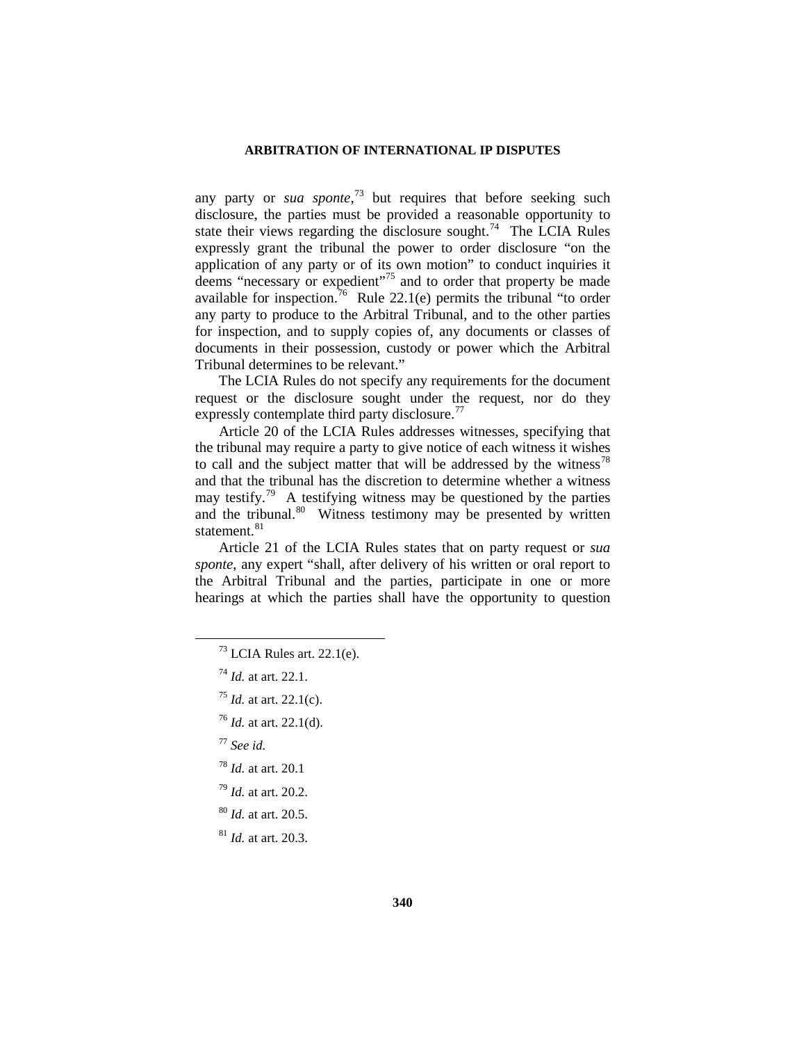any party or *sua sponte*,[73] but requires that before seeking such disclosure, the parties must be provided a reasonable opportunity to state their views regarding the disclosure sought.[74] The LCIA Rules expressly grant the tribunal the power to order disclosure "on the application of any party or of its own motion" to conduct inquiries it deems "necessary or expedient"[75] and to order that property be made available for inspection.[76] Rule 22.1(e) permits the tribunal "to order any party to produce to the Arbitral Tribunal, and to the other parties for inspection, and to supply copies of, any documents or classes of documents in their possession, custody or power which the Arbitral Tribunal determines to be relevant."

The LCIA Rules do not specify any requirements for the document request or the disclosure sought under the request, nor do they expressly contemplate third party disclosure.[77]

Article 20 of the LCIA Rules addresses witnesses, specifying that the tribunal may require a party to give notice of each witness it wishes to call and the subject matter that will be addressed by the witness[78] and that the tribunal has the discretion to determine whether a witness may testify.[79] A testifying witness may be questioned by the parties and the tribunal.[80] Witness testimony may be presented by written statement.[81]

Article 21 of the LCIA Rules states that on party request or *sua sponte*, any expert "shall, after delivery of his written or oral report to the Arbitral Tribunal and the parties, participate in one or more hearings at which the parties shall have the opportunity to question

---

[73] LCIA Rules art. 22.1(e).

[74] *Id.* at art. 22.1.

[75] *Id.* at art. 22.1(c).

[76] *Id.* at art. 22.1(d).

[77] *See id.*

[78] *Id.* at art. 20.1

[79] *Id.* at art. 20.2.

[80] *Id.* at art. 20.5.

[81] *Id.* at art. 20.3.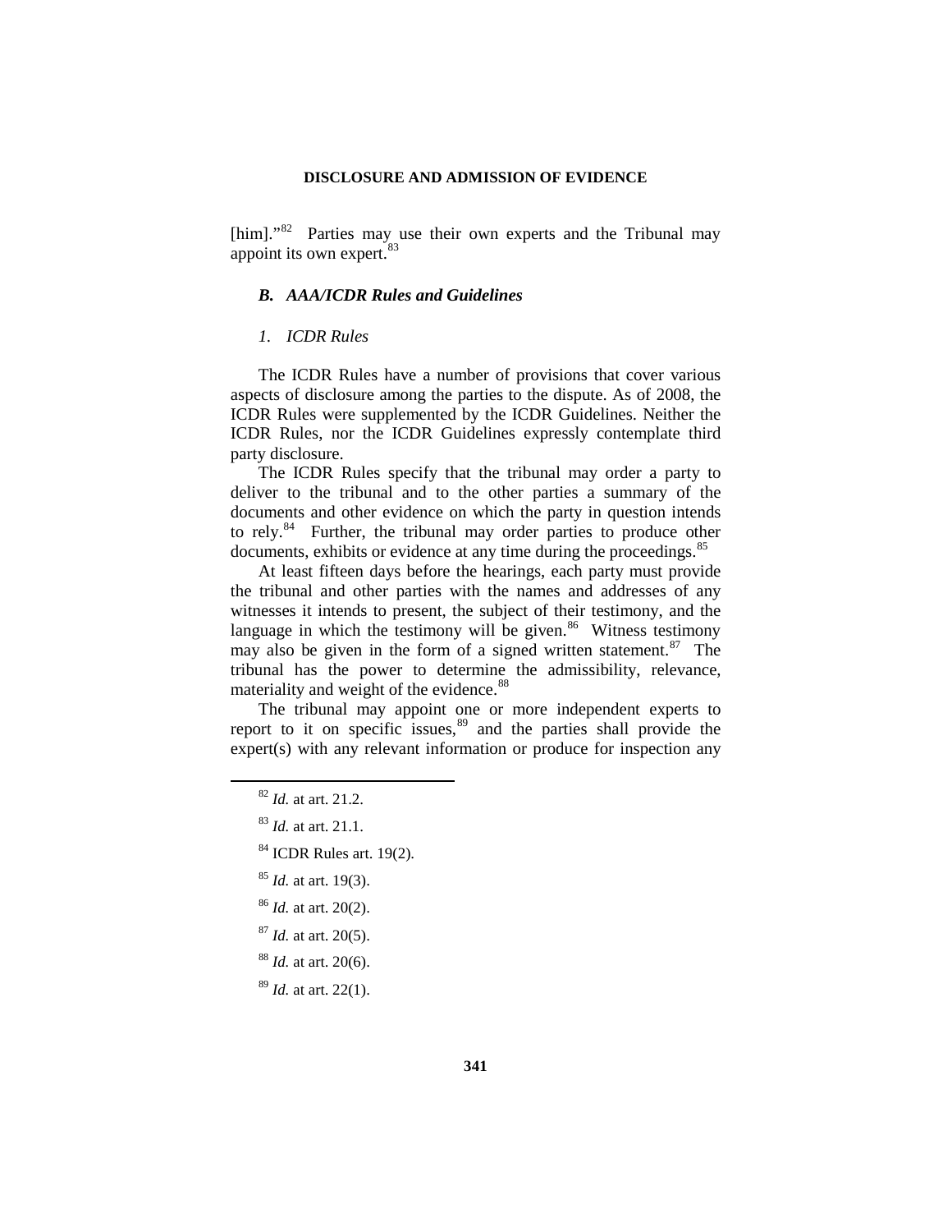[him]."[82] Parties may use their own experts and the Tribunal may appoint its own expert.[83]

### *B. AAA/ICDR Rules and Guidelines*

#### *1. ICDR Rules*

The ICDR Rules have a number of provisions that cover various aspects of disclosure among the parties to the dispute. As of 2008, the ICDR Rules were supplemented by the ICDR Guidelines. Neither the ICDR Rules, nor the ICDR Guidelines expressly contemplate third party disclosure.

The ICDR Rules specify that the tribunal may order a party to deliver to the tribunal and to the other parties a summary of the documents and other evidence on which the party in question intends to rely.[84] Further, the tribunal may order parties to produce other documents, exhibits or evidence at any time during the proceedings.[85]

At least fifteen days before the hearings, each party must provide the tribunal and other parties with the names and addresses of any witnesses it intends to present, the subject of their testimony, and the language in which the testimony will be given.[86] Witness testimony may also be given in the form of a signed written statement.[87] The tribunal has the power to determine the admissibility, relevance, materiality and weight of the evidence.[88]

The tribunal may appoint one or more independent experts to report to it on specific issues,[89] and the parties shall provide the expert(s) with any relevant information or produce for inspection any

---

[82] *Id.* at art. 21.2.

[83] *Id.* at art. 21.1.

[84] ICDR Rules art. 19(2).

[85] *Id.* at art. 19(3).

[86] *Id.* at art. 20(2).

[87] *Id.* at art. 20(5).

[88] *Id.* at art. 20(6).

[89] *Id.* at art. 22(1).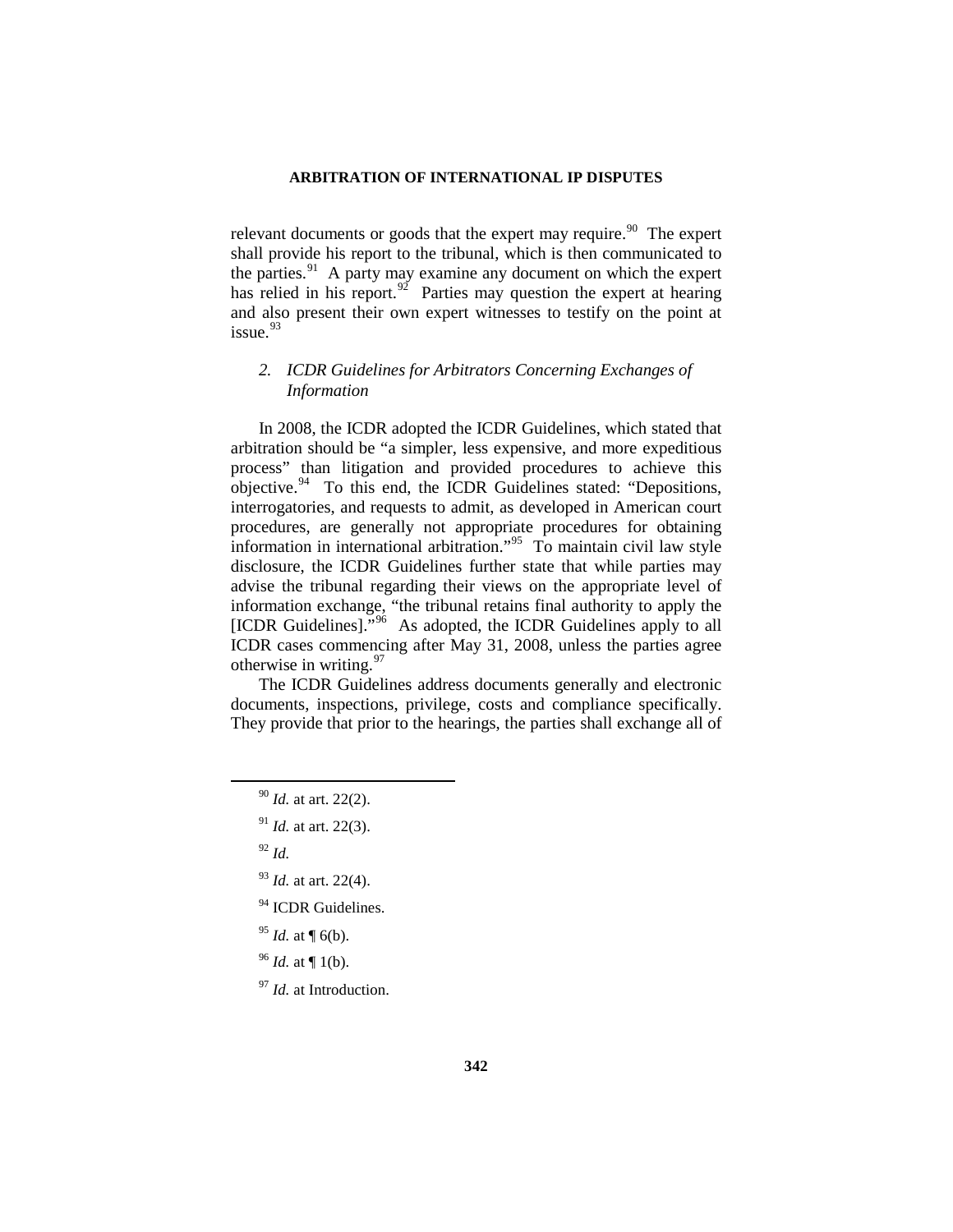relevant documents or goods that the expert may require.[90] The expert shall provide his report to the tribunal, which is then communicated to the parties.[91] A party may examine any document on which the expert has relied in his report.[92] Parties may question the expert at hearing and also present their own expert witnesses to testify on the point at issue.[93]

### *2. ICDR Guidelines for Arbitrators Concerning Exchanges of Information*

In 2008, the ICDR adopted the ICDR Guidelines, which stated that arbitration should be "a simpler, less expensive, and more expeditious process" than litigation and provided procedures to achieve this objective.[94] To this end, the ICDR Guidelines stated: "Depositions, interrogatories, and requests to admit, as developed in American court procedures, are generally not appropriate procedures for obtaining information in international arbitration."[95] To maintain civil law style disclosure, the ICDR Guidelines further state that while parties may advise the tribunal regarding their views on the appropriate level of information exchange, "the tribunal retains final authority to apply the [ICDR Guidelines]."[96] As adopted, the ICDR Guidelines apply to all ICDR cases commencing after May 31, 2008, unless the parties agree otherwise in writing.[97]

The ICDR Guidelines address documents generally and electronic documents, inspections, privilege, costs and compliance specifically. They provide that prior to the hearings, the parties shall exchange all of

---

[90] *Id.* at art. 22(2).

[91] *Id.* at art. 22(3).

[92] *Id.*

[93] *Id.* at art. 22(4).

[94] ICDR Guidelines.

[95] *Id.* at ¶ 6(b).

[96] *Id.* at ¶ 1(b).

[97] *Id.* at Introduction.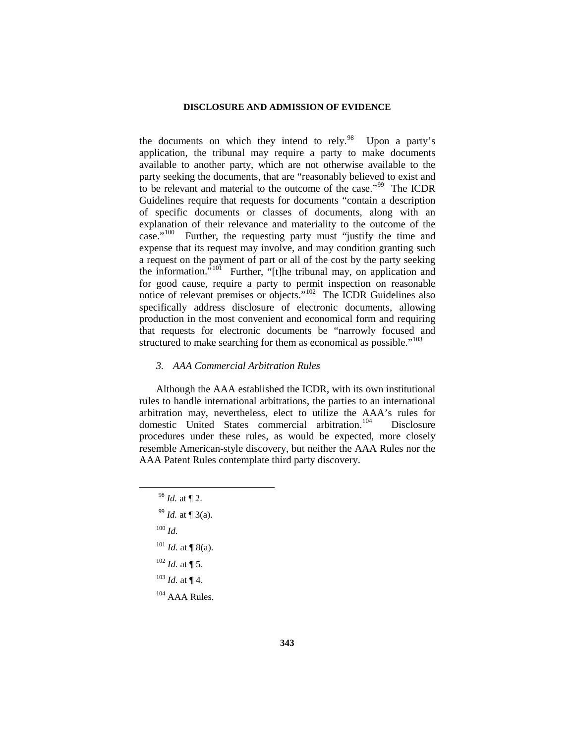the documents on which they intend to rely.[98] Upon a party's application, the tribunal may require a party to make documents available to another party, which are not otherwise available to the party seeking the documents, that are "reasonably believed to exist and to be relevant and material to the outcome of the case."[99] The ICDR Guidelines require that requests for documents "contain a description of specific documents or classes of documents, along with an explanation of their relevance and materiality to the outcome of the case."[100] Further, the requesting party must "justify the time and expense that its request may involve, and may condition granting such a request on the payment of part or all of the cost by the party seeking the information."[101] Further, "[t]he tribunal may, on application and for good cause, require a party to permit inspection on reasonable notice of relevant premises or objects."[102] The ICDR Guidelines also specifically address disclosure of electronic documents, allowing production in the most convenient and economical form and requiring that requests for electronic documents be "narrowly focused and structured to make searching for them as economical as possible."[103]

### *3. AAA Commercial Arbitration Rules*

Although the AAA established the ICDR, with its own institutional rules to handle international arbitrations, the parties to an international arbitration may, nevertheless, elect to utilize the AAA's rules for domestic United States commercial arbitration.[104] Disclosure procedures under these rules, as would be expected, more closely resemble American-style discovery, but neither the AAA Rules nor the AAA Patent Rules contemplate third party discovery.

---

[98] *Id.* at ¶ 2.

[99] *Id.* at ¶ 3(a).

[100] *Id.*

[101] *Id.* at ¶ 8(a).

[102] *Id.* at ¶ 5.

[103] *Id.* at ¶ 4.

[104] AAA Rules.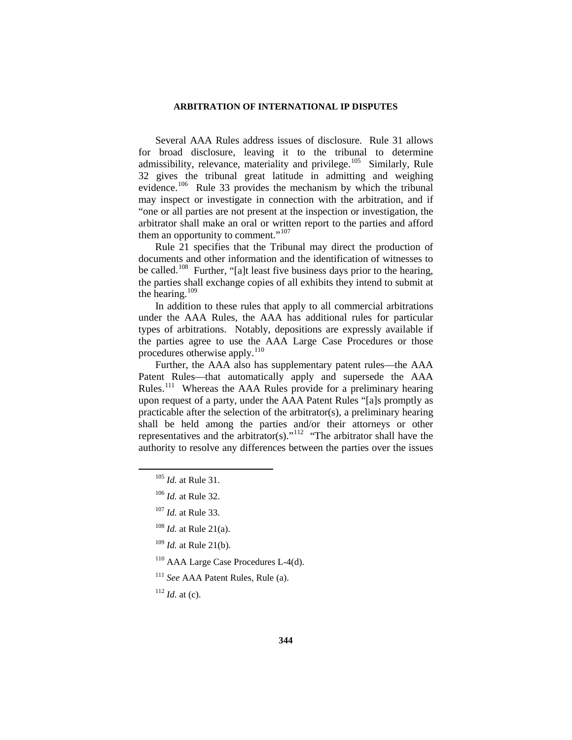Several AAA Rules address issues of disclosure. Rule 31 allows for broad disclosure, leaving it to the tribunal to determine admissibility, relevance, materiality and privilege.[105] Similarly, Rule 32 gives the tribunal great latitude in admitting and weighing evidence.[106] Rule 33 provides the mechanism by which the tribunal may inspect or investigate in connection with the arbitration, and if "one or all parties are not present at the inspection or investigation, the arbitrator shall make an oral or written report to the parties and afford them an opportunity to comment."[107]

Rule 21 specifies that the Tribunal may direct the production of documents and other information and the identification of witnesses to be called.[108] Further, "[a]t least five business days prior to the hearing, the parties shall exchange copies of all exhibits they intend to submit at the hearing.[109]

In addition to these rules that apply to all commercial arbitrations under the AAA Rules, the AAA has additional rules for particular types of arbitrations. Notably, depositions are expressly available if the parties agree to use the AAA Large Case Procedures or those procedures otherwise apply.[110]

Further, the AAA also has supplementary patent rules—the AAA Patent Rules—that automatically apply and supersede the AAA Rules.[111] Whereas the AAA Rules provide for a preliminary hearing upon request of a party, under the AAA Patent Rules "[a]s promptly as practicable after the selection of the arbitrator(s), a preliminary hearing shall be held among the parties and/or their attorneys or other representatives and the arbitrator(s)."[112] "The arbitrator shall have the authority to resolve any differences between the parties over the issues

---

[105] *Id.* at Rule 31.

[106] *Id.* at Rule 32.

[107] *Id.* at Rule 33.

[108] *Id.* at Rule 21(a).

[109] *Id.* at Rule 21(b).

[110] AAA Large Case Procedures L-4(d).

[111] *See* AAA Patent Rules, Rule (a).

[112] *Id.* at (c).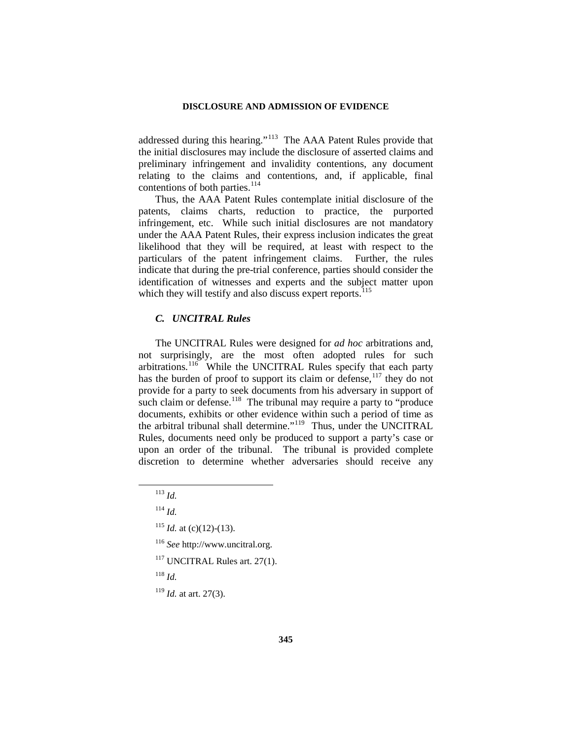addressed during this hearing."[113] The AAA Patent Rules provide that the initial disclosures may include the disclosure of asserted claims and preliminary infringement and invalidity contentions, any document relating to the claims and contentions, and, if applicable, final contentions of both parties.[114]

Thus, the AAA Patent Rules contemplate initial disclosure of the patents, claims charts, reduction to practice, the purported infringement, etc. While such initial disclosures are not mandatory under the AAA Patent Rules, their express inclusion indicates the great likelihood that they will be required, at least with respect to the particulars of the patent infringement claims. Further, the rules indicate that during the pre-trial conference, parties should consider the identification of witnesses and experts and the subject matter upon which they will testify and also discuss expert reports.[115]

### *C. UNCITRAL Rules*

The UNCITRAL Rules were designed for *ad hoc* arbitrations and, not surprisingly, are the most often adopted rules for such arbitrations.[116] While the UNCITRAL Rules specify that each party has the burden of proof to support its claim or defense,[117] they do not provide for a party to seek documents from his adversary in support of such claim or defense.[118] The tribunal may require a party to "produce documents, exhibits or other evidence within such a period of time as the arbitral tribunal shall determine."[119] Thus, under the UNCITRAL Rules, documents need only be produced to support a party's case or upon an order of the tribunal. The tribunal is provided complete discretion to determine whether adversaries should receive any

---

[113] *Id.*

[114] *Id.*

[115] *Id.* at (c)(12)-(13).

[116] *See* http://www.uncitral.org.

[117] UNCITRAL Rules art. 27(1).

[118] *Id.*

[119] *Id.* at art. 27(3).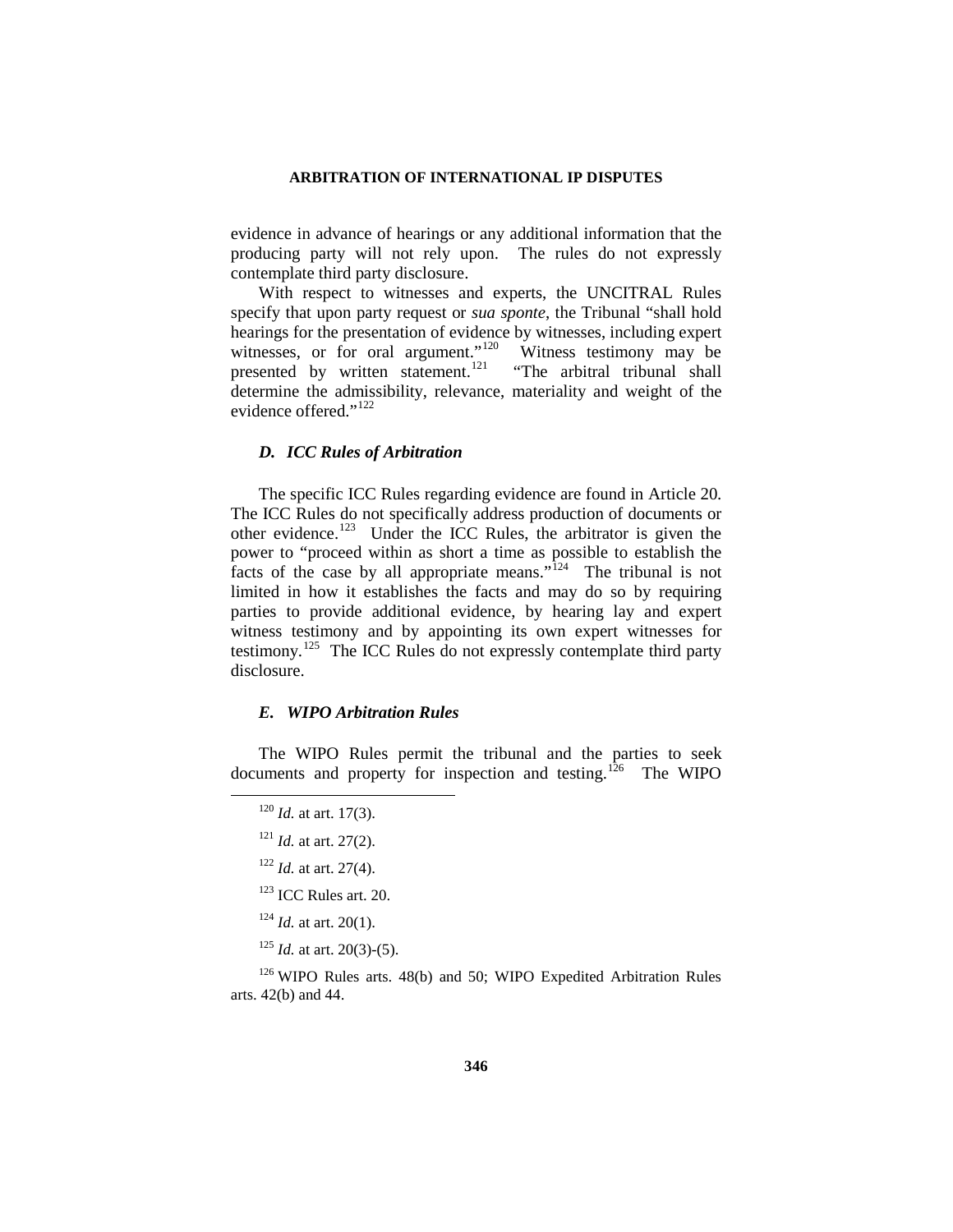evidence in advance of hearings or any additional information that the producing party will not rely upon. The rules do not expressly contemplate third party disclosure.

With respect to witnesses and experts, the UNCITRAL Rules specify that upon party request or *sua sponte*, the Tribunal "shall hold hearings for the presentation of evidence by witnesses, including expert witnesses, or for oral argument."[120] Witness testimony may be presented by written statement.[121] "The arbitral tribunal shall determine the admissibility, relevance, materiality and weight of the evidence offered."[122]

### *D. ICC Rules of Arbitration*

The specific ICC Rules regarding evidence are found in Article 20. The ICC Rules do not specifically address production of documents or other evidence.[123] Under the ICC Rules, the arbitrator is given the power to "proceed within as short a time as possible to establish the facts of the case by all appropriate means."[124] The tribunal is not limited in how it establishes the facts and may do so by requiring parties to provide additional evidence, by hearing lay and expert witness testimony and by appointing its own expert witnesses for testimony.[125] The ICC Rules do not expressly contemplate third party disclosure.

### *E. WIPO Arbitration Rules*

The WIPO Rules permit the tribunal and the parties to seek documents and property for inspection and testing.[126] The WIPO

---

[120] *Id.* at art. 17(3).

[121] *Id.* at art. 27(2).

[122] *Id.* at art. 27(4).

[123] ICC Rules art. 20.

[124] *Id.* at art. 20(1).

[125] *Id.* at art. 20(3)-(5).

[126] WIPO Rules arts. 48(b) and 50; WIPO Expedited Arbitration Rules arts. 42(b) and 44.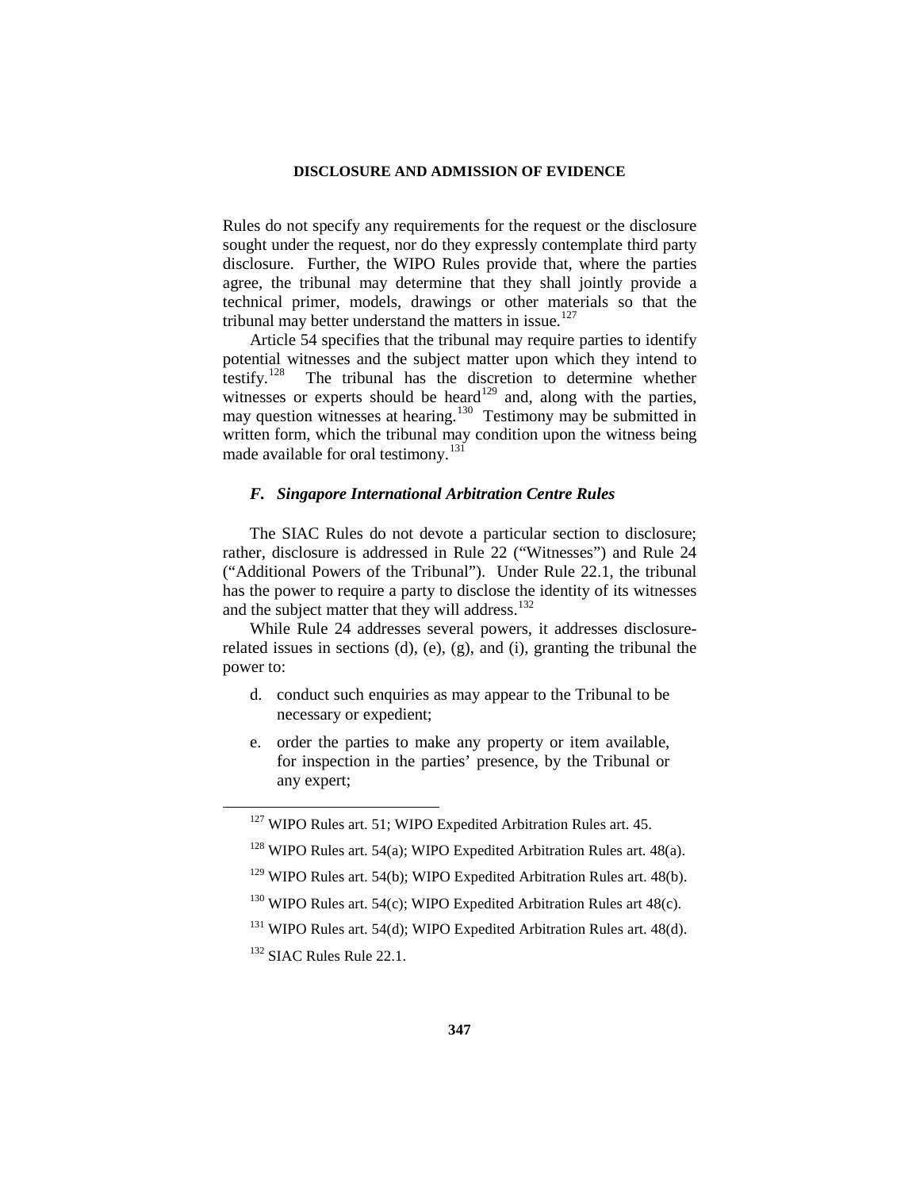Rules do not specify any requirements for the request or the disclosure sought under the request, nor do they expressly contemplate third party disclosure. Further, the WIPO Rules provide that, where the parties agree, the tribunal may determine that they shall jointly provide a technical primer, models, drawings or other materials so that the tribunal may better understand the matters in issue.[127]

Article 54 specifies that the tribunal may require parties to identify potential witnesses and the subject matter upon which they intend to testify.[128] The tribunal has the discretion to determine whether witnesses or experts should be heard[129] and, along with the parties, may question witnesses at hearing.[130] Testimony may be submitted in written form, which the tribunal may condition upon the witness being made available for oral testimony.[131]

### *F. Singapore International Arbitration Centre Rules*

The SIAC Rules do not devote a particular section to disclosure; rather, disclosure is addressed in Rule 22 ("Witnesses") and Rule 24 ("Additional Powers of the Tribunal"). Under Rule 22.1, the tribunal has the power to require a party to disclose the identity of its witnesses and the subject matter that they will address.[132]

While Rule 24 addresses several powers, it addresses disclosure-related issues in sections (d), (e), (g), and (i), granting the tribunal the power to:

> d. conduct such enquiries as may appear to the Tribunal to be necessary or expedient;
>
> e. order the parties to make any property or item available, for inspection in the parties' presence, by the Tribunal or any expert;

---

[127] WIPO Rules art. 51; WIPO Expedited Arbitration Rules art. 45.

[128] WIPO Rules art. 54(a); WIPO Expedited Arbitration Rules art. 48(a).

[129] WIPO Rules art. 54(b); WIPO Expedited Arbitration Rules art. 48(b).

[130] WIPO Rules art. 54(c); WIPO Expedited Arbitration Rules art 48(c).

[131] WIPO Rules art. 54(d); WIPO Expedited Arbitration Rules art. 48(d).

[132] SIAC Rules Rule 22.1.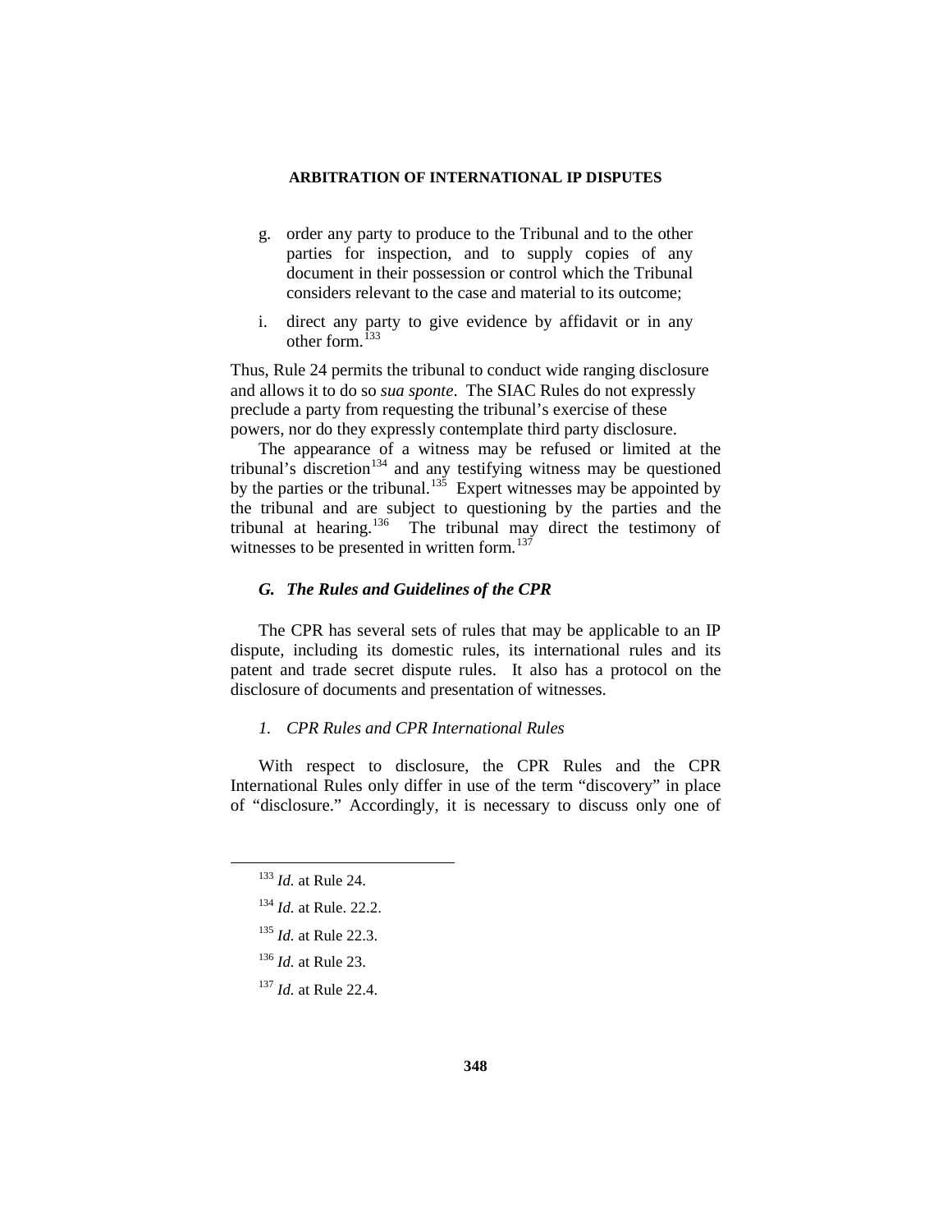g. order any party to produce to the Tribunal and to the other parties for inspection, and to supply copies of any document in their possession or control which the Tribunal considers relevant to the case and material to its outcome;

i. direct any party to give evidence by affidavit or in any other form.[133]

Thus, Rule 24 permits the tribunal to conduct wide ranging disclosure and allows it to do so *sua sponte*. The SIAC Rules do not expressly preclude a party from requesting the tribunal's exercise of these powers, nor do they expressly contemplate third party disclosure.

The appearance of a witness may be refused or limited at the tribunal's discretion[134] and any testifying witness may be questioned by the parties or the tribunal.[135] Expert witnesses may be appointed by the tribunal and are subject to questioning by the parties and the tribunal at hearing.[136] The tribunal may direct the testimony of witnesses to be presented in written form.[137]

### *G. The Rules and Guidelines of the CPR*

The CPR has several sets of rules that may be applicable to an IP dispute, including its domestic rules, its international rules and its patent and trade secret dispute rules. It also has a protocol on the disclosure of documents and presentation of witnesses.

#### *1. CPR Rules and CPR International Rules*

With respect to disclosure, the CPR Rules and the CPR International Rules only differ in use of the term "discovery" in place of "disclosure." Accordingly, it is necessary to discuss only one of

---

[133] *Id.* at Rule 24.

[134] *Id.* at Rule. 22.2.

[135] *Id.* at Rule 22.3.

[136] *Id.* at Rule 23.

[137] *Id.* at Rule 22.4.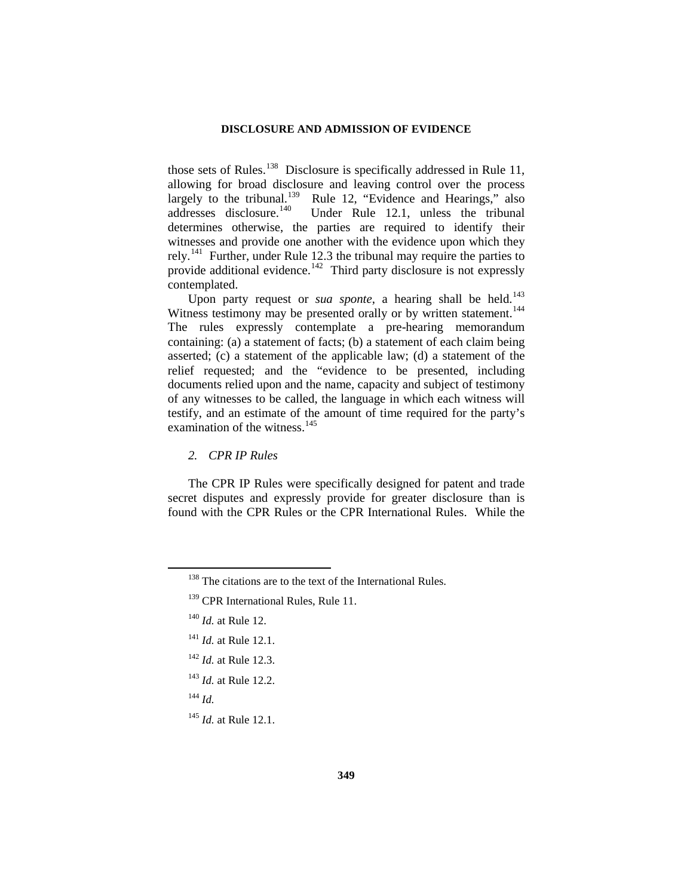those sets of Rules.[138] Disclosure is specifically addressed in Rule 11, allowing for broad disclosure and leaving control over the process largely to the tribunal.[139] Rule 12, "Evidence and Hearings," also addresses disclosure.[140] Under Rule 12.1, unless the tribunal determines otherwise, the parties are required to identify their witnesses and provide one another with the evidence upon which they rely.[141] Further, under Rule 12.3 the tribunal may require the parties to provide additional evidence.[142] Third party disclosure is not expressly contemplated.

Upon party request or *sua sponte*, a hearing shall be held.[143] Witness testimony may be presented orally or by written statement.[144] The rules expressly contemplate a pre-hearing memorandum containing: (a) a statement of facts; (b) a statement of each claim being asserted; (c) a statement of the applicable law; (d) a statement of the relief requested; and the "evidence to be presented, including documents relied upon and the name, capacity and subject of testimony of any witnesses to be called, the language in which each witness will testify, and an estimate of the amount of time required for the party's examination of the witness.[145]

### *2. CPR IP Rules*

The CPR IP Rules were specifically designed for patent and trade secret disputes and expressly provide for greater disclosure than is found with the CPR Rules or the CPR International Rules. While the

---

[138] The citations are to the text of the International Rules.

[139] CPR International Rules, Rule 11.

[140] *Id.* at Rule 12.

[141] *Id.* at Rule 12.1.

[142] *Id.* at Rule 12.3.

[143] *Id.* at Rule 12.2.

[144] *Id.*

[145] *Id.* at Rule 12.1.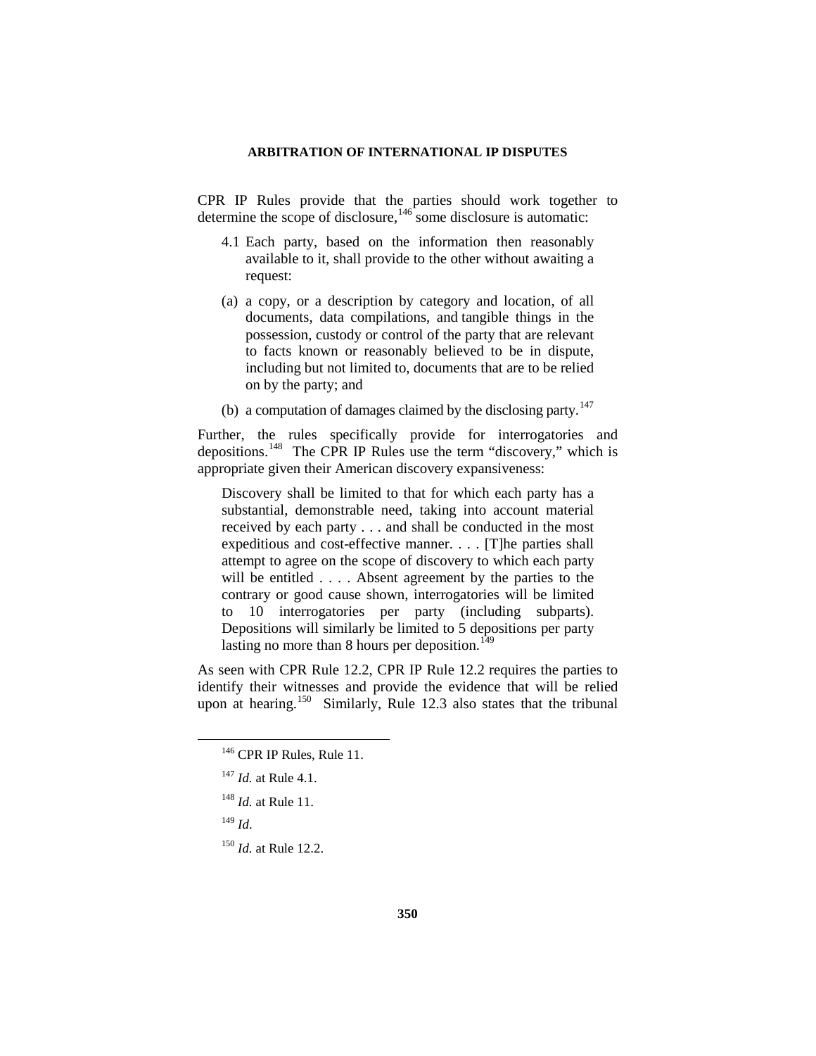CPR IP Rules provide that the parties should work together to determine the scope of disclosure,[146] some disclosure is automatic:

> 4.1 Each party, based on the information then reasonably available to it, shall provide to the other without awaiting a request:
>
> (a) a copy, or a description by category and location, of all documents, data compilations, and tangible things in the possession, custody or control of the party that are relevant to facts known or reasonably believed to be in dispute, including but not limited to, documents that are to be relied on by the party; and
>
> (b) a computation of damages claimed by the disclosing party.[147]

Further, the rules specifically provide for interrogatories and depositions.[148] The CPR IP Rules use the term "discovery," which is appropriate given their American discovery expansiveness:

> Discovery shall be limited to that for which each party has a substantial, demonstrable need, taking into account material received by each party . . . and shall be conducted in the most expeditious and cost-effective manner. . . . [T]he parties shall attempt to agree on the scope of discovery to which each party will be entitled . . . . Absent agreement by the parties to the contrary or good cause shown, interrogatories will be limited to 10 interrogatories per party (including subparts). Depositions will similarly be limited to 5 depositions per party lasting no more than 8 hours per deposition.[149]

As seen with CPR Rule 12.2, CPR IP Rule 12.2 requires the parties to identify their witnesses and provide the evidence that will be relied upon at hearing.[150] Similarly, Rule 12.3 also states that the tribunal

---

[146] CPR IP Rules, Rule 11.

[147] *Id.* at Rule 4.1.

[148] *Id.* at Rule 11.

[149] *Id*.

[150] *Id.* at Rule 12.2.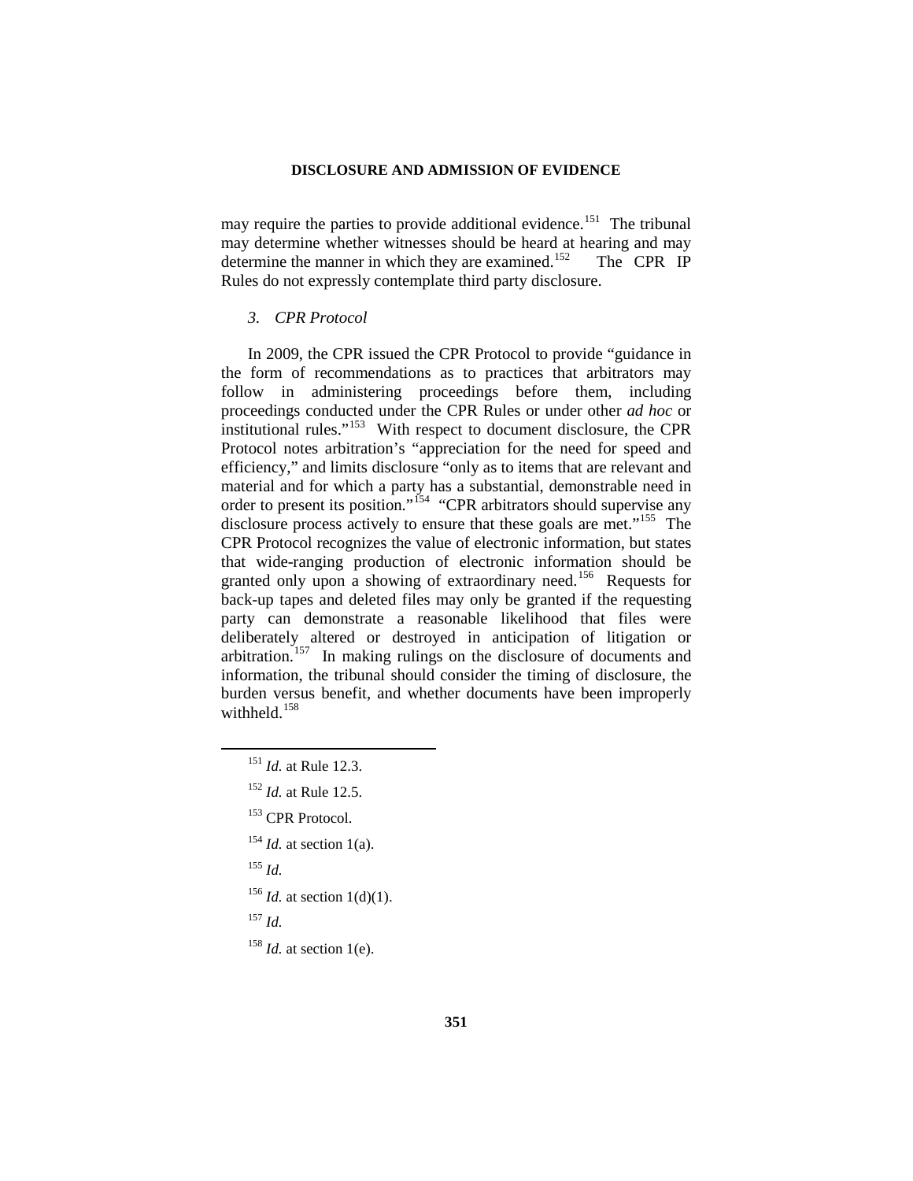may require the parties to provide additional evidence.[151] The tribunal may determine whether witnesses should be heard at hearing and may determine the manner in which they are examined.[152] The CPR IP Rules do not expressly contemplate third party disclosure.

### *3. CPR Protocol*

In 2009, the CPR issued the CPR Protocol to provide "guidance in the form of recommendations as to practices that arbitrators may follow in administering proceedings before them, including proceedings conducted under the CPR Rules or under other *ad hoc* or institutional rules."[153] With respect to document disclosure, the CPR Protocol notes arbitration's "appreciation for the need for speed and efficiency," and limits disclosure "only as to items that are relevant and material and for which a party has a substantial, demonstrable need in order to present its position."[154] "CPR arbitrators should supervise any disclosure process actively to ensure that these goals are met."[155] The CPR Protocol recognizes the value of electronic information, but states that wide-ranging production of electronic information should be granted only upon a showing of extraordinary need.[156] Requests for back-up tapes and deleted files may only be granted if the requesting party can demonstrate a reasonable likelihood that files were deliberately altered or destroyed in anticipation of litigation or arbitration.[157] In making rulings on the disclosure of documents and information, the tribunal should consider the timing of disclosure, the burden versus benefit, and whether documents have been improperly withheld.[158]

---

[151] *Id.* at Rule 12.3.

[152] *Id.* at Rule 12.5.

[153] CPR Protocol.

[154] *Id.* at section 1(a).

[155] *Id.*

[156] *Id.* at section 1(d)(1).

[157] *Id.*

[158] *Id.* at section 1(e).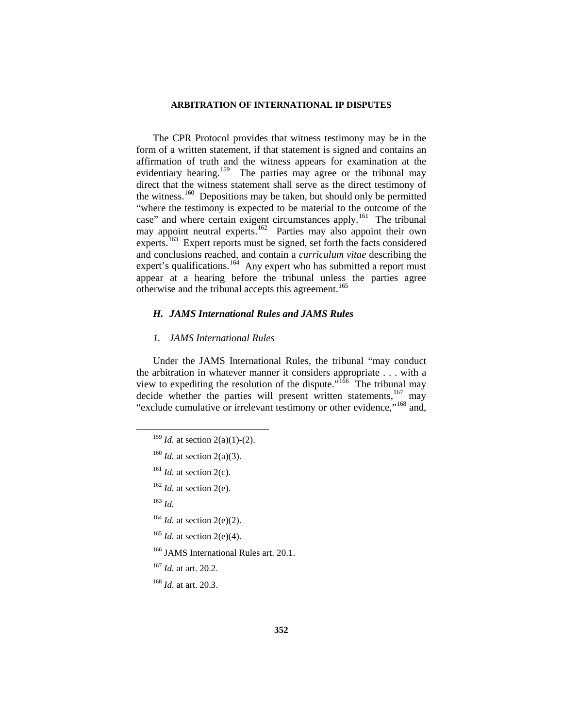The CPR Protocol provides that witness testimony may be in the form of a written statement, if that statement is signed and contains an affirmation of truth and the witness appears for examination at the evidentiary hearing.[159] The parties may agree or the tribunal may direct that the witness statement shall serve as the direct testimony of the witness.[160] Depositions may be taken, but should only be permitted "where the testimony is expected to be material to the outcome of the case" and where certain exigent circumstances apply.[161] The tribunal may appoint neutral experts.[162] Parties may also appoint their own experts.[163] Expert reports must be signed, set forth the facts considered and conclusions reached, and contain a *curriculum vitae* describing the expert's qualifications.[164] Any expert who has submitted a report must appear at a hearing before the tribunal unless the parties agree otherwise and the tribunal accepts this agreement.[165]

### *H. JAMS International Rules and JAMS Rules*

#### *1. JAMS International Rules*

Under the JAMS International Rules, the tribunal "may conduct the arbitration in whatever manner it considers appropriate . . . with a view to expediting the resolution of the dispute."[166] The tribunal may decide whether the parties will present written statements,[167] may "exclude cumulative or irrelevant testimony or other evidence,"[168] and,

---

[159] *Id.* at section 2(a)(1)-(2).

[160] *Id.* at section 2(a)(3).

[161] *Id.* at section 2(c).

[162] *Id.* at section 2(e).

[163] *Id.*

[164] *Id.* at section 2(e)(2).

[165] *Id.* at section 2(e)(4).

[166] JAMS International Rules art. 20.1.

[167] *Id.* at art. 20.2.

[168] *Id.* at art. 20.3.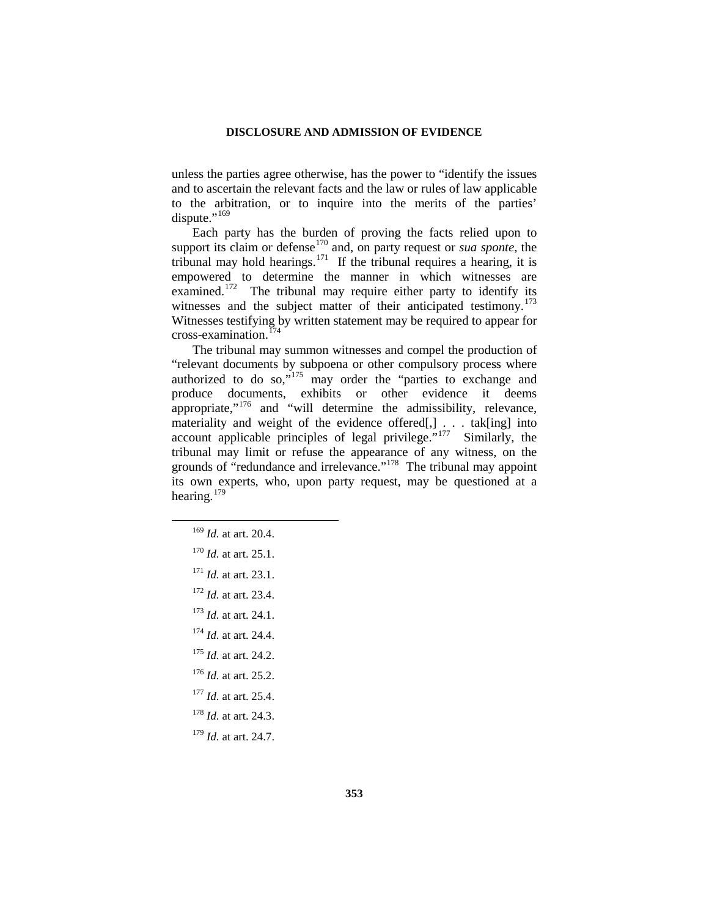unless the parties agree otherwise, has the power to "identify the issues and to ascertain the relevant facts and the law or rules of law applicable to the arbitration, or to inquire into the merits of the parties' dispute."[169]

Each party has the burden of proving the facts relied upon to support its claim or defense[170] and, on party request or *sua sponte*, the tribunal may hold hearings.[171] If the tribunal requires a hearing, it is empowered to determine the manner in which witnesses are examined.[172] The tribunal may require either party to identify its witnesses and the subject matter of their anticipated testimony.[173] Witnesses testifying by written statement may be required to appear for cross-examination.[174]

The tribunal may summon witnesses and compel the production of "relevant documents by subpoena or other compulsory process where authorized to do so,"[175] may order the "parties to exchange and produce documents, exhibits or other evidence it deems appropriate,"[176] and "will determine the admissibility, relevance, materiality and weight of the evidence offered[,] . . . tak[ing] into account applicable principles of legal privilege."[177] Similarly, the tribunal may limit or refuse the appearance of any witness, on the grounds of "redundance and irrelevance."[178] The tribunal may appoint its own experts, who, upon party request, may be questioned at a hearing.[179]

---

[169] *Id.* at art. 20.4.

[170] *Id.* at art. 25.1.

[171] *Id.* at art. 23.1.

[172] *Id.* at art. 23.4.

[173] *Id.* at art. 24.1.

[174] *Id.* at art. 24.4.

[175] *Id.* at art. 24.2.

[176] *Id.* at art. 25.2.

[177] *Id.* at art. 25.4.

[178] *Id.* at art. 24.3.

[179] *Id.* at art. 24.7.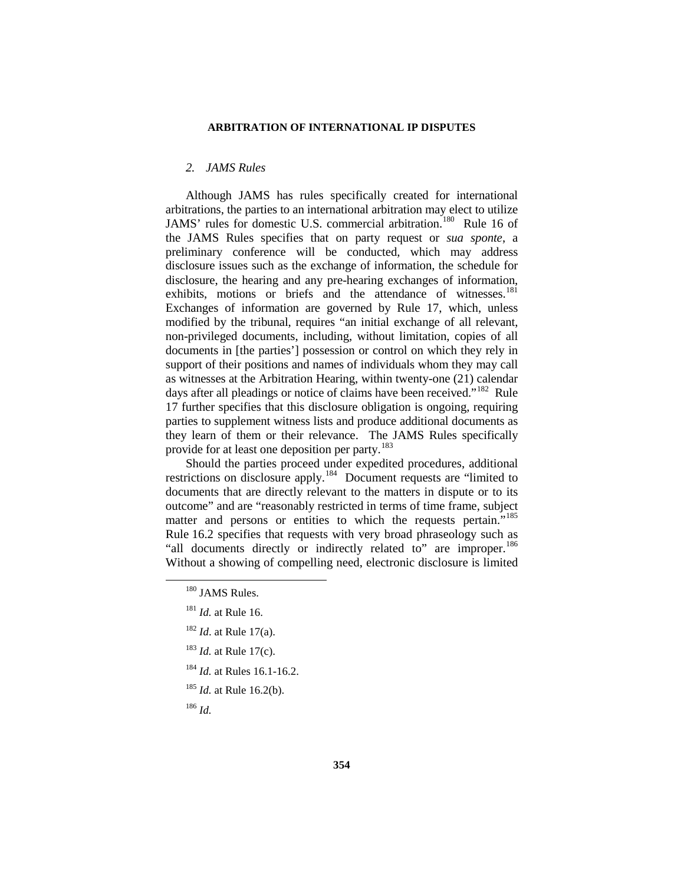### *2. JAMS Rules*

Although JAMS has rules specifically created for international arbitrations, the parties to an international arbitration may elect to utilize JAMS' rules for domestic U.S. commercial arbitration.[180] Rule 16 of the JAMS Rules specifies that on party request or *sua sponte*, a preliminary conference will be conducted, which may address disclosure issues such as the exchange of information, the schedule for disclosure, the hearing and any pre-hearing exchanges of information, exhibits, motions or briefs and the attendance of witnesses.[181] Exchanges of information are governed by Rule 17, which, unless modified by the tribunal, requires "an initial exchange of all relevant, non-privileged documents, including, without limitation, copies of all documents in [the parties'] possession or control on which they rely in support of their positions and names of individuals whom they may call as witnesses at the Arbitration Hearing, within twenty-one (21) calendar days after all pleadings or notice of claims have been received."[182] Rule 17 further specifies that this disclosure obligation is ongoing, requiring parties to supplement witness lists and produce additional documents as they learn of them or their relevance. The JAMS Rules specifically provide for at least one deposition per party.[183]

Should the parties proceed under expedited procedures, additional restrictions on disclosure apply.[184] Document requests are "limited to documents that are directly relevant to the matters in dispute or to its outcome" and are "reasonably restricted in terms of time frame, subject matter and persons or entities to which the requests pertain."[185] Rule 16.2 specifies that requests with very broad phraseology such as "all documents directly or indirectly related to" are improper.[186] Without a showing of compelling need, electronic disclosure is limited

---

[180] JAMS Rules.

[181] *Id.* at Rule 16.

[182] *Id*. at Rule 17(a).

[183] *Id.* at Rule 17(c).

[184] *Id.* at Rules 16.1-16.2.

[185] *Id.* at Rule 16.2(b).

[186] *Id.*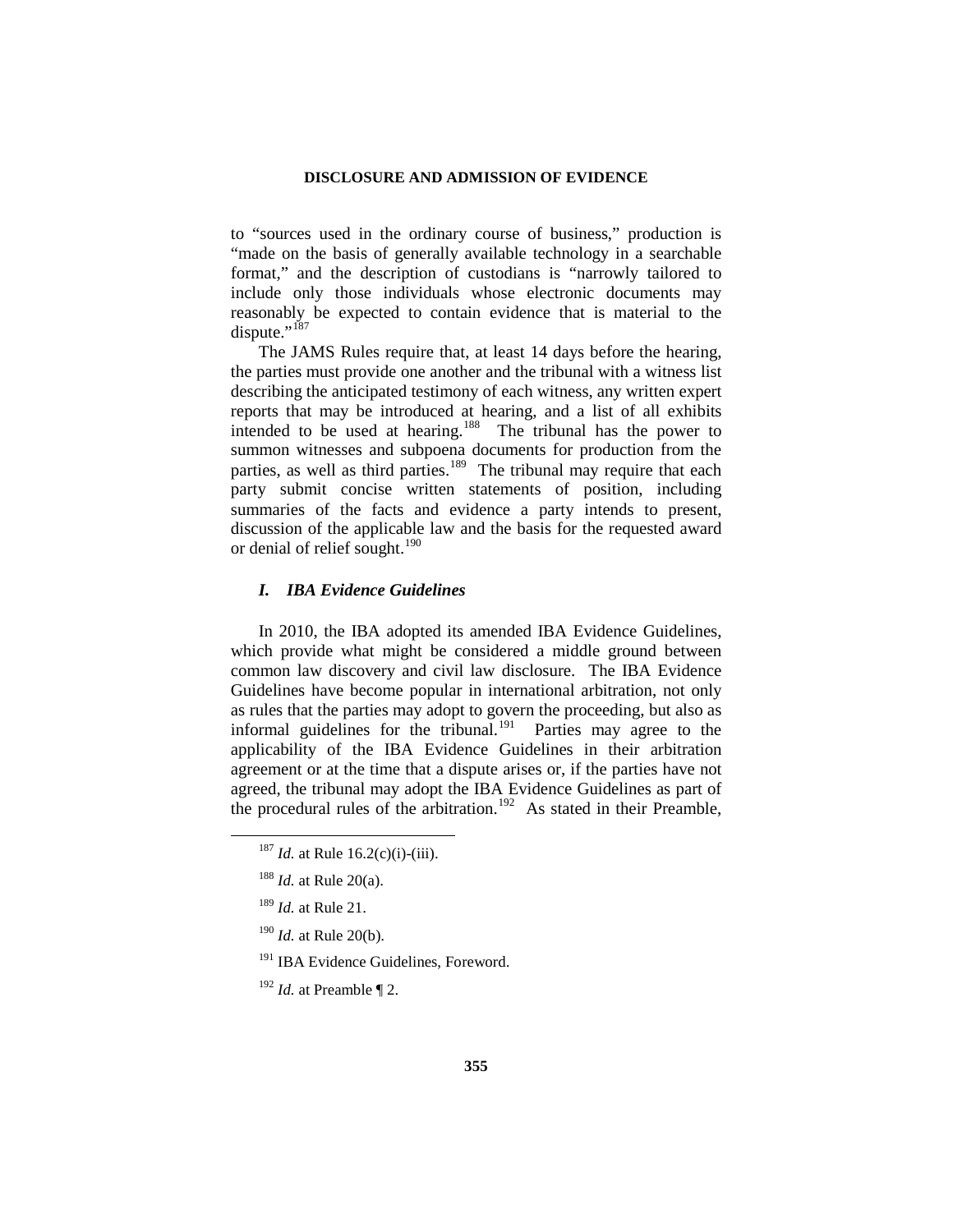to "sources used in the ordinary course of business," production is "made on the basis of generally available technology in a searchable format," and the description of custodians is "narrowly tailored to include only those individuals whose electronic documents may reasonably be expected to contain evidence that is material to the dispute."[187]

The JAMS Rules require that, at least 14 days before the hearing, the parties must provide one another and the tribunal with a witness list describing the anticipated testimony of each witness, any written expert reports that may be introduced at hearing, and a list of all exhibits intended to be used at hearing.[188] The tribunal has the power to summon witnesses and subpoena documents for production from the parties, as well as third parties.[189] The tribunal may require that each party submit concise written statements of position, including summaries of the facts and evidence a party intends to present, discussion of the applicable law and the basis for the requested award or denial of relief sought.[190]

### *I. IBA Evidence Guidelines*

In 2010, the IBA adopted its amended IBA Evidence Guidelines, which provide what might be considered a middle ground between common law discovery and civil law disclosure. The IBA Evidence Guidelines have become popular in international arbitration, not only as rules that the parties may adopt to govern the proceeding, but also as informal guidelines for the tribunal.[191] Parties may agree to the applicability of the IBA Evidence Guidelines in their arbitration agreement or at the time that a dispute arises or, if the parties have not agreed, the tribunal may adopt the IBA Evidence Guidelines as part of the procedural rules of the arbitration.[192] As stated in their Preamble,

---

[187] *Id.* at Rule 16.2(c)(i)-(iii).

[188] *Id.* at Rule 20(a).

[189] *Id.* at Rule 21.

[190] *Id.* at Rule 20(b).

[191] IBA Evidence Guidelines, Foreword.

[192] *Id.* at Preamble ¶ 2.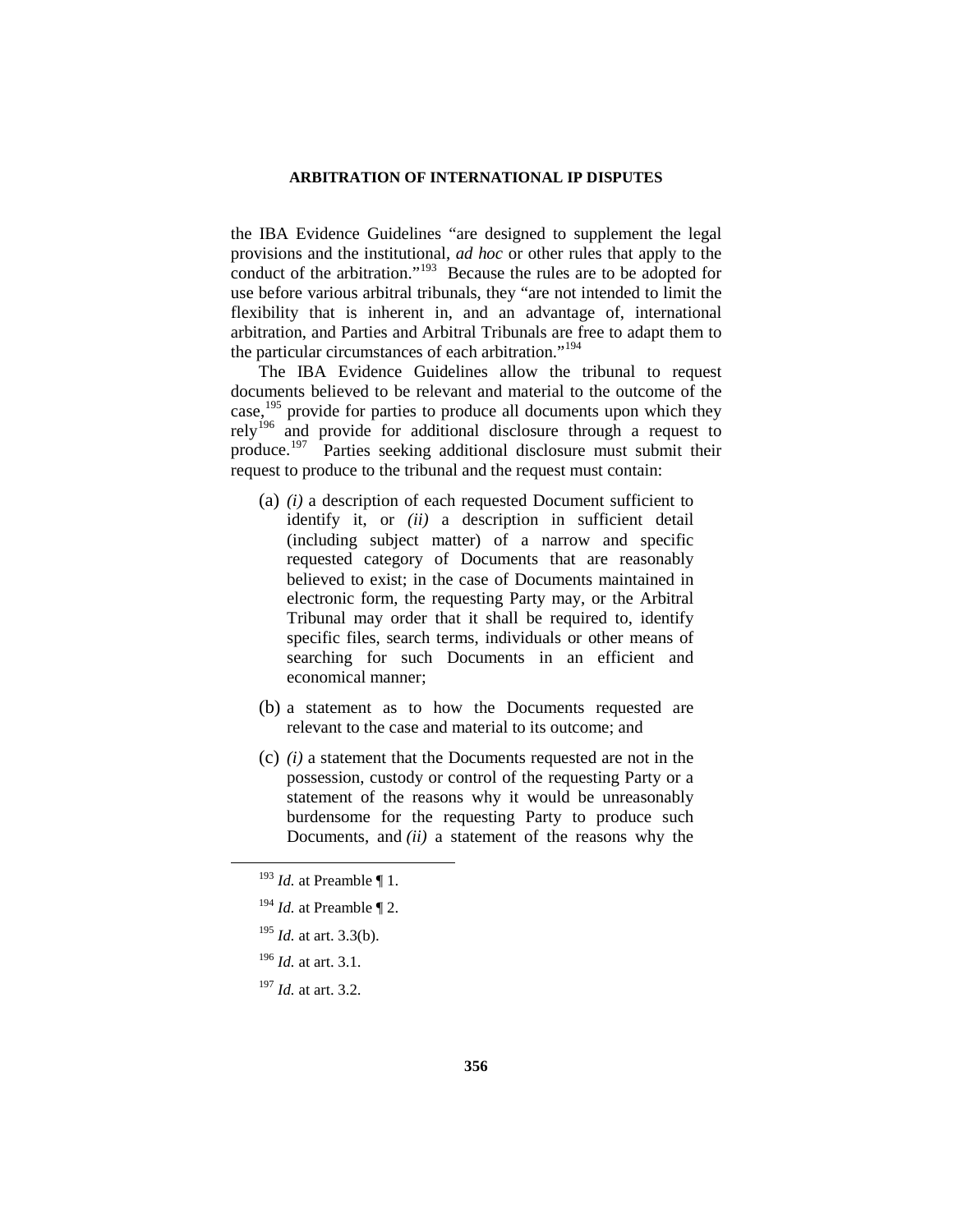the IBA Evidence Guidelines "are designed to supplement the legal provisions and the institutional, *ad hoc* or other rules that apply to the conduct of the arbitration."[193] Because the rules are to be adopted for use before various arbitral tribunals, they "are not intended to limit the flexibility that is inherent in, and an advantage of, international arbitration, and Parties and Arbitral Tribunals are free to adapt them to the particular circumstances of each arbitration."[194]

The IBA Evidence Guidelines allow the tribunal to request documents believed to be relevant and material to the outcome of the case,[195] provide for parties to produce all documents upon which they rely[196] and provide for additional disclosure through a request to produce.[197] Parties seeking additional disclosure must submit their request to produce to the tribunal and the request must contain:

> (a) *(i)* a description of each requested Document sufficient to identify it, or *(ii)* a description in sufficient detail (including subject matter) of a narrow and specific requested category of Documents that are reasonably believed to exist; in the case of Documents maintained in electronic form, the requesting Party may, or the Arbitral Tribunal may order that it shall be required to, identify specific files, search terms, individuals or other means of searching for such Documents in an efficient and economical manner;
>
> (b) a statement as to how the Documents requested are relevant to the case and material to its outcome; and
>
> (c) *(i)* a statement that the Documents requested are not in the possession, custody or control of the requesting Party or a statement of the reasons why it would be unreasonably burdensome for the requesting Party to produce such Documents, and *(ii)* a statement of the reasons why the

---

[193] *Id.* at Preamble ¶ 1.

[194] *Id.* at Preamble ¶ 2.

[195] *Id.* at art. 3.3(b).

[196] *Id.* at art. 3.1.

[197] *Id.* at art. 3.2.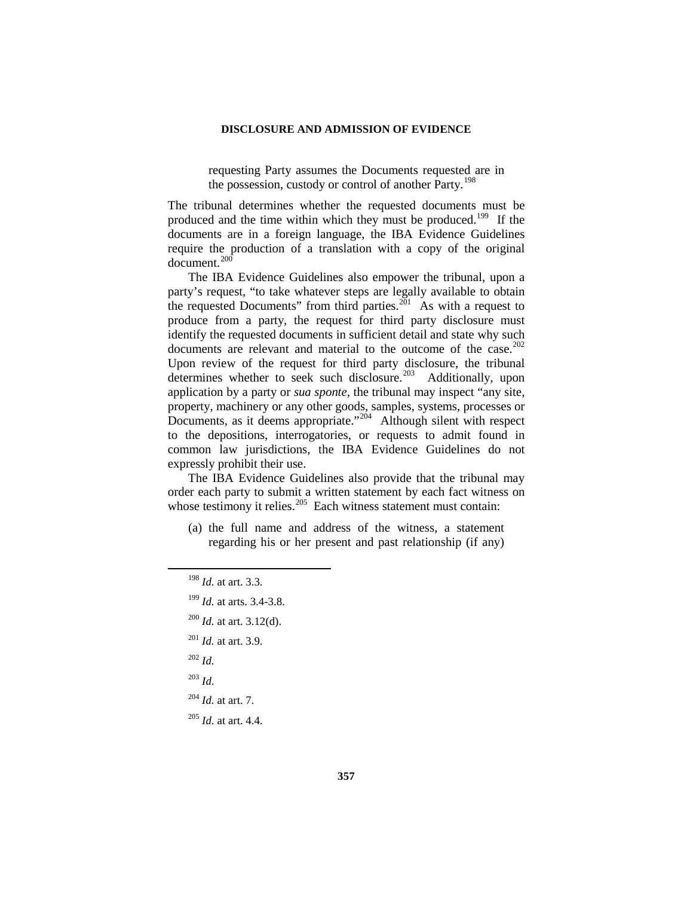requesting Party assumes the Documents requested are in the possession, custody or control of another Party.[198]

The tribunal determines whether the requested documents must be produced and the time within which they must be produced.[199] If the documents are in a foreign language, the IBA Evidence Guidelines require the production of a translation with a copy of the original document.[200]

The IBA Evidence Guidelines also empower the tribunal, upon a party's request, "to take whatever steps are legally available to obtain the requested Documents" from third parties.[201] As with a request to produce from a party, the request for third party disclosure must identify the requested documents in sufficient detail and state why such documents are relevant and material to the outcome of the case.[202] Upon review of the request for third party disclosure, the tribunal determines whether to seek such disclosure.[203] Additionally, upon application by a party or *sua sponte*, the tribunal may inspect "any site, property, machinery or any other goods, samples, systems, processes or Documents, as it deems appropriate."[204] Although silent with respect to the depositions, interrogatories, or requests to admit found in common law jurisdictions, the IBA Evidence Guidelines do not expressly prohibit their use.

The IBA Evidence Guidelines also provide that the tribunal may order each party to submit a written statement by each fact witness on whose testimony it relies.[205] Each witness statement must contain:

(a) the full name and address of the witness, a statement regarding his or her present and past relationship (if any)

---

[198] *Id.* at art. 3.3.

[199] *Id.* at arts. 3.4-3.8.

[200] *Id.* at art. 3.12(d).

[201] *Id.* at art. 3.9.

[202] *Id.*

[203] *Id.*

[204] *Id.* at art. 7.

[205] *Id.* at art. 4.4.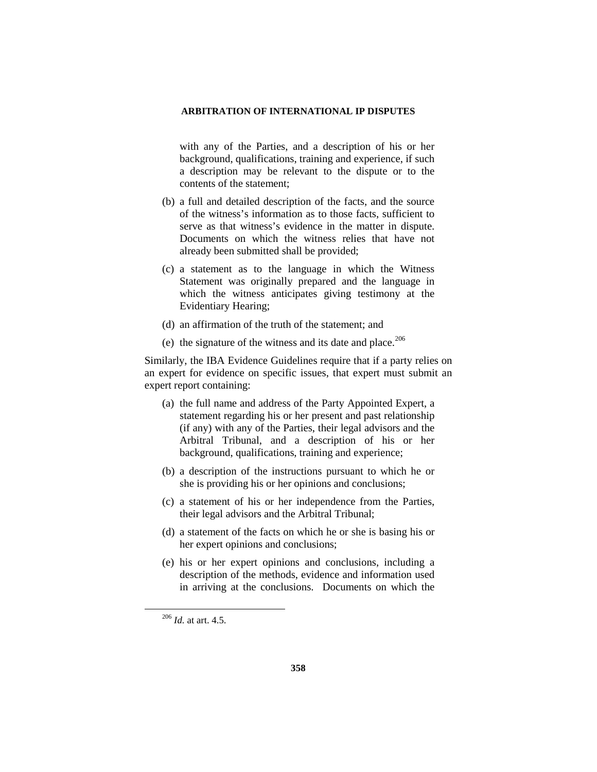with any of the Parties, and a description of his or her background, qualifications, training and experience, if such a description may be relevant to the dispute or to the contents of the statement;

(b) a full and detailed description of the facts, and the source of the witness's information as to those facts, sufficient to serve as that witness's evidence in the matter in dispute. Documents on which the witness relies that have not already been submitted shall be provided;

(c) a statement as to the language in which the Witness Statement was originally prepared and the language in which the witness anticipates giving testimony at the Evidentiary Hearing;

(d) an affirmation of the truth of the statement; and

(e) the signature of the witness and its date and place.[206]

Similarly, the IBA Evidence Guidelines require that if a party relies on an expert for evidence on specific issues, that expert must submit an expert report containing:

(a) the full name and address of the Party Appointed Expert, a statement regarding his or her present and past relationship (if any) with any of the Parties, their legal advisors and the Arbitral Tribunal, and a description of his or her background, qualifications, training and experience;

(b) a description of the instructions pursuant to which he or she is providing his or her opinions and conclusions;

(c) a statement of his or her independence from the Parties, their legal advisors and the Arbitral Tribunal;

(d) a statement of the facts on which he or she is basing his or her expert opinions and conclusions;

(e) his or her expert opinions and conclusions, including a description of the methods, evidence and information used in arriving at the conclusions. Documents on which the

[206] *Id.* at art. 4.5.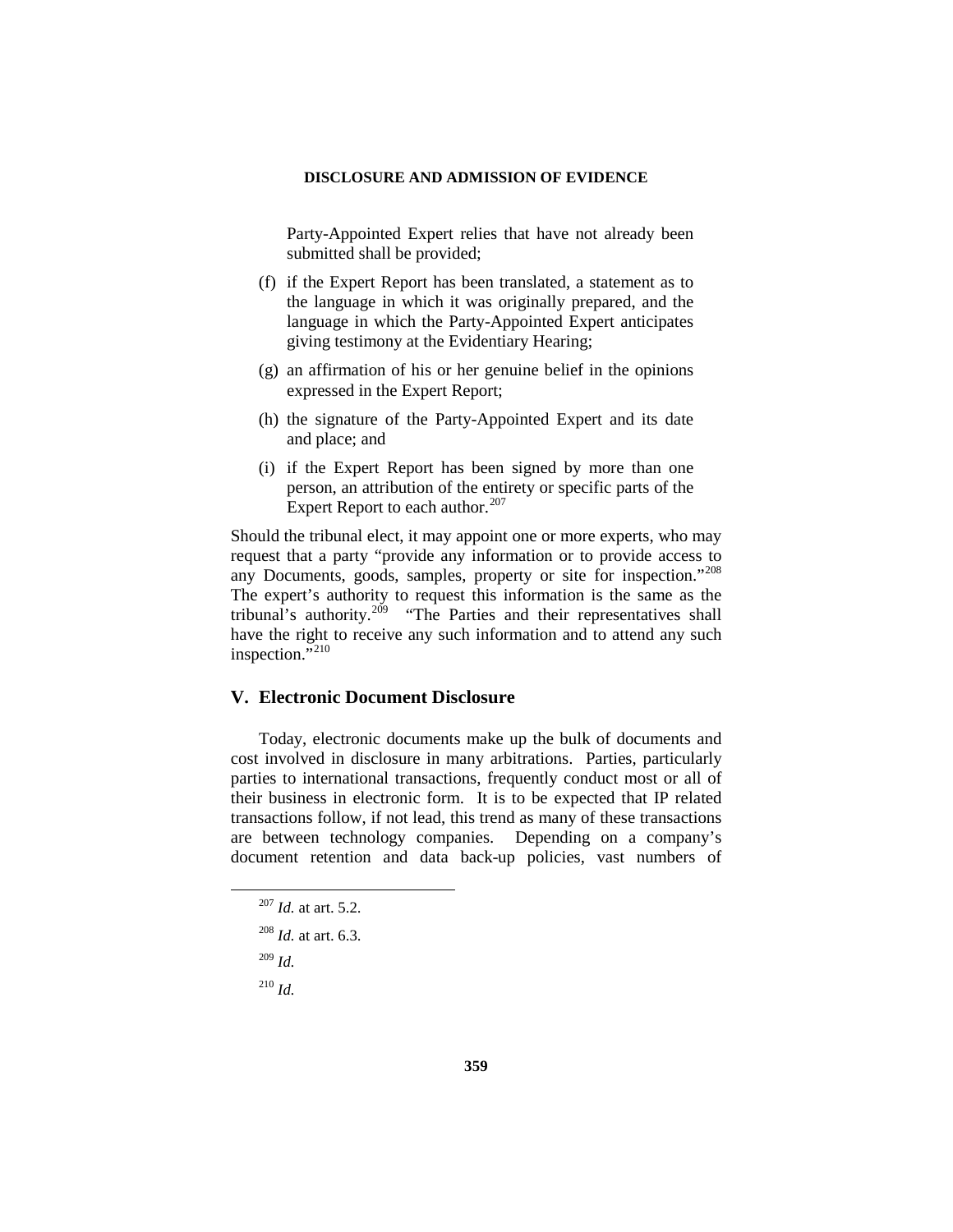Party-Appointed Expert relies that have not already been submitted shall be provided;

(f) if the Expert Report has been translated, a statement as to the language in which it was originally prepared, and the language in which the Party-Appointed Expert anticipates giving testimony at the Evidentiary Hearing;

(g) an affirmation of his or her genuine belief in the opinions expressed in the Expert Report;

(h) the signature of the Party-Appointed Expert and its date and place; and

(i) if the Expert Report has been signed by more than one person, an attribution of the entirety or specific parts of the Expert Report to each author.[207]

Should the tribunal elect, it may appoint one or more experts, who may request that a party "provide any information or to provide access to any Documents, goods, samples, property or site for inspection."[208] The expert's authority to request this information is the same as the tribunal's authority.[209] "The Parties and their representatives shall have the right to receive any such information and to attend any such inspection."[210]

## V. Electronic Document Disclosure

Today, electronic documents make up the bulk of documents and cost involved in disclosure in many arbitrations. Parties, particularly parties to international transactions, frequently conduct most or all of their business in electronic form. It is to be expected that IP related transactions follow, if not lead, this trend as many of these transactions are between technology companies. Depending on a company's document retention and data back-up policies, vast numbers of

---

[207] *Id.* at art. 5.2.

[208] *Id.* at art. 6.3.

[209] *Id.*

[210] *Id.*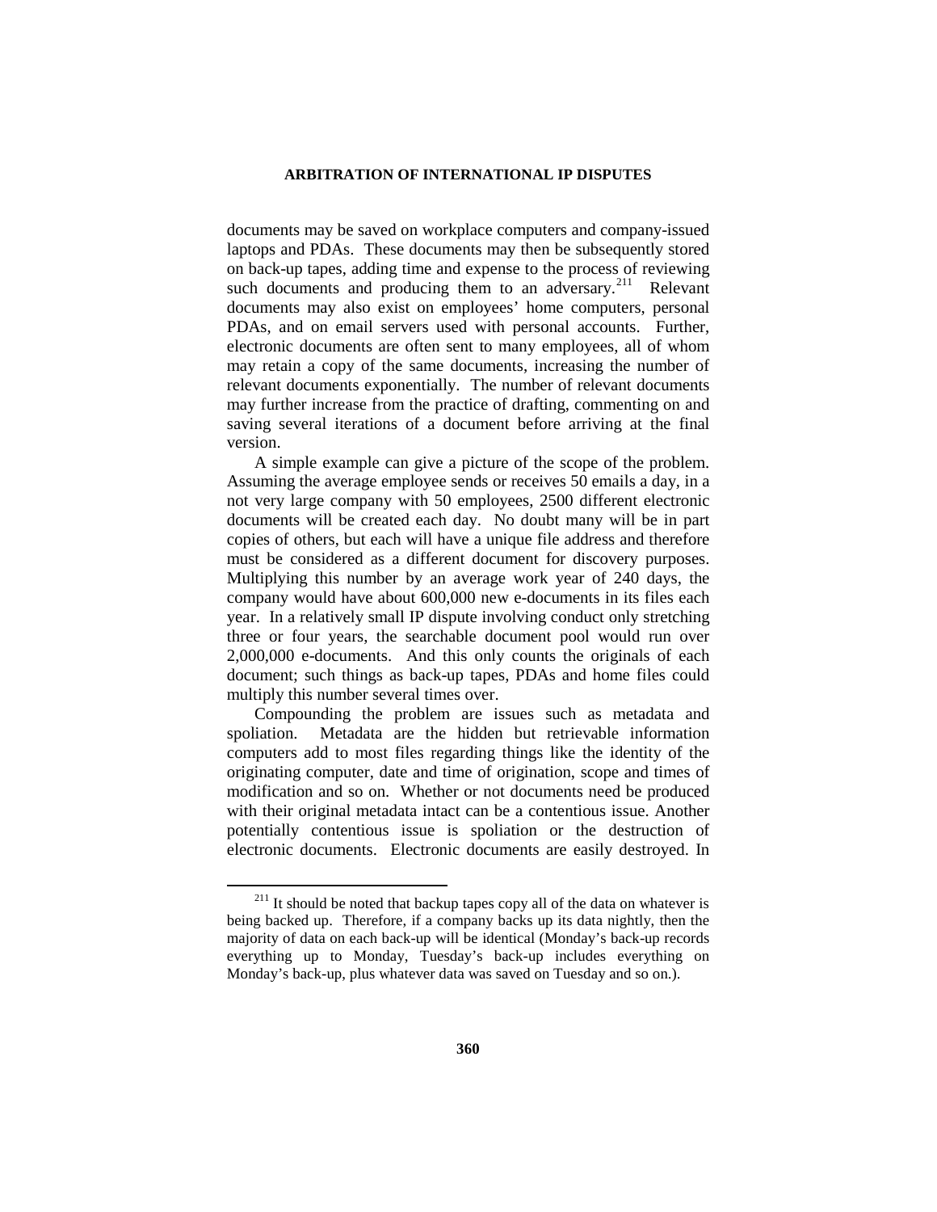documents may be saved on workplace computers and company-issued laptops and PDAs. These documents may then be subsequently stored on back-up tapes, adding time and expense to the process of reviewing such documents and producing them to an adversary.[211] Relevant documents may also exist on employees' home computers, personal PDAs, and on email servers used with personal accounts. Further, electronic documents are often sent to many employees, all of whom may retain a copy of the same documents, increasing the number of relevant documents exponentially. The number of relevant documents may further increase from the practice of drafting, commenting on and saving several iterations of a document before arriving at the final version.

A simple example can give a picture of the scope of the problem. Assuming the average employee sends or receives 50 emails a day, in a not very large company with 50 employees, 2500 different electronic documents will be created each day. No doubt many will be in part copies of others, but each will have a unique file address and therefore must be considered as a different document for discovery purposes. Multiplying this number by an average work year of 240 days, the company would have about 600,000 new e-documents in its files each year. In a relatively small IP dispute involving conduct only stretching three or four years, the searchable document pool would run over 2,000,000 e-documents. And this only counts the originals of each document; such things as back-up tapes, PDAs and home files could multiply this number several times over.

Compounding the problem are issues such as metadata and spoliation. Metadata are the hidden but retrievable information computers add to most files regarding things like the identity of the originating computer, date and time of origination, scope and times of modification and so on. Whether or not documents need be produced with their original metadata intact can be a contentious issue. Another potentially contentious issue is spoliation or the destruction of electronic documents. Electronic documents are easily destroyed. In

---

[211] It should be noted that backup tapes copy all of the data on whatever is being backed up. Therefore, if a company backs up its data nightly, then the majority of data on each back-up will be identical (Monday's back-up records everything up to Monday, Tuesday's back-up includes everything on Monday's back-up, plus whatever data was saved on Tuesday and so on.).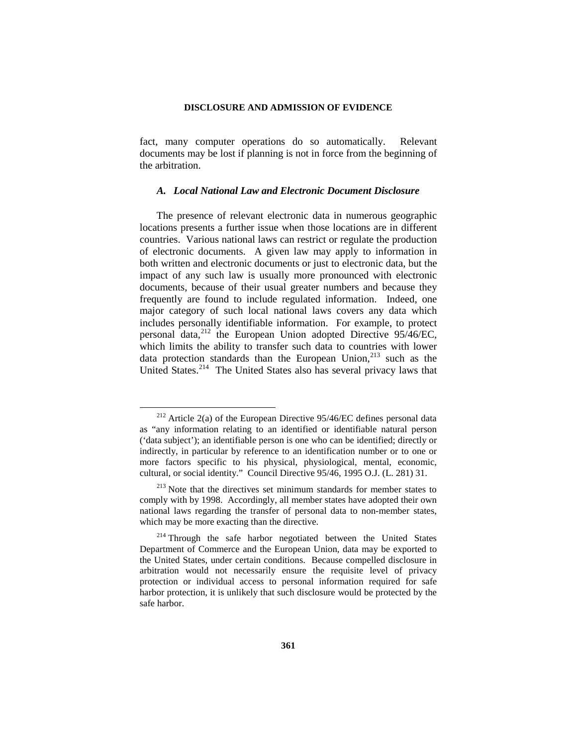fact, many computer operations do so automatically. Relevant documents may be lost if planning is not in force from the beginning of the arbitration.

### *A. Local National Law and Electronic Document Disclosure*

The presence of relevant electronic data in numerous geographic locations presents a further issue when those locations are in different countries. Various national laws can restrict or regulate the production of electronic documents. A given law may apply to information in both written and electronic documents or just to electronic data, but the impact of any such law is usually more pronounced with electronic documents, because of their usual greater numbers and because they frequently are found to include regulated information. Indeed, one major category of such local national laws covers any data which includes personally identifiable information. For example, to protect personal data,[212] the European Union adopted Directive 95/46/EC, which limits the ability to transfer such data to countries with lower data protection standards than the European Union,[213] such as the United States.[214] The United States also has several privacy laws that

---

[212] Article 2(a) of the European Directive 95/46/EC defines personal data as "any information relating to an identified or identifiable natural person ('data subject'); an identifiable person is one who can be identified; directly or indirectly, in particular by reference to an identification number or to one or more factors specific to his physical, physiological, mental, economic, cultural, or social identity." Council Directive 95/46, 1995 O.J. (L. 281) 31.

[213] Note that the directives set minimum standards for member states to comply with by 1998. Accordingly, all member states have adopted their own national laws regarding the transfer of personal data to non-member states, which may be more exacting than the directive.

[214] Through the safe harbor negotiated between the United States Department of Commerce and the European Union, data may be exported to the United States, under certain conditions. Because compelled disclosure in arbitration would not necessarily ensure the requisite level of privacy protection or individual access to personal information required for safe harbor protection, it is unlikely that such disclosure would be protected by the safe harbor.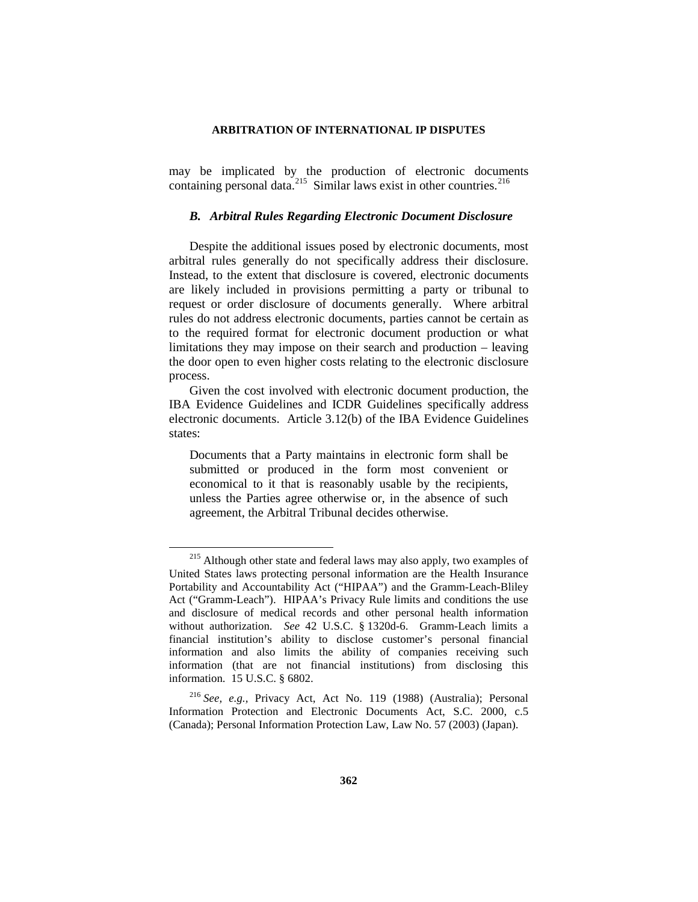may be implicated by the production of electronic documents containing personal data.[215] Similar laws exist in other countries.[216]

### *B. Arbitral Rules Regarding Electronic Document Disclosure*

Despite the additional issues posed by electronic documents, most arbitral rules generally do not specifically address their disclosure. Instead, to the extent that disclosure is covered, electronic documents are likely included in provisions permitting a party or tribunal to request or order disclosure of documents generally. Where arbitral rules do not address electronic documents, parties cannot be certain as to the required format for electronic document production or what limitations they may impose on their search and production – leaving the door open to even higher costs relating to the electronic disclosure process.

Given the cost involved with electronic document production, the IBA Evidence Guidelines and ICDR Guidelines specifically address electronic documents. Article 3.12(b) of the IBA Evidence Guidelines states:

> Documents that a Party maintains in electronic form shall be submitted or produced in the form most convenient or economical to it that is reasonably usable by the recipients, unless the Parties agree otherwise or, in the absence of such agreement, the Arbitral Tribunal decides otherwise.

---

[215] Although other state and federal laws may also apply, two examples of United States laws protecting personal information are the Health Insurance Portability and Accountability Act ("HIPAA") and the Gramm-Leach-Bliley Act ("Gramm-Leach"). HIPAA's Privacy Rule limits and conditions the use and disclosure of medical records and other personal health information without authorization. *See* 42 U.S.C. § 1320d-6. Gramm-Leach limits a financial institution's ability to disclose customer's personal financial information and also limits the ability of companies receiving such information (that are not financial institutions) from disclosing this information. 15 U.S.C. § 6802.

[216] *See, e.g.*, Privacy Act, Act No. 119 (1988) (Australia); Personal Information Protection and Electronic Documents Act, S.C. 2000, c.5 (Canada); Personal Information Protection Law, Law No. 57 (2003) (Japan).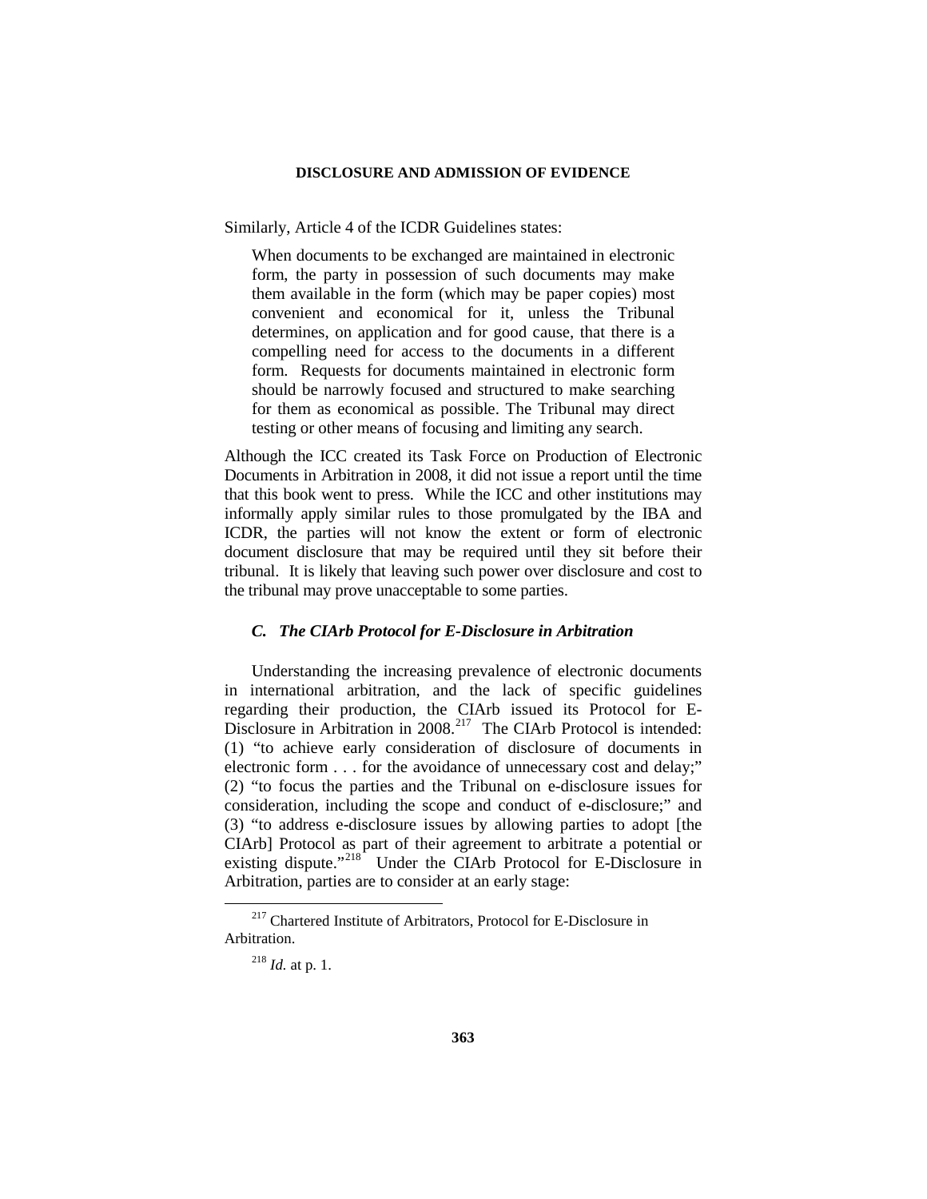Similarly, Article 4 of the ICDR Guidelines states:

> When documents to be exchanged are maintained in electronic form, the party in possession of such documents may make them available in the form (which may be paper copies) most convenient and economical for it, unless the Tribunal determines, on application and for good cause, that there is a compelling need for access to the documents in a different form. Requests for documents maintained in electronic form should be narrowly focused and structured to make searching for them as economical as possible. The Tribunal may direct testing or other means of focusing and limiting any search.

Although the ICC created its Task Force on Production of Electronic Documents in Arbitration in 2008, it did not issue a report until the time that this book went to press. While the ICC and other institutions may informally apply similar rules to those promulgated by the IBA and ICDR, the parties will not know the extent or form of electronic document disclosure that may be required until they sit before their tribunal. It is likely that leaving such power over disclosure and cost to the tribunal may prove unacceptable to some parties.

### *C. The CIArb Protocol for E-Disclosure in Arbitration*

Understanding the increasing prevalence of electronic documents in international arbitration, and the lack of specific guidelines regarding their production, the CIArb issued its Protocol for E-Disclosure in Arbitration in 2008.[217] The CIArb Protocol is intended: (1) "to achieve early consideration of disclosure of documents in electronic form . . . for the avoidance of unnecessary cost and delay;" (2) "to focus the parties and the Tribunal on e-disclosure issues for consideration, including the scope and conduct of e-disclosure;" and (3) "to address e-disclosure issues by allowing parties to adopt [the CIArb] Protocol as part of their agreement to arbitrate a potential or existing dispute."[218] Under the CIArb Protocol for E-Disclosure in Arbitration, parties are to consider at an early stage:

---

[217] Chartered Institute of Arbitrators, Protocol for E-Disclosure in Arbitration.

[218] *Id.* at p. 1.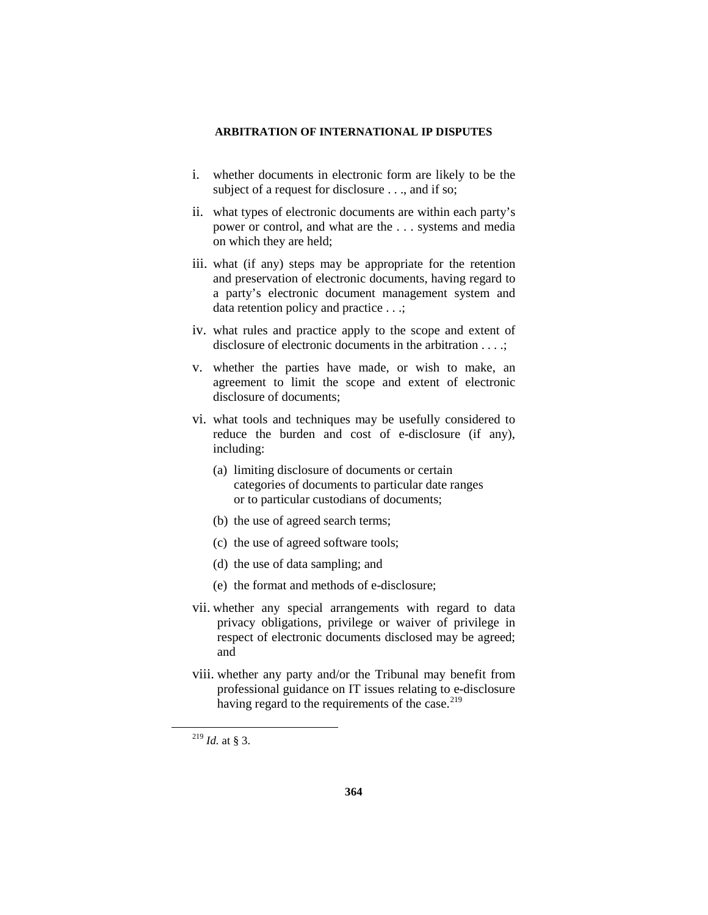i. whether documents in electronic form are likely to be the subject of a request for disclosure . . ., and if so;

ii. what types of electronic documents are within each party's power or control, and what are the . . . systems and media on which they are held;

iii. what (if any) steps may be appropriate for the retention and preservation of electronic documents, having regard to a party's electronic document management system and data retention policy and practice . . .;

iv. what rules and practice apply to the scope and extent of disclosure of electronic documents in the arbitration . . . .;

v. whether the parties have made, or wish to make, an agreement to limit the scope and extent of electronic disclosure of documents;

vi. what tools and techniques may be usefully considered to reduce the burden and cost of e-disclosure (if any), including:

   (a) limiting disclosure of documents or certain categories of documents to particular date ranges or to particular custodians of documents;

   (b) the use of agreed search terms;

   (c) the use of agreed software tools;

   (d) the use of data sampling; and

   (e) the format and methods of e-disclosure;

vii. whether any special arrangements with regard to data privacy obligations, privilege or waiver of privilege in respect of electronic documents disclosed may be agreed; and

viii. whether any party and/or the Tribunal may benefit from professional guidance on IT issues relating to e-disclosure having regard to the requirements of the case.[219]

---

[219] *Id.* at § 3.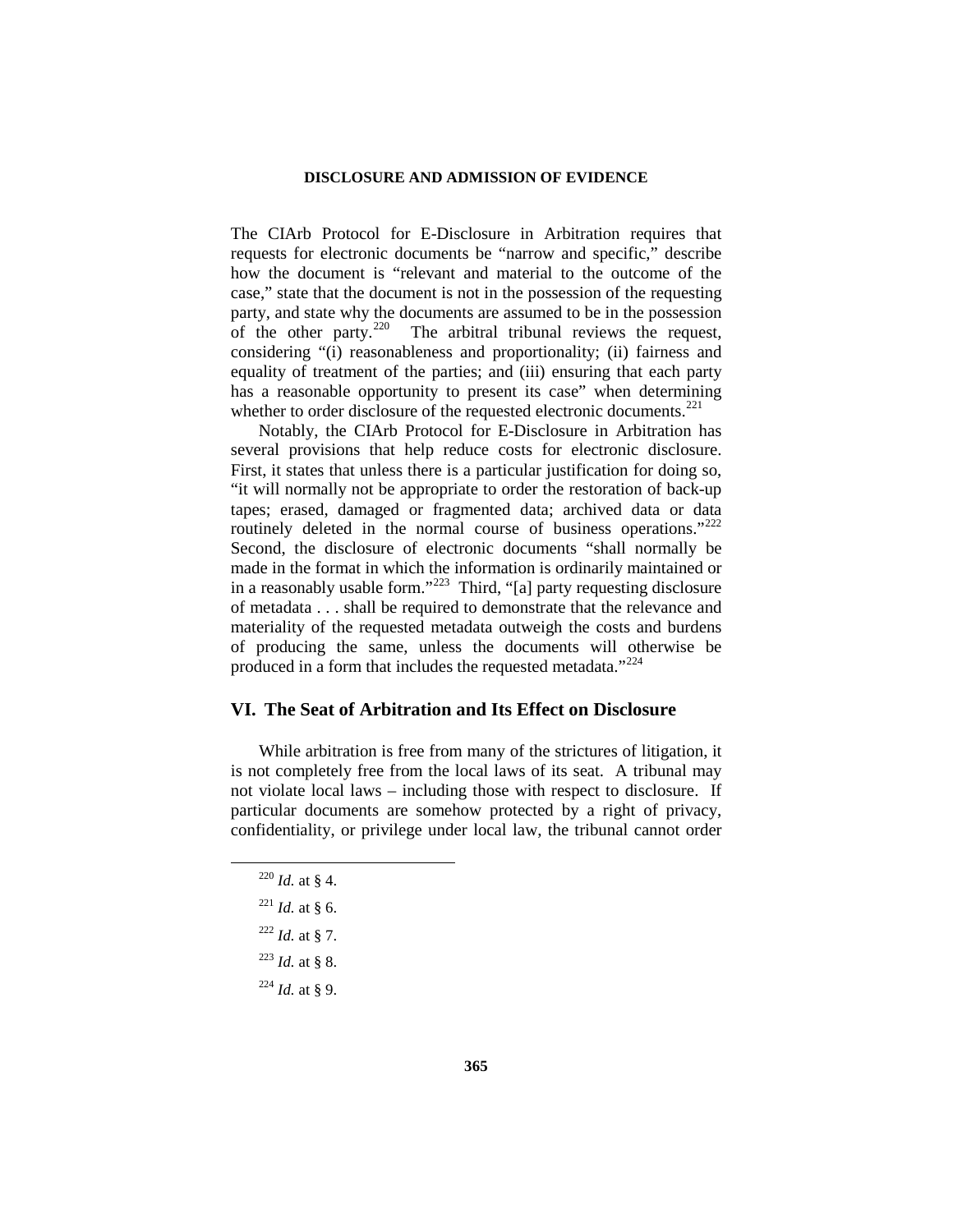The CIArb Protocol for E-Disclosure in Arbitration requires that requests for electronic documents be "narrow and specific," describe how the document is "relevant and material to the outcome of the case," state that the document is not in the possession of the requesting party, and state why the documents are assumed to be in the possession of the other party.[220] The arbitral tribunal reviews the request, considering "(i) reasonableness and proportionality; (ii) fairness and equality of treatment of the parties; and (iii) ensuring that each party has a reasonable opportunity to present its case" when determining whether to order disclosure of the requested electronic documents.[221]

Notably, the CIArb Protocol for E-Disclosure in Arbitration has several provisions that help reduce costs for electronic disclosure. First, it states that unless there is a particular justification for doing so, "it will normally not be appropriate to order the restoration of back-up tapes; erased, damaged or fragmented data; archived data or data routinely deleted in the normal course of business operations."[222] Second, the disclosure of electronic documents "shall normally be made in the format in which the information is ordinarily maintained or in a reasonably usable form."[223] Third, "[a] party requesting disclosure of metadata . . . shall be required to demonstrate that the relevance and materiality of the requested metadata outweigh the costs and burdens of producing the same, unless the documents will otherwise be produced in a form that includes the requested metadata."[224]

## VI. The Seat of Arbitration and Its Effect on Disclosure

While arbitration is free from many of the strictures of litigation, it is not completely free from the local laws of its seat. A tribunal may not violate local laws – including those with respect to disclosure. If particular documents are somehow protected by a right of privacy, confidentiality, or privilege under local law, the tribunal cannot order

---

[220] *Id.* at § 4.

[221] *Id.* at § 6.

[222] *Id.* at § 7.

[223] *Id.* at § 8.

[224] *Id.* at § 9.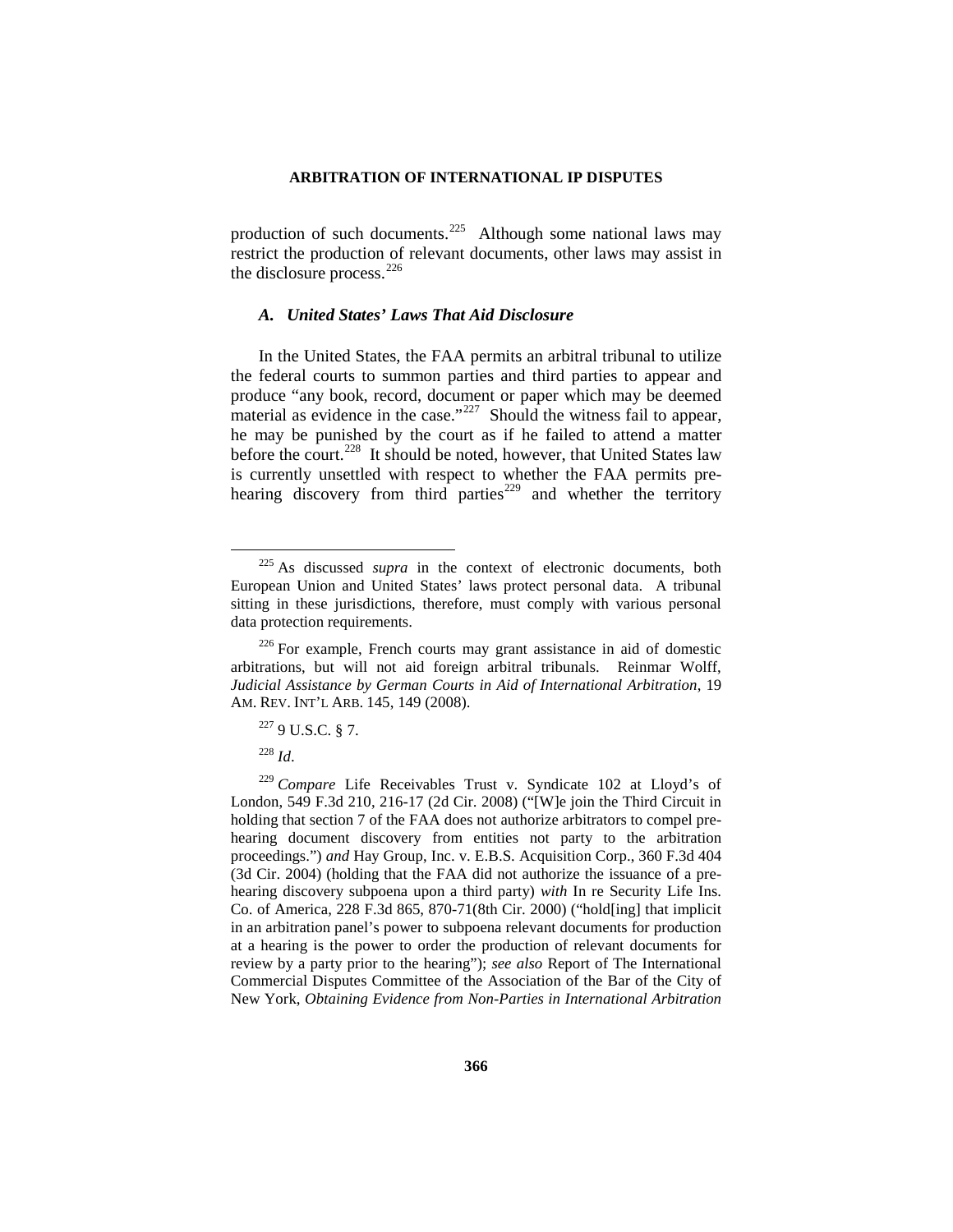production of such documents.[225] Although some national laws may restrict the production of relevant documents, other laws may assist in the disclosure process.[226]

### *A. United States' Laws That Aid Disclosure*

In the United States, the FAA permits an arbitral tribunal to utilize the federal courts to summon parties and third parties to appear and produce "any book, record, document or paper which may be deemed material as evidence in the case."[227] Should the witness fail to appear, he may be punished by the court as if he failed to attend a matter before the court.[228] It should be noted, however, that United States law is currently unsettled with respect to whether the FAA permits pre-hearing discovery from third parties[229] and whether the territory

---

[225] As discussed *supra* in the context of electronic documents, both European Union and United States' laws protect personal data. A tribunal sitting in these jurisdictions, therefore, must comply with various personal data protection requirements.

[226] For example, French courts may grant assistance in aid of domestic arbitrations, but will not aid foreign arbitral tribunals. Reinmar Wolff, *Judicial Assistance by German Courts in Aid of International Arbitration*, 19 AM. REV. INT'L ARB. 145, 149 (2008).

[227] 9 U.S.C. § 7.

[228] *Id*.

[229] *Compare* Life Receivables Trust v. Syndicate 102 at Lloyd's of London, 549 F.3d 210, 216-17 (2d Cir. 2008) ("[W]e join the Third Circuit in holding that section 7 of the FAA does not authorize arbitrators to compel pre-hearing document discovery from entities not party to the arbitration proceedings.") *and* Hay Group, Inc. v. E.B.S. Acquisition Corp., 360 F.3d 404 (3d Cir. 2004) (holding that the FAA did not authorize the issuance of a pre-hearing discovery subpoena upon a third party) *with* In re Security Life Ins. Co. of America, 228 F.3d 865, 870-71(8th Cir. 2000) ("hold[ing] that implicit in an arbitration panel's power to subpoena relevant documents for production at a hearing is the power to order the production of relevant documents for review by a party prior to the hearing"); *see also* Report of The International Commercial Disputes Committee of the Association of the Bar of the City of New York, *Obtaining Evidence from Non-Parties in International Arbitration*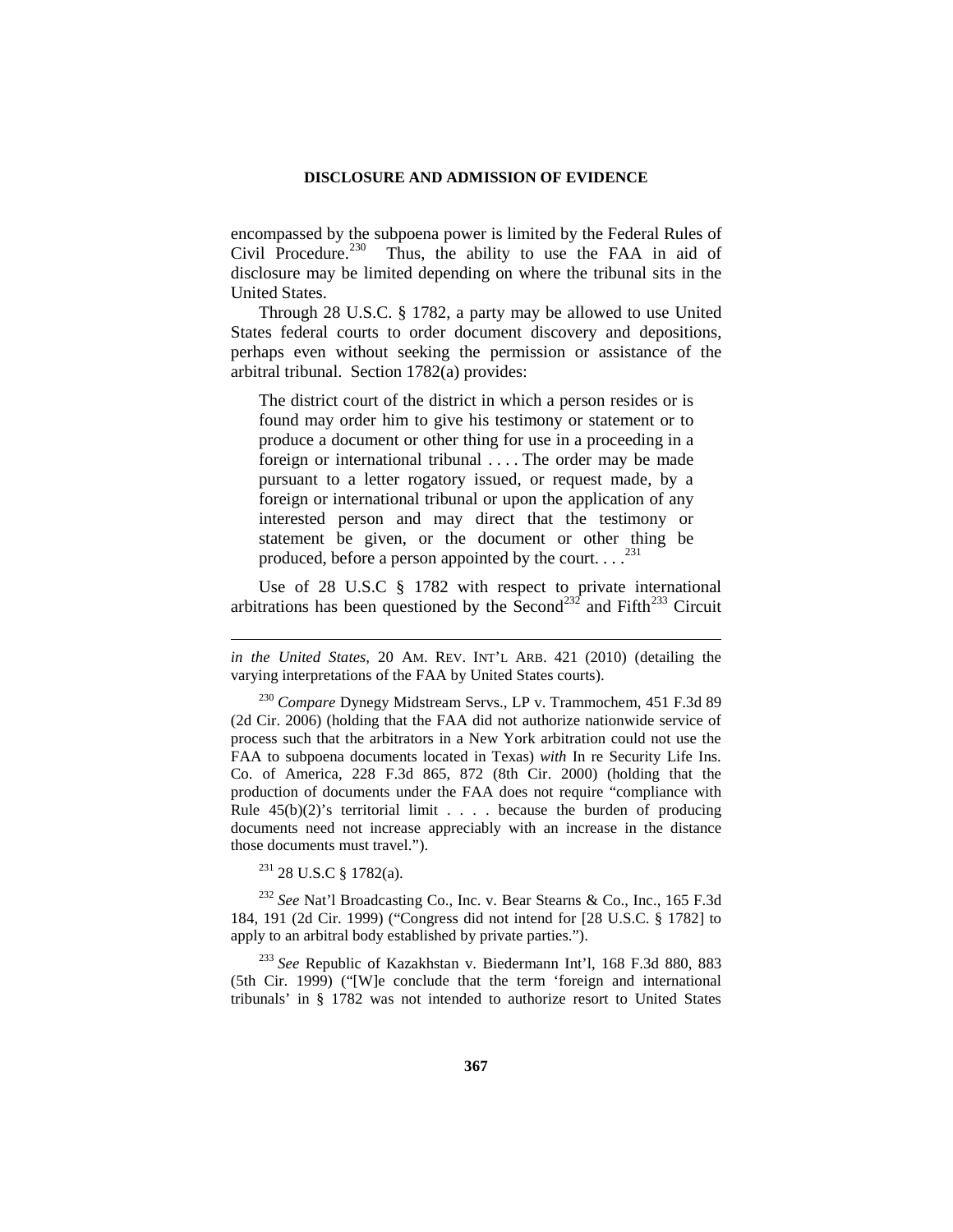encompassed by the subpoena power is limited by the Federal Rules of Civil Procedure.[230] Thus, the ability to use the FAA in aid of disclosure may be limited depending on where the tribunal sits in the United States.

Through 28 U.S.C. § 1782, a party may be allowed to use United States federal courts to order document discovery and depositions, perhaps even without seeking the permission or assistance of the arbitral tribunal. Section 1782(a) provides:

> The district court of the district in which a person resides or is found may order him to give his testimony or statement or to produce a document or other thing for use in a proceeding in a foreign or international tribunal . . . . The order may be made pursuant to a letter rogatory issued, or request made, by a foreign or international tribunal or upon the application of any interested person and may direct that the testimony or statement be given, or the document or other thing be produced, before a person appointed by the court. . . .[231]

Use of 28 U.S.C § 1782 with respect to private international arbitrations has been questioned by the Second[232] and Fifth[233] Circuit

---

*in the United States*, 20 AM. REV. INT'L ARB. 421 (2010) (detailing the varying interpretations of the FAA by United States courts).

[230] *Compare* Dynegy Midstream Servs., LP v. Trammochem, 451 F.3d 89 (2d Cir. 2006) (holding that the FAA did not authorize nationwide service of process such that the arbitrators in a New York arbitration could not use the FAA to subpoena documents located in Texas) *with* In re Security Life Ins. Co. of America, 228 F.3d 865, 872 (8th Cir. 2000) (holding that the production of documents under the FAA does not require "compliance with Rule 45(b)(2)'s territorial limit . . . . because the burden of producing documents need not increase appreciably with an increase in the distance those documents must travel.").

[231] 28 U.S.C § 1782(a).

[232] *See* Nat'l Broadcasting Co., Inc. v. Bear Stearns & Co., Inc., 165 F.3d 184, 191 (2d Cir. 1999) ("Congress did not intend for [28 U.S.C. § 1782] to apply to an arbitral body established by private parties.").

[233] *See* Republic of Kazakhstan v. Biedermann Int'l, 168 F.3d 880, 883 (5th Cir. 1999) ("[W]e conclude that the term 'foreign and international tribunals' in § 1782 was not intended to authorize resort to United States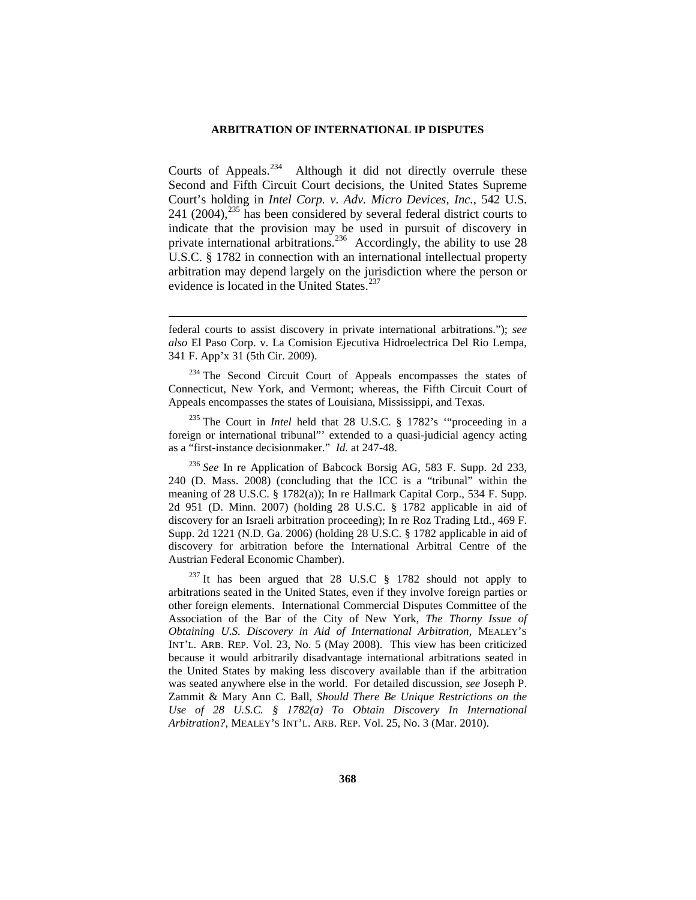Courts of Appeals.[234] Although it did not directly overrule these Second and Fifth Circuit Court decisions, the United States Supreme Court's holding in *Intel Corp. v. Adv. Micro Devices, Inc.*, 542 U.S. 241 (2004),[235] has been considered by several federal district courts to indicate that the provision may be used in pursuit of discovery in private international arbitrations.[236] Accordingly, the ability to use 28 U.S.C. § 1782 in connection with an international intellectual property arbitration may depend largely on the jurisdiction where the person or evidence is located in the United States.[237]

---

federal courts to assist discovery in private international arbitrations."); *see also* El Paso Corp. v. La Comision Ejecutiva Hidroelectrica Del Rio Lempa, 341 F. App'x 31 (5th Cir. 2009).

[234] The Second Circuit Court of Appeals encompasses the states of Connecticut, New York, and Vermont; whereas, the Fifth Circuit Court of Appeals encompasses the states of Louisiana, Mississippi, and Texas.

[235] The Court in *Intel* held that 28 U.S.C. § 1782's '"proceeding in a foreign or international tribunal"' extended to a quasi-judicial agency acting as a "first-instance decisionmaker." *Id.* at 247-48.

[236] *See* In re Application of Babcock Borsig AG, 583 F. Supp. 2d 233, 240 (D. Mass. 2008) (concluding that the ICC is a "tribunal" within the meaning of 28 U.S.C. § 1782(a)); In re Hallmark Capital Corp., 534 F. Supp. 2d 951 (D. Minn. 2007) (holding 28 U.S.C. § 1782 applicable in aid of discovery for an Israeli arbitration proceeding); In re Roz Trading Ltd., 469 F. Supp. 2d 1221 (N.D. Ga. 2006) (holding 28 U.S.C. § 1782 applicable in aid of discovery for arbitration before the International Arbitral Centre of the Austrian Federal Economic Chamber).

[237] It has been argued that 28 U.S.C § 1782 should not apply to arbitrations seated in the United States, even if they involve foreign parties or other foreign elements. International Commercial Disputes Committee of the Association of the Bar of the City of New York, *The Thorny Issue of Obtaining U.S. Discovery in Aid of International Arbitration*, MEALEY'S INT'L. ARB. REP. Vol. 23, No. 5 (May 2008). This view has been criticized because it would arbitrarily disadvantage international arbitrations seated in the United States by making less discovery available than if the arbitration was seated anywhere else in the world. For detailed discussion, *see* Joseph P. Zammit & Mary Ann C. Ball, *Should There Be Unique Restrictions on the Use of 28 U.S.C. § 1782(a) To Obtain Discovery In International Arbitration?*, MEALEY'S INT'L. ARB. REP. Vol. 25, No. 3 (Mar. 2010).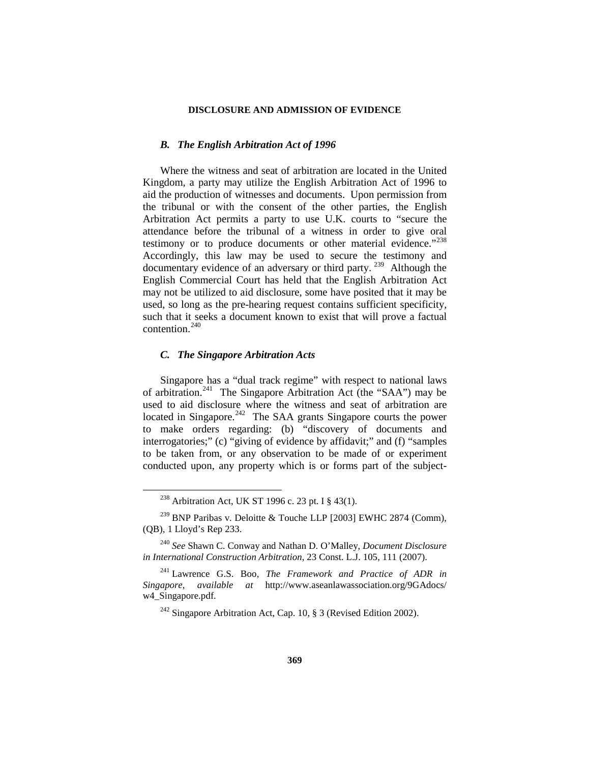### *B. The English Arbitration Act of 1996*

Where the witness and seat of arbitration are located in the United Kingdom, a party may utilize the English Arbitration Act of 1996 to aid the production of witnesses and documents. Upon permission from the tribunal or with the consent of the other parties, the English Arbitration Act permits a party to use U.K. courts to "secure the attendance before the tribunal of a witness in order to give oral testimony or to produce documents or other material evidence."[238] Accordingly, this law may be used to secure the testimony and documentary evidence of an adversary or third party.[239] Although the English Commercial Court has held that the English Arbitration Act may not be utilized to aid disclosure, some have posited that it may be used, so long as the pre-hearing request contains sufficient specificity, such that it seeks a document known to exist that will prove a factual contention.[240]

### *C. The Singapore Arbitration Acts*

Singapore has a "dual track regime" with respect to national laws of arbitration.[241] The Singapore Arbitration Act (the "SAA") may be used to aid disclosure where the witness and seat of arbitration are located in Singapore.[242] The SAA grants Singapore courts the power to make orders regarding: (b) "discovery of documents and interrogatories;" (c) "giving of evidence by affidavit;" and (f) "samples to be taken from, or any observation to be made of or experiment conducted upon, any property which is or forms part of the subject-

---

[238] Arbitration Act, UK ST 1996 c. 23 pt. I § 43(1).

[239] BNP Paribas v. Deloitte & Touche LLP [2003] EWHC 2874 (Comm), (QB), 1 Lloyd's Rep 233.

[240] *See* Shawn C. Conway and Nathan D. O'Malley, *Document Disclosure in International Construction Arbitration*, 23 Const. L.J. 105, 111 (2007).

[241] Lawrence G.S. Boo, *The Framework and Practice of ADR in Singapore*, *available at* http://www.aseanlawassociation.org/9GAdocs/w4_Singapore.pdf.

[242] Singapore Arbitration Act, Cap. 10, § 3 (Revised Edition 2002).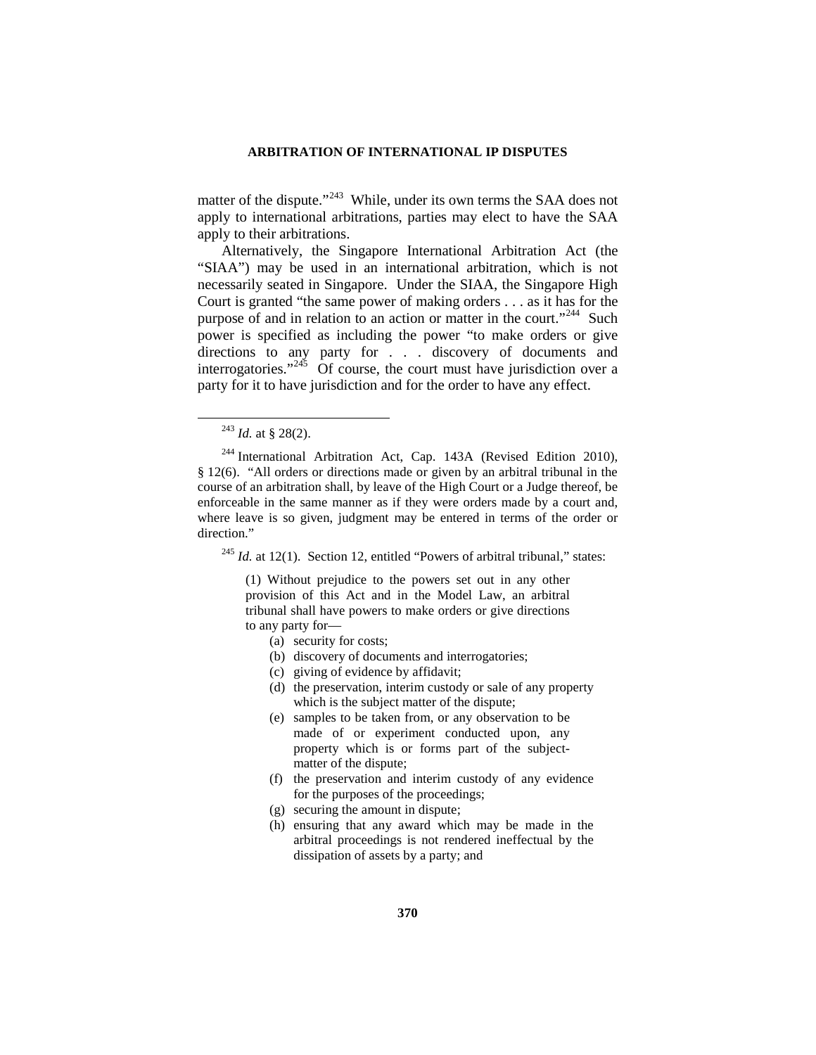matter of the dispute."[243] While, under its own terms the SAA does not apply to international arbitrations, parties may elect to have the SAA apply to their arbitrations.

Alternatively, the Singapore International Arbitration Act (the "SIAA") may be used in an international arbitration, which is not necessarily seated in Singapore. Under the SIAA, the Singapore High Court is granted "the same power of making orders . . . as it has for the purpose of and in relation to an action or matter in the court."[244] Such power is specified as including the power "to make orders or give directions to any party for . . . discovery of documents and interrogatories."[245] Of course, the court must have jurisdiction over a party for it to have jurisdiction and for the order to have any effect.

---

[243] *Id.* at § 28(2).

[244] International Arbitration Act, Cap. 143A (Revised Edition 2010), § 12(6). "All orders or directions made or given by an arbitral tribunal in the course of an arbitration shall, by leave of the High Court or a Judge thereof, be enforceable in the same manner as if they were orders made by a court and, where leave is so given, judgment may be entered in terms of the order or direction."

[245] *Id.* at 12(1). Section 12, entitled "Powers of arbitral tribunal," states:

> (1) Without prejudice to the powers set out in any other provision of this Act and in the Model Law, an arbitral tribunal shall have powers to make orders or give directions to any party for—
>
> (a) security for costs;
> (b) discovery of documents and interrogatories;
> (c) giving of evidence by affidavit;
> (d) the preservation, interim custody or sale of any property which is the subject matter of the dispute;
> (e) samples to be taken from, or any observation to be made of or experiment conducted upon, any property which is or forms part of the subject-matter of the dispute;
> (f) the preservation and interim custody of any evidence for the purposes of the proceedings;
> (g) securing the amount in dispute;
> (h) ensuring that any award which may be made in the arbitral proceedings is not rendered ineffectual by the dissipation of assets by a party; and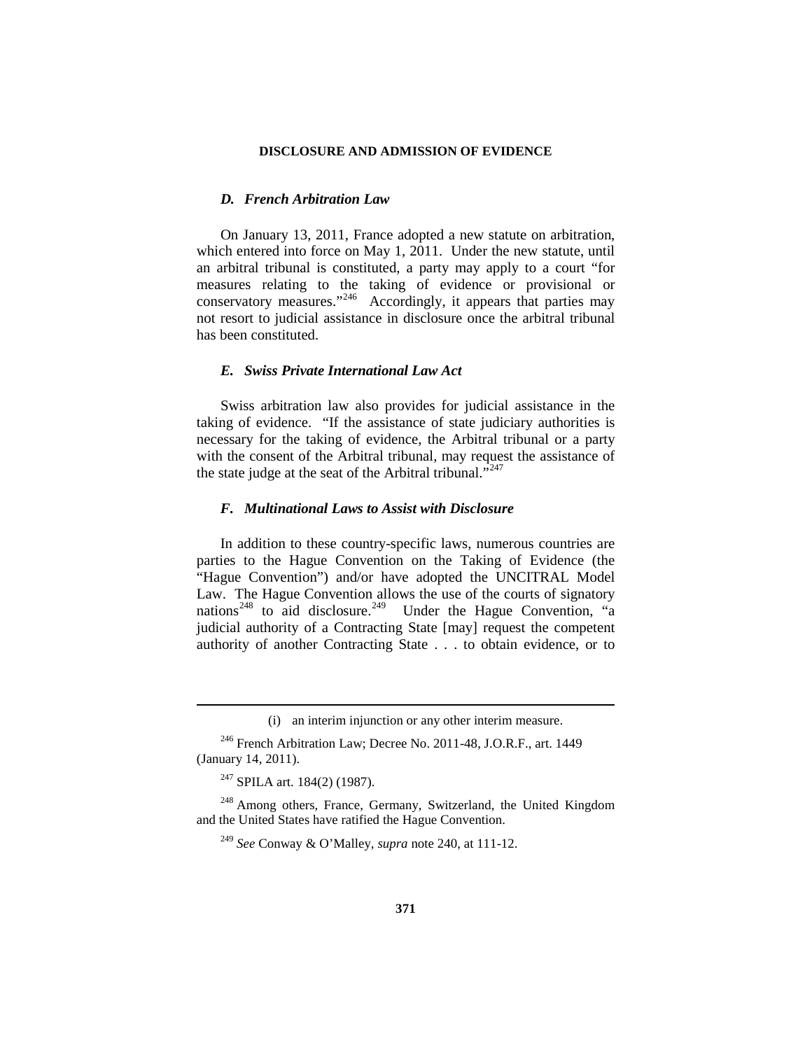### *D. French Arbitration Law*

On January 13, 2011, France adopted a new statute on arbitration, which entered into force on May 1, 2011. Under the new statute, until an arbitral tribunal is constituted, a party may apply to a court "for measures relating to the taking of evidence or provisional or conservatory measures."[246] Accordingly, it appears that parties may not resort to judicial assistance in disclosure once the arbitral tribunal has been constituted.

### *E. Swiss Private International Law Act*

Swiss arbitration law also provides for judicial assistance in the taking of evidence. "If the assistance of state judiciary authorities is necessary for the taking of evidence, the Arbitral tribunal or a party with the consent of the Arbitral tribunal, may request the assistance of the state judge at the seat of the Arbitral tribunal."[247]

### *F. Multinational Laws to Assist with Disclosure*

In addition to these country-specific laws, numerous countries are parties to the Hague Convention on the Taking of Evidence (the "Hague Convention") and/or have adopted the UNCITRAL Model Law. The Hague Convention allows the use of the courts of signatory nations[248] to aid disclosure.[249] Under the Hague Convention, "a judicial authority of a Contracting State [may] request the competent authority of another Contracting State . . . to obtain evidence, or to

---

(i) an interim injunction or any other interim measure.

[246] French Arbitration Law; Decree No. 2011-48, J.O.R.F., art. 1449 (January 14, 2011).

[247] SPILA art. 184(2) (1987).

[248] Among others, France, Germany, Switzerland, the United Kingdom and the United States have ratified the Hague Convention.

[249] *See* Conway & O'Malley, *supra* note 240, at 111-12.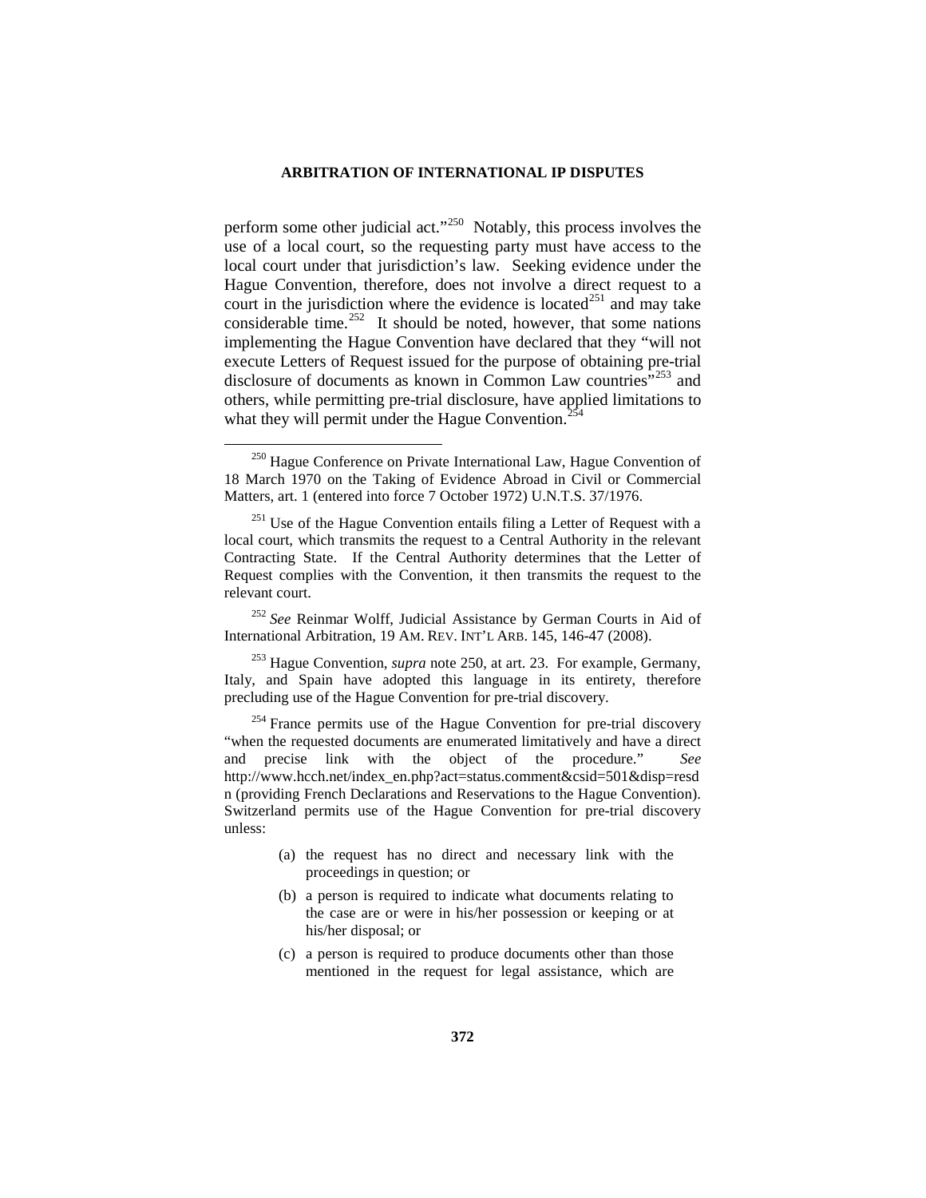perform some other judicial act."[250] Notably, this process involves the use of a local court, so the requesting party must have access to the local court under that jurisdiction's law. Seeking evidence under the Hague Convention, therefore, does not involve a direct request to a court in the jurisdiction where the evidence is located[251] and may take considerable time.[252] It should be noted, however, that some nations implementing the Hague Convention have declared that they "will not execute Letters of Request issued for the purpose of obtaining pre-trial disclosure of documents as known in Common Law countries"[253] and others, while permitting pre-trial disclosure, have applied limitations to what they will permit under the Hague Convention.[254]

---

[250] Hague Conference on Private International Law, Hague Convention of 18 March 1970 on the Taking of Evidence Abroad in Civil or Commercial Matters, art. 1 (entered into force 7 October 1972) U.N.T.S. 37/1976.

[251] Use of the Hague Convention entails filing a Letter of Request with a local court, which transmits the request to a Central Authority in the relevant Contracting State. If the Central Authority determines that the Letter of Request complies with the Convention, it then transmits the request to the relevant court.

[252] *See* Reinmar Wolff, Judicial Assistance by German Courts in Aid of International Arbitration, 19 AM. REV. INT'L ARB. 145, 146-47 (2008).

[253] Hague Convention, *supra* note 250, at art. 23. For example, Germany, Italy, and Spain have adopted this language in its entirety, therefore precluding use of the Hague Convention for pre-trial discovery.

[254] France permits use of the Hague Convention for pre-trial discovery "when the requested documents are enumerated limitatively and have a direct and precise link with the object of the procedure." *See* http://www.hcch.net/index_en.php?act=status.comment&csid=501&disp=resdn (providing French Declarations and Reservations to the Hague Convention). Switzerland permits use of the Hague Convention for pre-trial discovery unless:

> (a) the request has no direct and necessary link with the proceedings in question; or
>
> (b) a person is required to indicate what documents relating to the case are or were in his/her possession or keeping or at his/her disposal; or
>
> (c) a person is required to produce documents other than those mentioned in the request for legal assistance, which are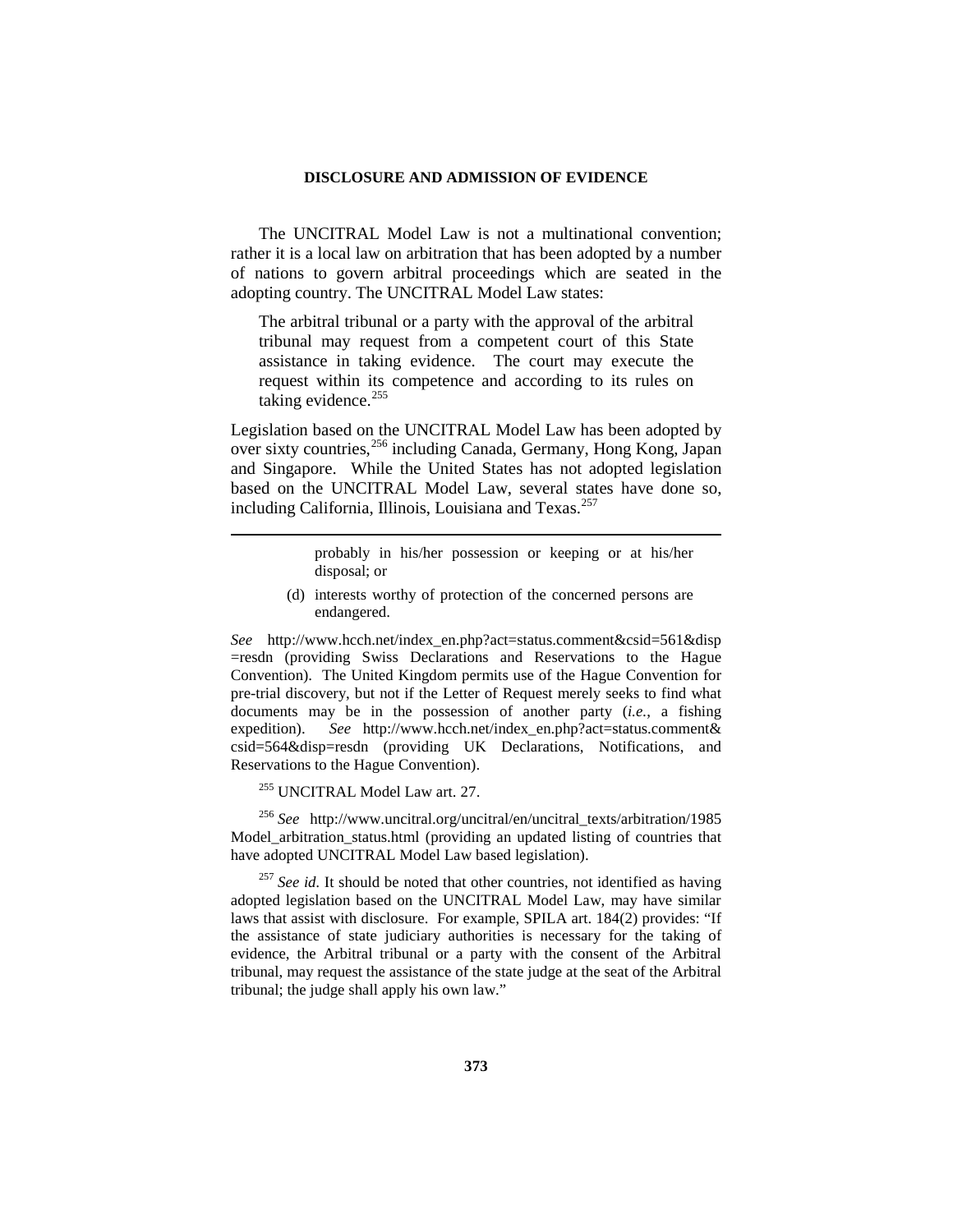The UNCITRAL Model Law is not a multinational convention; rather it is a local law on arbitration that has been adopted by a number of nations to govern arbitral proceedings which are seated in the adopting country. The UNCITRAL Model Law states:

> The arbitral tribunal or a party with the approval of the arbitral tribunal may request from a competent court of this State assistance in taking evidence. The court may execute the request within its competence and according to its rules on taking evidence.[255]

Legislation based on the UNCITRAL Model Law has been adopted by over sixty countries,[256] including Canada, Germany, Hong Kong, Japan and Singapore. While the United States has not adopted legislation based on the UNCITRAL Model Law, several states have done so, including California, Illinois, Louisiana and Texas.[257]

---

> probably in his/her possession or keeping or at his/her disposal; or
>
> (d) interests worthy of protection of the concerned persons are endangered.

*See* http://www.hcch.net/index_en.php?act=status.comment&csid=561&disp=resdn (providing Swiss Declarations and Reservations to the Hague Convention). The United Kingdom permits use of the Hague Convention for pre-trial discovery, but not if the Letter of Request merely seeks to find what documents may be in the possession of another party (*i.e.*, a fishing expedition). *See* http://www.hcch.net/index_en.php?act=status.comment&csid=564&disp=resdn (providing UK Declarations, Notifications, and Reservations to the Hague Convention).

[255] UNCITRAL Model Law art. 27.

[256] *See* http://www.uncitral.org/uncitral/en/uncitral_texts/arbitration/1985Model_arbitration_status.html (providing an updated listing of countries that have adopted UNCITRAL Model Law based legislation).

[257] *See id.* It should be noted that other countries, not identified as having adopted legislation based on the UNCITRAL Model Law, may have similar laws that assist with disclosure. For example, SPILA art. 184(2) provides: "If the assistance of state judiciary authorities is necessary for the taking of evidence, the Arbitral tribunal or a party with the consent of the Arbitral tribunal, may request the assistance of the state judge at the seat of the Arbitral tribunal; the judge shall apply his own law."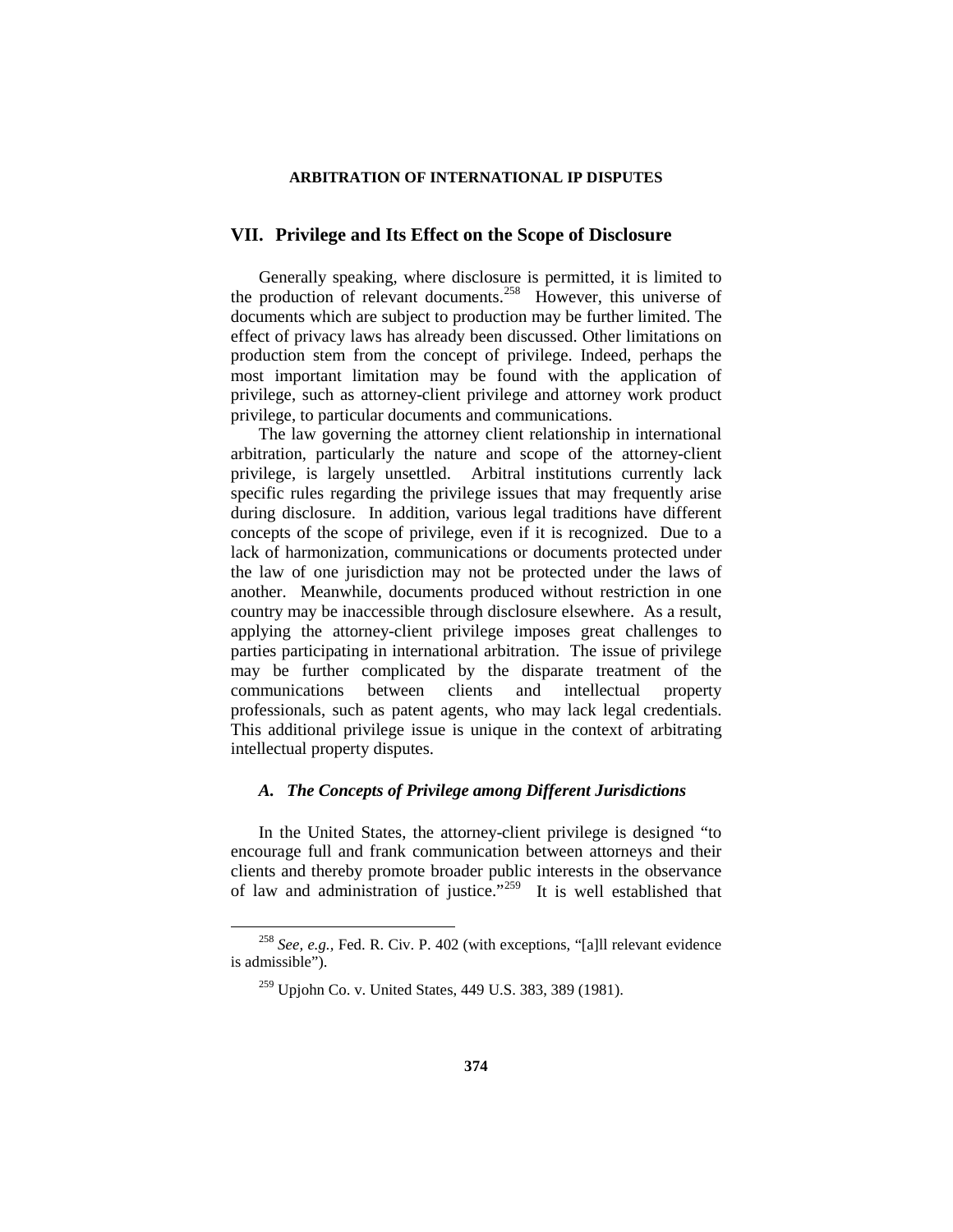## VII. Privilege and Its Effect on the Scope of Disclosure

Generally speaking, where disclosure is permitted, it is limited to the production of relevant documents.[258] However, this universe of documents which are subject to production may be further limited. The effect of privacy laws has already been discussed. Other limitations on production stem from the concept of privilege. Indeed, perhaps the most important limitation may be found with the application of privilege, such as attorney-client privilege and attorney work product privilege, to particular documents and communications.

The law governing the attorney client relationship in international arbitration, particularly the nature and scope of the attorney-client privilege, is largely unsettled. Arbitral institutions currently lack specific rules regarding the privilege issues that may frequently arise during disclosure. In addition, various legal traditions have different concepts of the scope of privilege, even if it is recognized. Due to a lack of harmonization, communications or documents protected under the law of one jurisdiction may not be protected under the laws of another. Meanwhile, documents produced without restriction in one country may be inaccessible through disclosure elsewhere. As a result, applying the attorney-client privilege imposes great challenges to parties participating in international arbitration. The issue of privilege may be further complicated by the disparate treatment of the communications between clients and intellectual property professionals, such as patent agents, who may lack legal credentials. This additional privilege issue is unique in the context of arbitrating intellectual property disputes.

### *A. The Concepts of Privilege among Different Jurisdictions*

In the United States, the attorney-client privilege is designed "to encourage full and frank communication between attorneys and their clients and thereby promote broader public interests in the observance of law and administration of justice."[259] It is well established that

---

[258] *See, e.g.*, Fed. R. Civ. P. 402 (with exceptions, "[a]ll relevant evidence is admissible").

[259] Upjohn Co. v. United States, 449 U.S. 383, 389 (1981).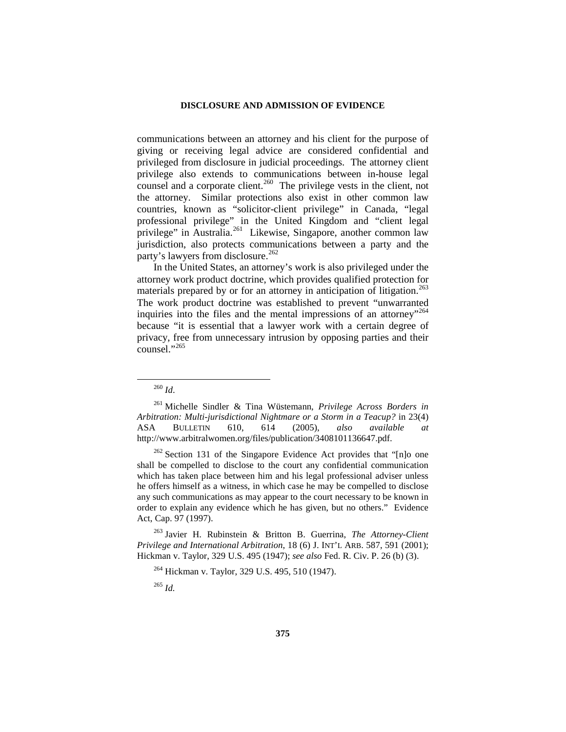communications between an attorney and his client for the purpose of giving or receiving legal advice are considered confidential and privileged from disclosure in judicial proceedings. The attorney client privilege also extends to communications between in-house legal counsel and a corporate client.[260] The privilege vests in the client, not the attorney. Similar protections also exist in other common law countries, known as "solicitor-client privilege" in Canada, "legal professional privilege" in the United Kingdom and "client legal privilege" in Australia.[261] Likewise, Singapore, another common law jurisdiction, also protects communications between a party and the party's lawyers from disclosure.[262]

In the United States, an attorney's work is also privileged under the attorney work product doctrine, which provides qualified protection for materials prepared by or for an attorney in anticipation of litigation.[263] The work product doctrine was established to prevent "unwarranted inquiries into the files and the mental impressions of an attorney"[264] because "it is essential that a lawyer work with a certain degree of privacy, free from unnecessary intrusion by opposing parties and their counsel."[265]

---

[260] *Id*.

[261] Michelle Sindler & Tina Wüstemann, *Privilege Across Borders in Arbitration: Multi-jurisdictional Nightmare or a Storm in a Teacup?* in 23(4) ASA BULLETIN 610, 614 (2005), *also available at* http://www.arbitralwomen.org/files/publication/3408101136647.pdf.

[262] Section 131 of the Singapore Evidence Act provides that "[n]o one shall be compelled to disclose to the court any confidential communication which has taken place between him and his legal professional adviser unless he offers himself as a witness, in which case he may be compelled to disclose any such communications as may appear to the court necessary to be known in order to explain any evidence which he has given, but no others." Evidence Act, Cap. 97 (1997).

[263] Javier H. Rubinstein & Britton B. Guerrina, *The Attorney-Client Privilege and International Arbitration*, 18 (6) J. INT'L ARB. 587, 591 (2001); Hickman v. Taylor, 329 U.S. 495 (1947); *see also* Fed. R. Civ. P. 26 (b) (3).

[264] Hickman v. Taylor, 329 U.S. 495, 510 (1947).

[265] *Id.*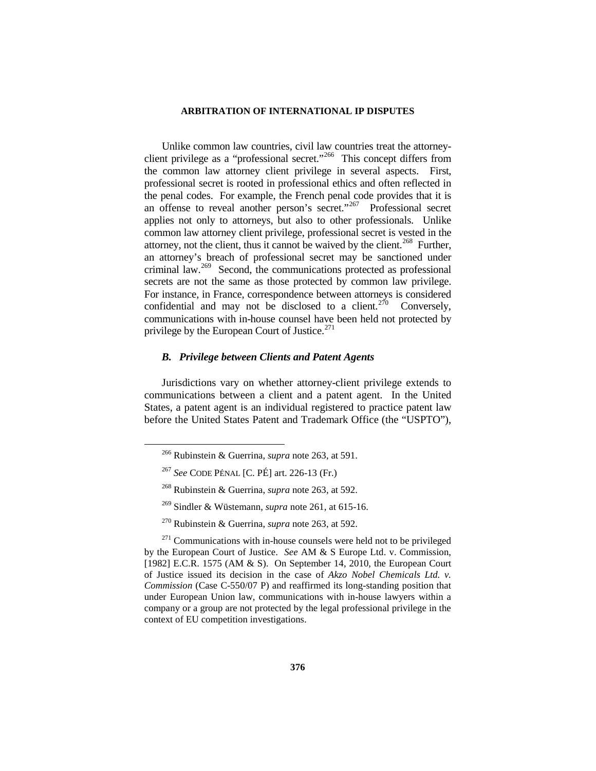Unlike common law countries, civil law countries treat the attorney-client privilege as a "professional secret."[266] This concept differs from the common law attorney client privilege in several aspects. First, professional secret is rooted in professional ethics and often reflected in the penal codes. For example, the French penal code provides that it is an offense to reveal another person's secret."[267] Professional secret applies not only to attorneys, but also to other professionals. Unlike common law attorney client privilege, professional secret is vested in the attorney, not the client, thus it cannot be waived by the client.[268] Further, an attorney's breach of professional secret may be sanctioned under criminal law.[269] Second, the communications protected as professional secrets are not the same as those protected by common law privilege. For instance, in France, correspondence between attorneys is considered confidential and may not be disclosed to a client.[270] Conversely, communications with in-house counsel have been held not protected by privilege by the European Court of Justice.[271]

### *B. Privilege between Clients and Patent Agents*

Jurisdictions vary on whether attorney-client privilege extends to communications between a client and a patent agent. In the United States, a patent agent is an individual registered to practice patent law before the United States Patent and Trademark Office (the "USPTO"),

---

[266] Rubinstein & Guerrina, *supra* note 263, at 591.

[267] *See* CODE PÉNAL [C. PÉ] art. 226-13 (Fr.)

[268] Rubinstein & Guerrina, *supra* note 263, at 592.

[269] Sindler & Wüstemann, *supra* note 261, at 615-16.

[270] Rubinstein & Guerrina, *supra* note 263, at 592.

[271] Communications with in-house counsels were held not to be privileged by the European Court of Justice. *See* AM & S Europe Ltd. v. Commission, [1982] E.C.R. 1575 (AM & S). On September 14, 2010, the European Court of Justice issued its decision in the case of *Akzo Nobel Chemicals Ltd. v. Commission* (Case C-550/07 P) and reaffirmed its long-standing position that under European Union law, communications with in-house lawyers within a company or a group are not protected by the legal professional privilege in the context of EU competition investigations.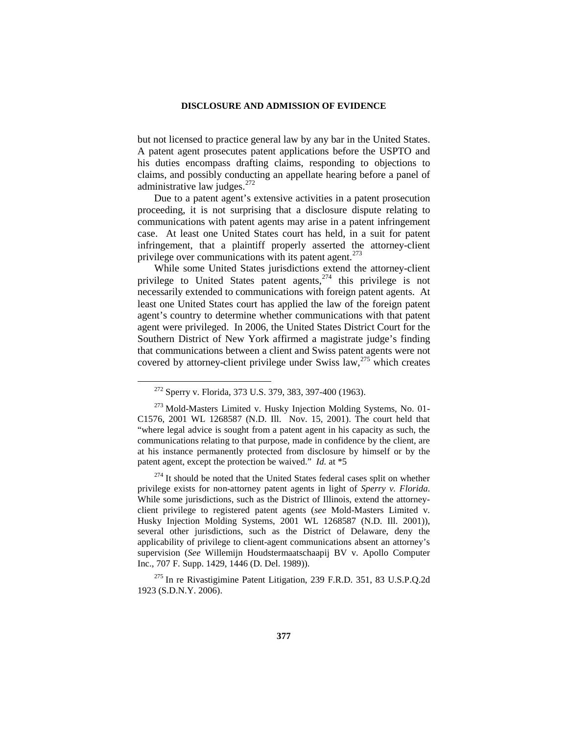but not licensed to practice general law by any bar in the United States. A patent agent prosecutes patent applications before the USPTO and his duties encompass drafting claims, responding to objections to claims, and possibly conducting an appellate hearing before a panel of administrative law judges.[272]

Due to a patent agent's extensive activities in a patent prosecution proceeding, it is not surprising that a disclosure dispute relating to communications with patent agents may arise in a patent infringement case. At least one United States court has held, in a suit for patent infringement, that a plaintiff properly asserted the attorney-client privilege over communications with its patent agent.[273]

While some United States jurisdictions extend the attorney-client privilege to United States patent agents,[274] this privilege is not necessarily extended to communications with foreign patent agents. At least one United States court has applied the law of the foreign patent agent's country to determine whether communications with that patent agent were privileged. In 2006, the United States District Court for the Southern District of New York affirmed a magistrate judge's finding that communications between a client and Swiss patent agents were not covered by attorney-client privilege under Swiss law,[275] which creates

---

[272] Sperry v. Florida, 373 U.S. 379, 383, 397-400 (1963).

[273] Mold-Masters Limited v. Husky Injection Molding Systems, No. 01-C1576, 2001 WL 1268587 (N.D. Ill. Nov. 15, 2001). The court held that "where legal advice is sought from a patent agent in his capacity as such, the communications relating to that purpose, made in confidence by the client, are at his instance permanently protected from disclosure by himself or by the patent agent, except the protection be waived." *Id.* at *5

[274] It should be noted that the United States federal cases split on whether privilege exists for non-attorney patent agents in light of *Sperry v. Florida*. While some jurisdictions, such as the District of Illinois, extend the attorney-client privilege to registered patent agents (*see* Mold-Masters Limited v. Husky Injection Molding Systems, 2001 WL 1268587 (N.D. Ill. 2001)), several other jurisdictions, such as the District of Delaware, deny the applicability of privilege to client-agent communications absent an attorney's supervision (*See* Willemijn Houdstermaatschaapij BV v. Apollo Computer Inc., 707 F. Supp. 1429, 1446 (D. Del. 1989)).

[275] In re Rivastigimine Patent Litigation, 239 F.R.D. 351, 83 U.S.P.Q.2d 1923 (S.D.N.Y. 2006).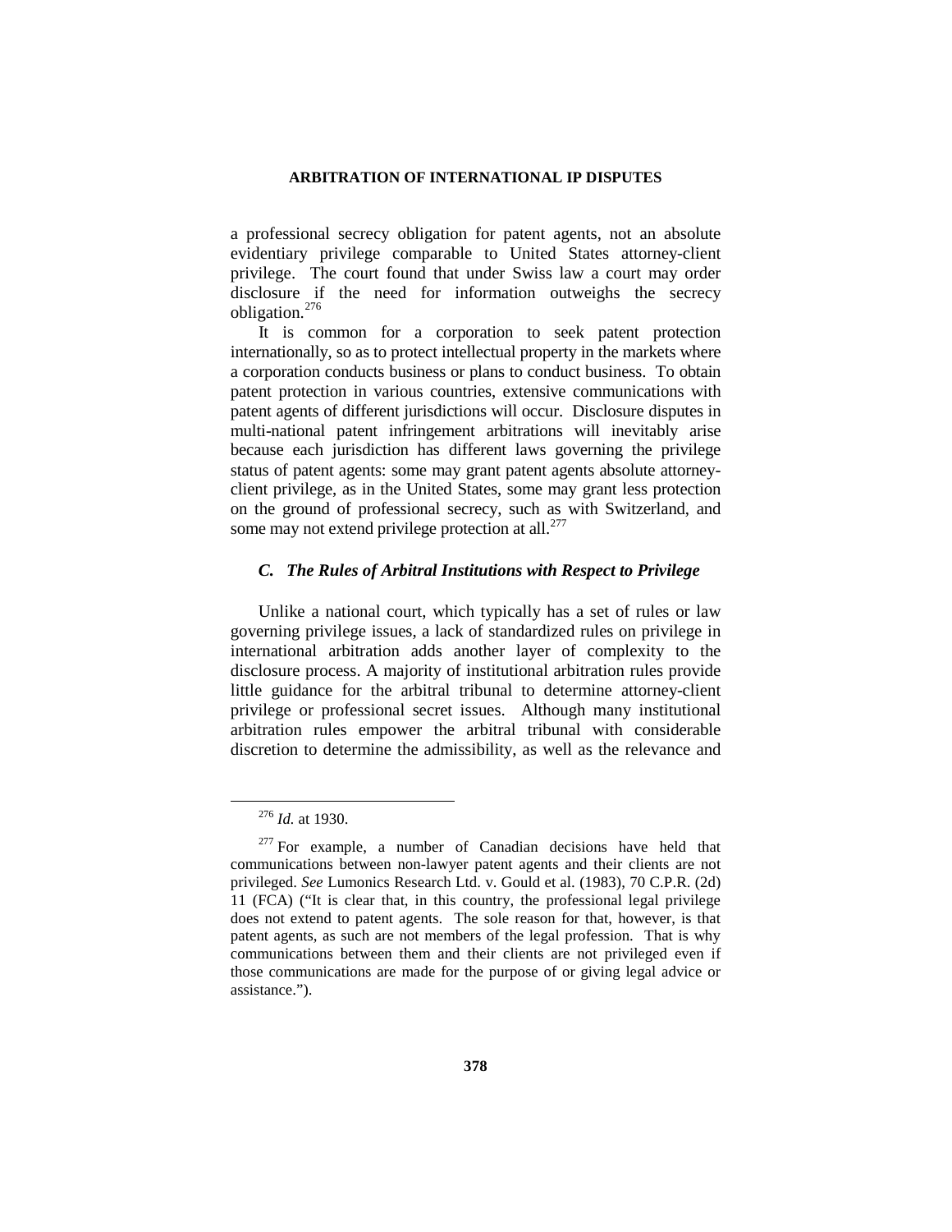a professional secrecy obligation for patent agents, not an absolute evidentiary privilege comparable to United States attorney-client privilege. The court found that under Swiss law a court may order disclosure if the need for information outweighs the secrecy obligation.[276]

It is common for a corporation to seek patent protection internationally, so as to protect intellectual property in the markets where a corporation conducts business or plans to conduct business. To obtain patent protection in various countries, extensive communications with patent agents of different jurisdictions will occur. Disclosure disputes in multi-national patent infringement arbitrations will inevitably arise because each jurisdiction has different laws governing the privilege status of patent agents: some may grant patent agents absolute attorney-client privilege, as in the United States, some may grant less protection on the ground of professional secrecy, such as with Switzerland, and some may not extend privilege protection at all.[277]

### *C. The Rules of Arbitral Institutions with Respect to Privilege*

Unlike a national court, which typically has a set of rules or law governing privilege issues, a lack of standardized rules on privilege in international arbitration adds another layer of complexity to the disclosure process. A majority of institutional arbitration rules provide little guidance for the arbitral tribunal to determine attorney-client privilege or professional secret issues. Although many institutional arbitration rules empower the arbitral tribunal with considerable discretion to determine the admissibility, as well as the relevance and

---

[276] *Id.* at 1930.

[277] For example, a number of Canadian decisions have held that communications between non-lawyer patent agents and their clients are not privileged. *See* Lumonics Research Ltd. v. Gould et al. (1983), 70 C.P.R. (2d) 11 (FCA) ("It is clear that, in this country, the professional legal privilege does not extend to patent agents. The sole reason for that, however, is that patent agents, as such are not members of the legal profession. That is why communications between them and their clients are not privileged even if those communications are made for the purpose of or giving legal advice or assistance.").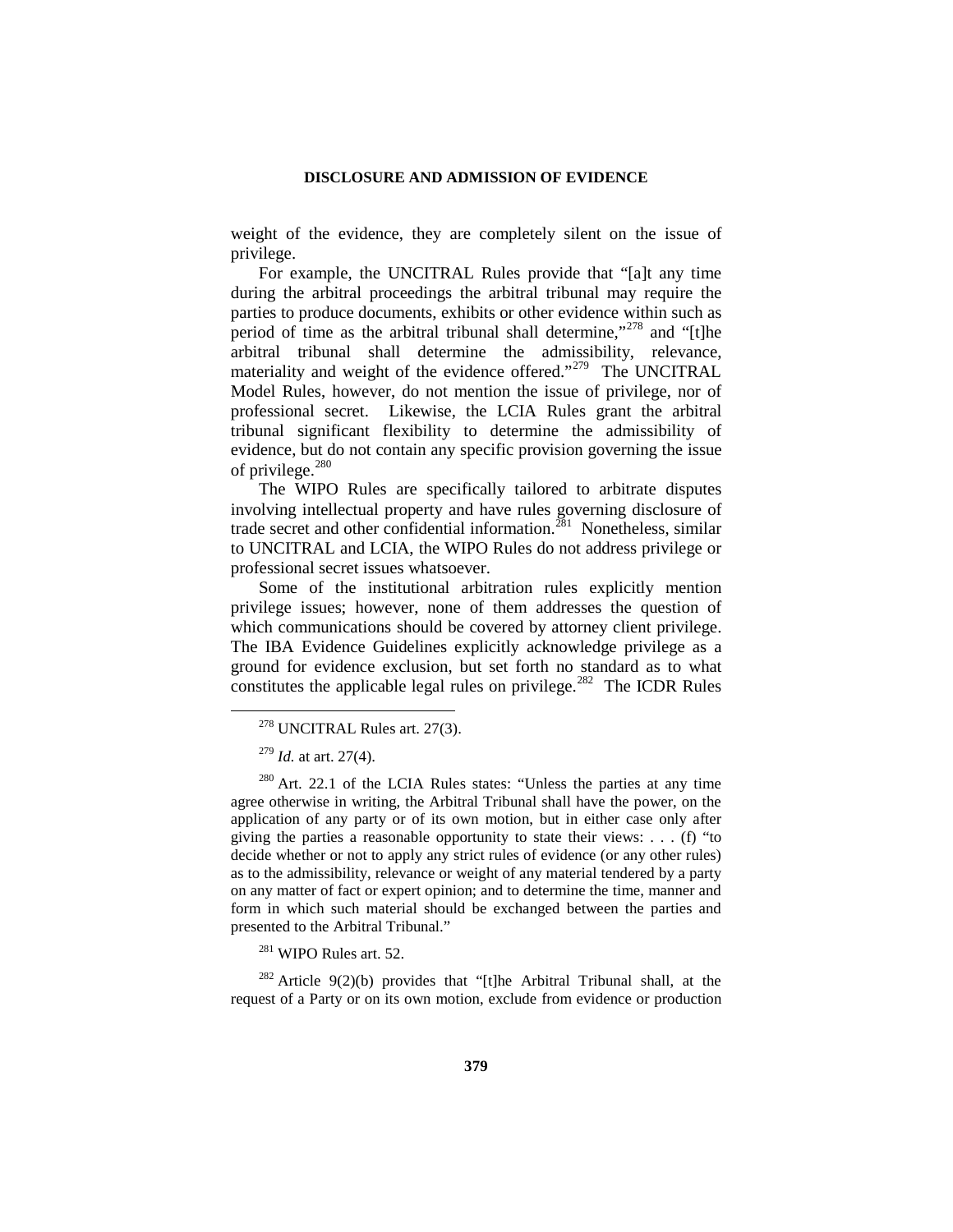weight of the evidence, they are completely silent on the issue of privilege.

For example, the UNCITRAL Rules provide that "[a]t any time during the arbitral proceedings the arbitral tribunal may require the parties to produce documents, exhibits or other evidence within such as period of time as the arbitral tribunal shall determine,"[278] and "[t]he arbitral tribunal shall determine the admissibility, relevance, materiality and weight of the evidence offered."[279] The UNCITRAL Model Rules, however, do not mention the issue of privilege, nor of professional secret. Likewise, the LCIA Rules grant the arbitral tribunal significant flexibility to determine the admissibility of evidence, but do not contain any specific provision governing the issue of privilege.[280]

The WIPO Rules are specifically tailored to arbitrate disputes involving intellectual property and have rules governing disclosure of trade secret and other confidential information.[281] Nonetheless, similar to UNCITRAL and LCIA, the WIPO Rules do not address privilege or professional secret issues whatsoever.

Some of the institutional arbitration rules explicitly mention privilege issues; however, none of them addresses the question of which communications should be covered by attorney client privilege. The IBA Evidence Guidelines explicitly acknowledge privilege as a ground for evidence exclusion, but set forth no standard as to what constitutes the applicable legal rules on privilege.[282] The ICDR Rules

---

[278] UNCITRAL Rules art. 27(3).

[279] *Id.* at art. 27(4).

[280] Art. 22.1 of the LCIA Rules states: "Unless the parties at any time agree otherwise in writing, the Arbitral Tribunal shall have the power, on the application of any party or of its own motion, but in either case only after giving the parties a reasonable opportunity to state their views: . . . (f) "to decide whether or not to apply any strict rules of evidence (or any other rules) as to the admissibility, relevance or weight of any material tendered by a party on any matter of fact or expert opinion; and to determine the time, manner and form in which such material should be exchanged between the parties and presented to the Arbitral Tribunal."

[281] WIPO Rules art. 52.

[282] Article 9(2)(b) provides that "[t]he Arbitral Tribunal shall, at the request of a Party or on its own motion, exclude from evidence or production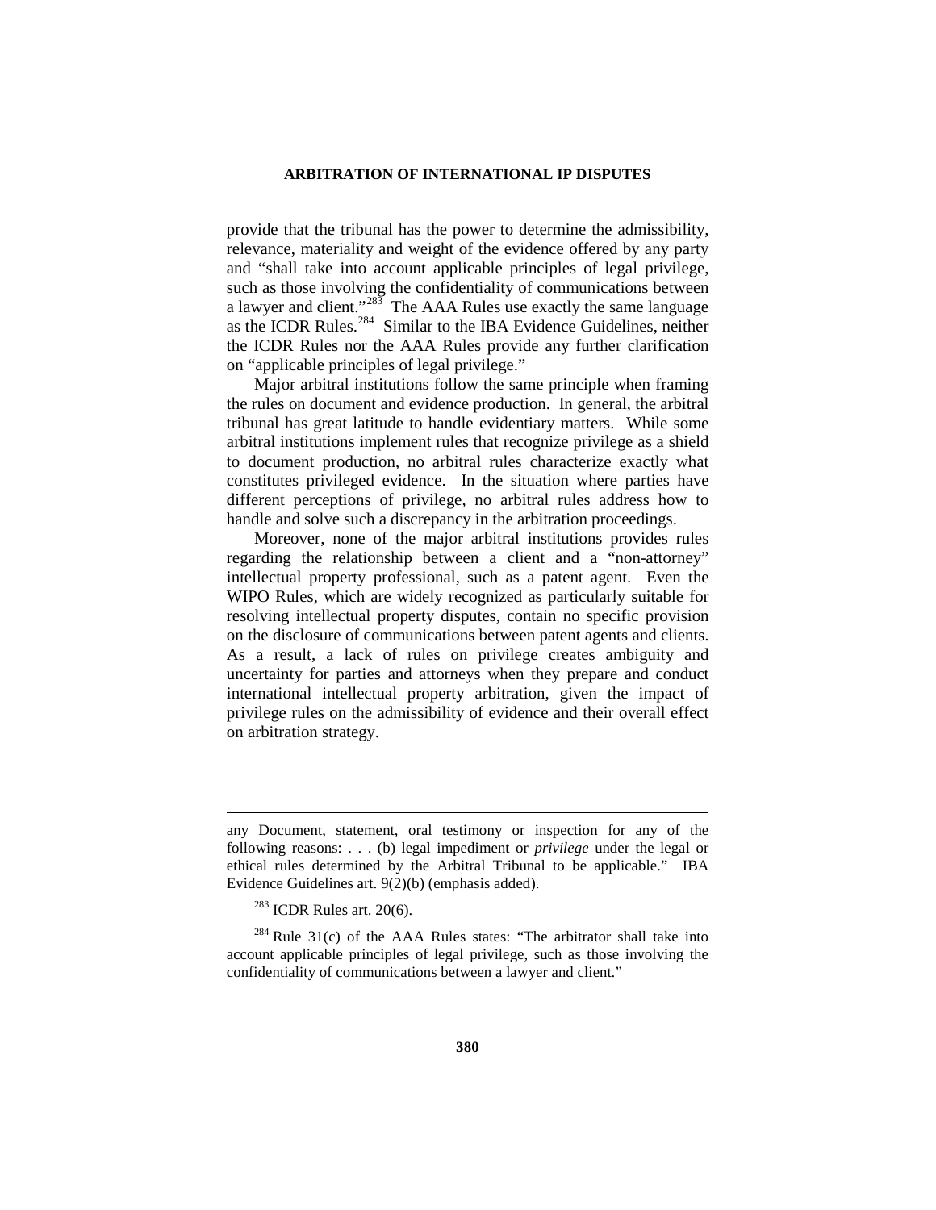provide that the tribunal has the power to determine the admissibility, relevance, materiality and weight of the evidence offered by any party and "shall take into account applicable principles of legal privilege, such as those involving the confidentiality of communications between a lawyer and client."[283] The AAA Rules use exactly the same language as the ICDR Rules.[284] Similar to the IBA Evidence Guidelines, neither the ICDR Rules nor the AAA Rules provide any further clarification on "applicable principles of legal privilege."

Major arbitral institutions follow the same principle when framing the rules on document and evidence production. In general, the arbitral tribunal has great latitude to handle evidentiary matters. While some arbitral institutions implement rules that recognize privilege as a shield to document production, no arbitral rules characterize exactly what constitutes privileged evidence. In the situation where parties have different perceptions of privilege, no arbitral rules address how to handle and solve such a discrepancy in the arbitration proceedings.

Moreover, none of the major arbitral institutions provides rules regarding the relationship between a client and a "non-attorney" intellectual property professional, such as a patent agent. Even the WIPO Rules, which are widely recognized as particularly suitable for resolving intellectual property disputes, contain no specific provision on the disclosure of communications between patent agents and clients. As a result, a lack of rules on privilege creates ambiguity and uncertainty for parties and attorneys when they prepare and conduct international intellectual property arbitration, given the impact of privilege rules on the admissibility of evidence and their overall effect on arbitration strategy.

---

any Document, statement, oral testimony or inspection for any of the following reasons: . . . (b) legal impediment or *privilege* under the legal or ethical rules determined by the Arbitral Tribunal to be applicable." IBA Evidence Guidelines art. 9(2)(b) (emphasis added).

[283] ICDR Rules art. 20(6).

[284] Rule 31(c) of the AAA Rules states: "The arbitrator shall take into account applicable principles of legal privilege, such as those involving the confidentiality of communications between a lawyer and client."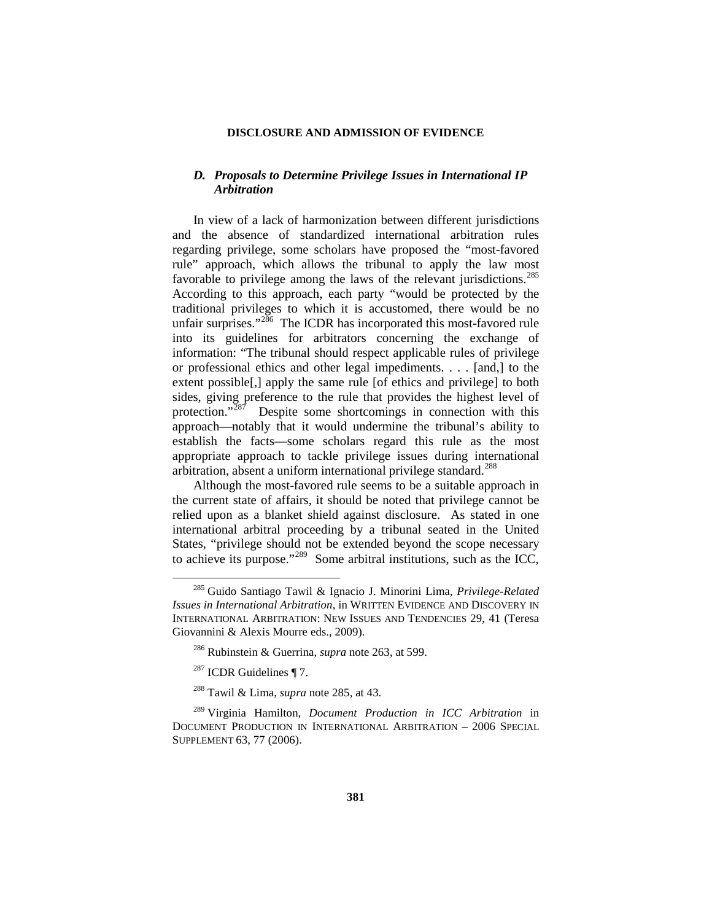### *D. Proposals to Determine Privilege Issues in International IP Arbitration*

In view of a lack of harmonization between different jurisdictions and the absence of standardized international arbitration rules regarding privilege, some scholars have proposed the "most-favored rule" approach, which allows the tribunal to apply the law most favorable to privilege among the laws of the relevant jurisdictions.[285] According to this approach, each party "would be protected by the traditional privileges to which it is accustomed, there would be no unfair surprises."[286] The ICDR has incorporated this most-favored rule into its guidelines for arbitrators concerning the exchange of information: "The tribunal should respect applicable rules of privilege or professional ethics and other legal impediments. . . . [and,] to the extent possible[,] apply the same rule [of ethics and privilege] to both sides, giving preference to the rule that provides the highest level of protection."[287] Despite some shortcomings in connection with this approach—notably that it would undermine the tribunal's ability to establish the facts—some scholars regard this rule as the most appropriate approach to tackle privilege issues during international arbitration, absent a uniform international privilege standard.[288]

Although the most-favored rule seems to be a suitable approach in the current state of affairs, it should be noted that privilege cannot be relied upon as a blanket shield against disclosure. As stated in one international arbitral proceeding by a tribunal seated in the United States, "privilege should not be extended beyond the scope necessary to achieve its purpose."[289] Some arbitral institutions, such as the ICC,

---

[285] Guido Santiago Tawil & Ignacio J. Minorini Lima, *Privilege-Related Issues in International Arbitration*, in WRITTEN EVIDENCE AND DISCOVERY IN INTERNATIONAL ARBITRATION: NEW ISSUES AND TENDENCIES 29, 41 (Teresa Giovannini & Alexis Mourre eds., 2009).

[286] Rubinstein & Guerrina, *supra* note 263, at 599.

[287] ICDR Guidelines ¶ 7.

[288] Tawil & Lima, *supra* note 285, at 43.

[289] Virginia Hamilton, *Document Production in ICC Arbitration* in DOCUMENT PRODUCTION IN INTERNATIONAL ARBITRATION – 2006 SPECIAL SUPPLEMENT 63, 77 (2006).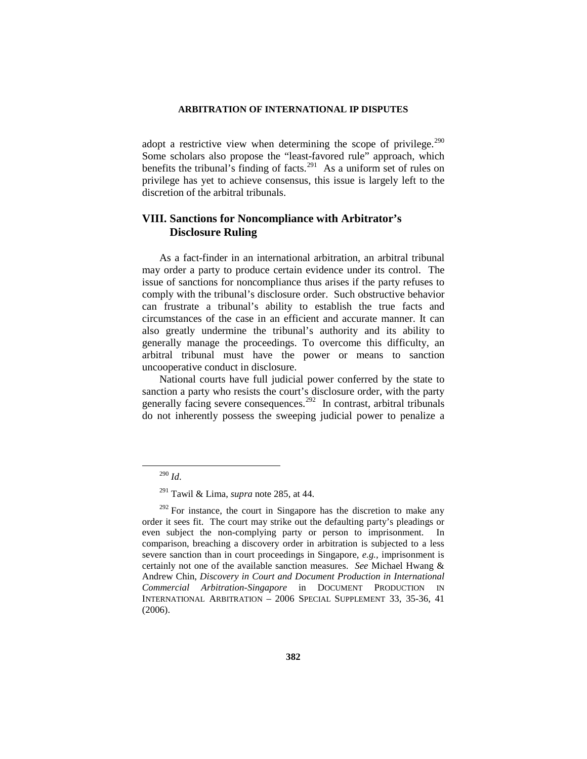adopt a restrictive view when determining the scope of privilege.[290] Some scholars also propose the "least-favored rule" approach, which benefits the tribunal's finding of facts.[291] As a uniform set of rules on privilege has yet to achieve consensus, this issue is largely left to the discretion of the arbitral tribunals.

## VIII. Sanctions for Noncompliance with Arbitrator's Disclosure Ruling

As a fact-finder in an international arbitration, an arbitral tribunal may order a party to produce certain evidence under its control. The issue of sanctions for noncompliance thus arises if the party refuses to comply with the tribunal's disclosure order. Such obstructive behavior can frustrate a tribunal's ability to establish the true facts and circumstances of the case in an efficient and accurate manner. It can also greatly undermine the tribunal's authority and its ability to generally manage the proceedings. To overcome this difficulty, an arbitral tribunal must have the power or means to sanction uncooperative conduct in disclosure.

National courts have full judicial power conferred by the state to sanction a party who resists the court's disclosure order, with the party generally facing severe consequences.[292] In contrast, arbitral tribunals do not inherently possess the sweeping judicial power to penalize a

---

[290] *Id*.

[291] Tawil & Lima, *supra* note 285, at 44.

[292] For instance, the court in Singapore has the discretion to make any order it sees fit. The court may strike out the defaulting party's pleadings or even subject the non-complying party or person to imprisonment. In comparison, breaching a discovery order in arbitration is subjected to a less severe sanction than in court proceedings in Singapore, *e.g.*, imprisonment is certainly not one of the available sanction measures. *See* Michael Hwang & Andrew Chin, *Discovery in Court and Document Production in International Commercial Arbitration-Singapore* in DOCUMENT PRODUCTION IN INTERNATIONAL ARBITRATION – 2006 SPECIAL SUPPLEMENT 33, 35-36, 41 (2006).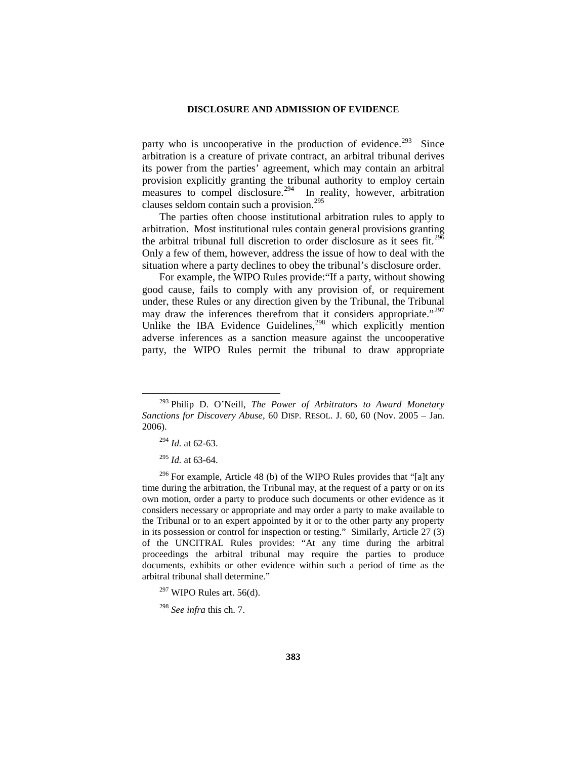party who is uncooperative in the production of evidence.[293] Since arbitration is a creature of private contract, an arbitral tribunal derives its power from the parties' agreement, which may contain an arbitral provision explicitly granting the tribunal authority to employ certain measures to compel disclosure.[294] In reality, however, arbitration clauses seldom contain such a provision.[295]

The parties often choose institutional arbitration rules to apply to arbitration. Most institutional rules contain general provisions granting the arbitral tribunal full discretion to order disclosure as it sees fit.[296] Only a few of them, however, address the issue of how to deal with the situation where a party declines to obey the tribunal's disclosure order.

For example, the WIPO Rules provide:"If a party, without showing good cause, fails to comply with any provision of, or requirement under, these Rules or any direction given by the Tribunal, the Tribunal may draw the inferences therefrom that it considers appropriate."[297] Unlike the IBA Evidence Guidelines,[298] which explicitly mention adverse inferences as a sanction measure against the uncooperative party, the WIPO Rules permit the tribunal to draw appropriate

---

[293] Philip D. O'Neill, *The Power of Arbitrators to Award Monetary Sanctions for Discovery Abuse*, 60 DISP. RESOL. J. 60, 60 (Nov. 2005 – Jan. 2006).

[294] *Id.* at 62-63.

[295] *Id.* at 63-64.

[296] For example, Article 48 (b) of the WIPO Rules provides that "[a]t any time during the arbitration, the Tribunal may, at the request of a party or on its own motion, order a party to produce such documents or other evidence as it considers necessary or appropriate and may order a party to make available to the Tribunal or to an expert appointed by it or to the other party any property in its possession or control for inspection or testing." Similarly, Article 27 (3) of the UNCITRAL Rules provides: "At any time during the arbitral proceedings the arbitral tribunal may require the parties to produce documents, exhibits or other evidence within such a period of time as the arbitral tribunal shall determine."

[297] WIPO Rules art. 56(d).

[298] *See infra* this ch. 7.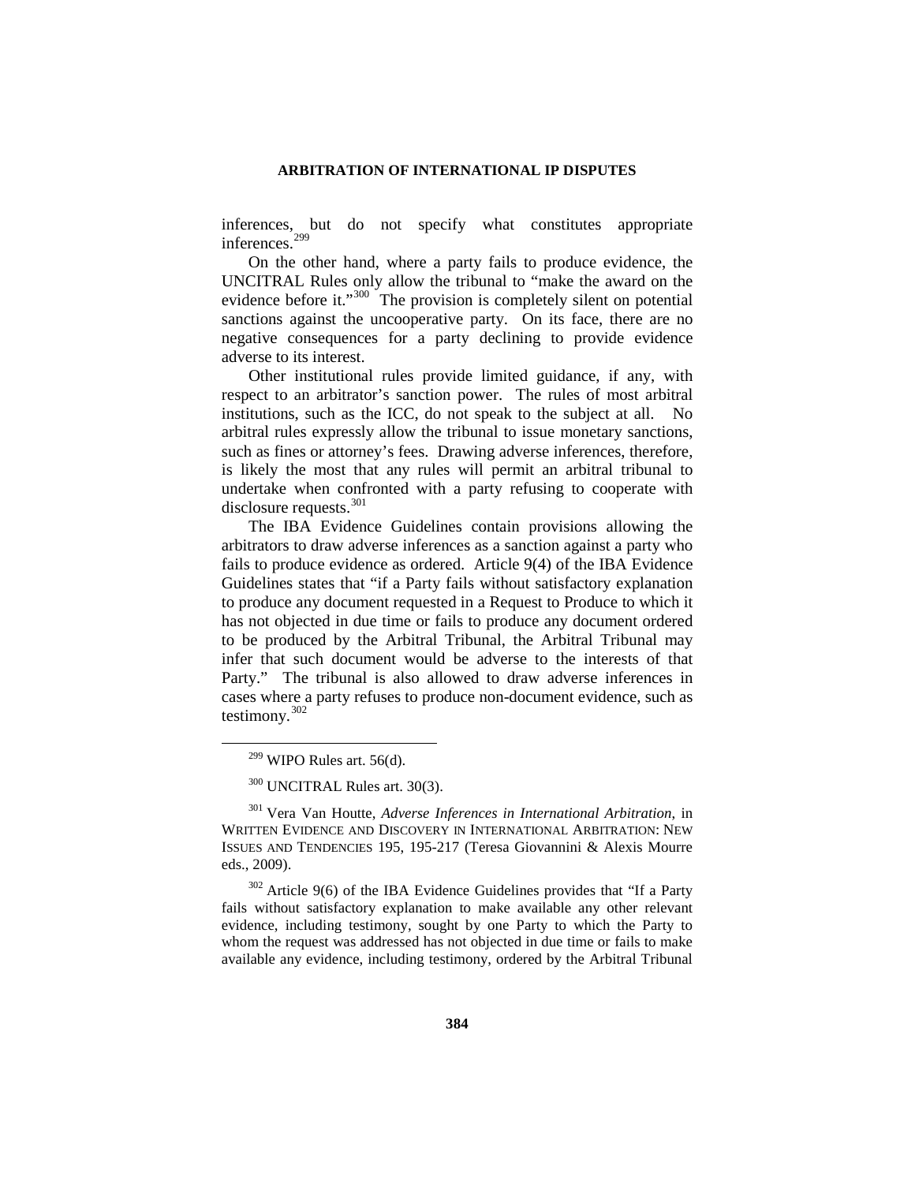inferences, but do not specify what constitutes appropriate inferences.[299]

On the other hand, where a party fails to produce evidence, the UNCITRAL Rules only allow the tribunal to "make the award on the evidence before it."[300] The provision is completely silent on potential sanctions against the uncooperative party. On its face, there are no negative consequences for a party declining to provide evidence adverse to its interest.

Other institutional rules provide limited guidance, if any, with respect to an arbitrator's sanction power. The rules of most arbitral institutions, such as the ICC, do not speak to the subject at all. No arbitral rules expressly allow the tribunal to issue monetary sanctions, such as fines or attorney's fees. Drawing adverse inferences, therefore, is likely the most that any rules will permit an arbitral tribunal to undertake when confronted with a party refusing to cooperate with disclosure requests.[301]

The IBA Evidence Guidelines contain provisions allowing the arbitrators to draw adverse inferences as a sanction against a party who fails to produce evidence as ordered. Article 9(4) of the IBA Evidence Guidelines states that "if a Party fails without satisfactory explanation to produce any document requested in a Request to Produce to which it has not objected in due time or fails to produce any document ordered to be produced by the Arbitral Tribunal, the Arbitral Tribunal may infer that such document would be adverse to the interests of that Party." The tribunal is also allowed to draw adverse inferences in cases where a party refuses to produce non-document evidence, such as testimony.[302]

---

[299] WIPO Rules art. 56(d).

[300] UNCITRAL Rules art. 30(3).

[301] Vera Van Houtte, *Adverse Inferences in International Arbitration*, in WRITTEN EVIDENCE AND DISCOVERY IN INTERNATIONAL ARBITRATION: NEW ISSUES AND TENDENCIES 195, 195-217 (Teresa Giovannini & Alexis Mourre eds., 2009).

[302] Article 9(6) of the IBA Evidence Guidelines provides that "If a Party fails without satisfactory explanation to make available any other relevant evidence, including testimony, sought by one Party to which the Party to whom the request was addressed has not objected in due time or fails to make available any evidence, including testimony, ordered by the Arbitral Tribunal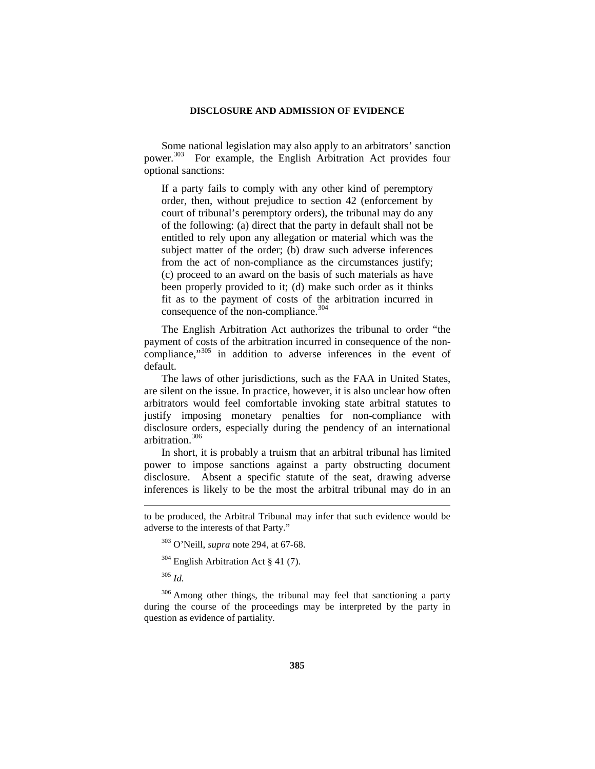Some national legislation may also apply to an arbitrators' sanction power.[303] For example, the English Arbitration Act provides four optional sanctions:

> If a party fails to comply with any other kind of peremptory order, then, without prejudice to section 42 (enforcement by court of tribunal's peremptory orders), the tribunal may do any of the following: (a) direct that the party in default shall not be entitled to rely upon any allegation or material which was the subject matter of the order; (b) draw such adverse inferences from the act of non-compliance as the circumstances justify; (c) proceed to an award on the basis of such materials as have been properly provided to it; (d) make such order as it thinks fit as to the payment of costs of the arbitration incurred in consequence of the non-compliance.[304]

The English Arbitration Act authorizes the tribunal to order "the payment of costs of the arbitration incurred in consequence of the non-compliance,"[305] in addition to adverse inferences in the event of default.

The laws of other jurisdictions, such as the FAA in United States, are silent on the issue. In practice, however, it is also unclear how often arbitrators would feel comfortable invoking state arbitral statutes to justify imposing monetary penalties for non-compliance with disclosure orders, especially during the pendency of an international arbitration.[306]

In short, it is probably a truism that an arbitral tribunal has limited power to impose sanctions against a party obstructing document disclosure. Absent a specific statute of the seat, drawing adverse inferences is likely to be the most the arbitral tribunal may do in an

---

to be produced, the Arbitral Tribunal may infer that such evidence would be adverse to the interests of that Party."

[303] O'Neill, *supra* note 294, at 67-68.

[304] English Arbitration Act § 41 (7).

[305] *Id.*

[306] Among other things, the tribunal may feel that sanctioning a party during the course of the proceedings may be interpreted by the party in question as evidence of partiality.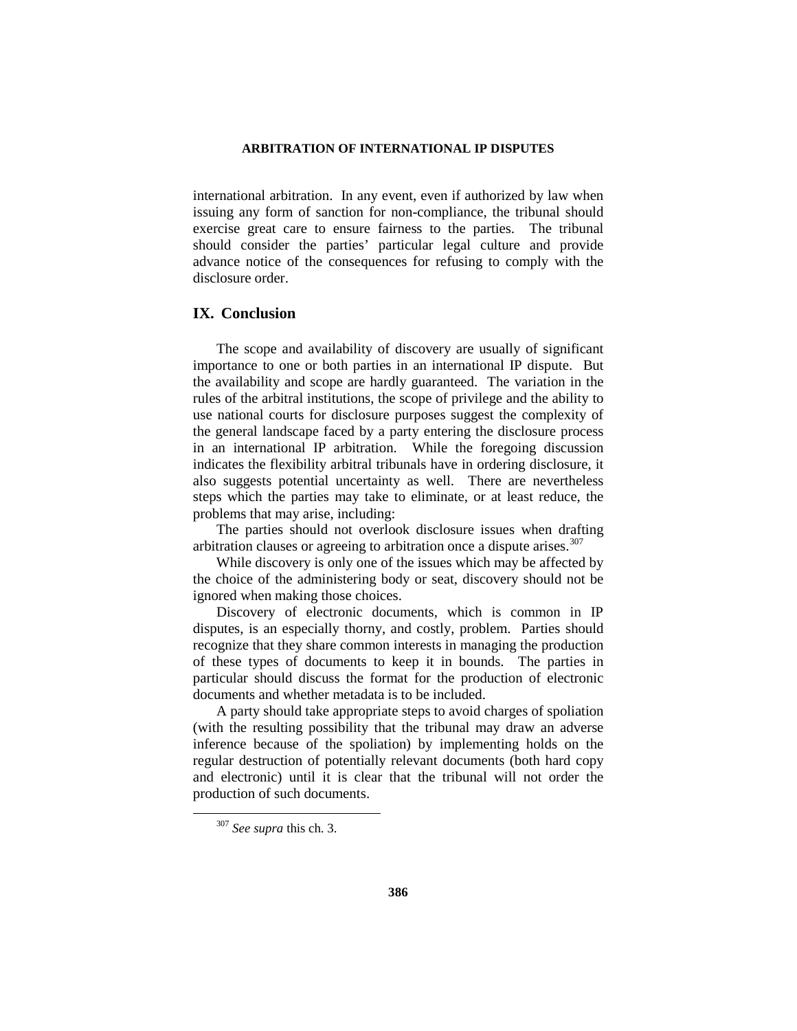international arbitration. In any event, even if authorized by law when issuing any form of sanction for non-compliance, the tribunal should exercise great care to ensure fairness to the parties. The tribunal should consider the parties' particular legal culture and provide advance notice of the consequences for refusing to comply with the disclosure order.

## IX. Conclusion

The scope and availability of discovery are usually of significant importance to one or both parties in an international IP dispute. But the availability and scope are hardly guaranteed. The variation in the rules of the arbitral institutions, the scope of privilege and the ability to use national courts for disclosure purposes suggest the complexity of the general landscape faced by a party entering the disclosure process in an international IP arbitration. While the foregoing discussion indicates the flexibility arbitral tribunals have in ordering disclosure, it also suggests potential uncertainty as well. There are nevertheless steps which the parties may take to eliminate, or at least reduce, the problems that may arise, including:

The parties should not overlook disclosure issues when drafting arbitration clauses or agreeing to arbitration once a dispute arises.[307]

While discovery is only one of the issues which may be affected by the choice of the administering body or seat, discovery should not be ignored when making those choices.

Discovery of electronic documents, which is common in IP disputes, is an especially thorny, and costly, problem. Parties should recognize that they share common interests in managing the production of these types of documents to keep it in bounds. The parties in particular should discuss the format for the production of electronic documents and whether metadata is to be included.

A party should take appropriate steps to avoid charges of spoliation (with the resulting possibility that the tribunal may draw an adverse inference because of the spoliation) by implementing holds on the regular destruction of potentially relevant documents (both hard copy and electronic) until it is clear that the tribunal will not order the production of such documents.

---

[307] *See supra* this ch. 3.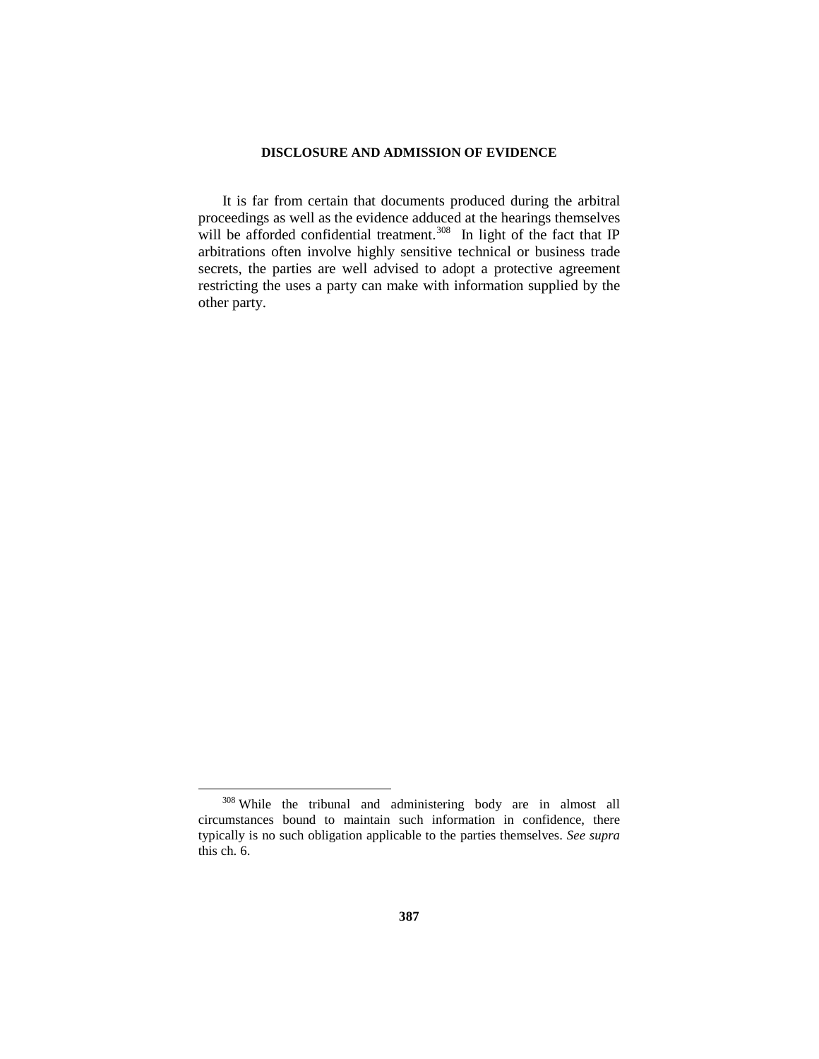It is far from certain that documents produced during the arbitral proceedings as well as the evidence adduced at the hearings themselves will be afforded confidential treatment.[308] In light of the fact that IP arbitrations often involve highly sensitive technical or business trade secrets, the parties are well advised to adopt a protective agreement restricting the uses a party can make with information supplied by the other party.

---

[308] While the tribunal and administering body are in almost all circumstances bound to maintain such information in confidence, there typically is no such obligation applicable to the parties themselves. *See supra* this ch. 6.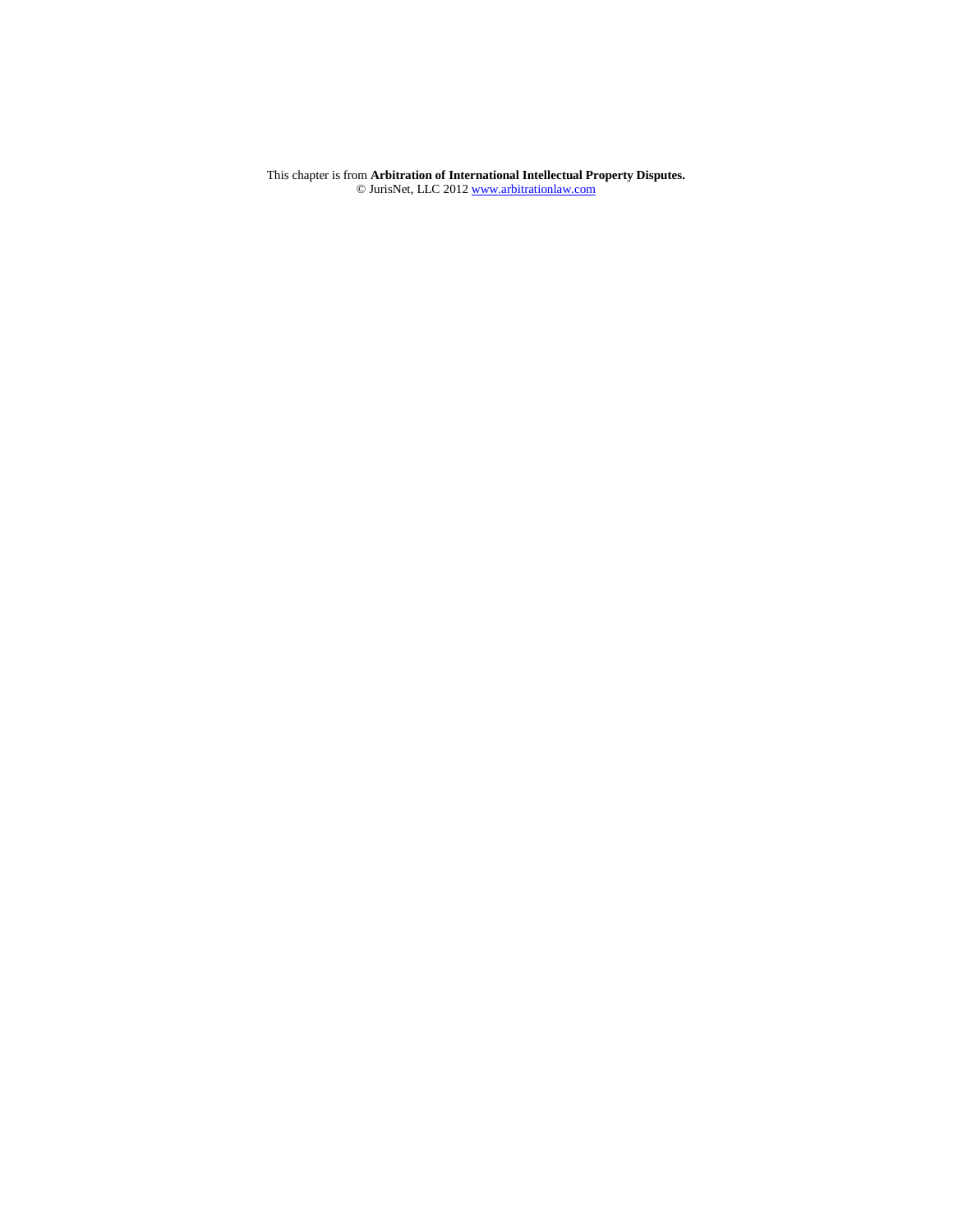This chapter is from **Arbitration of International Intellectual Property Disputes.**
© JurisNet, LLC 2012 [www.arbitrationlaw.com](http://www.arbitrationlaw.com)